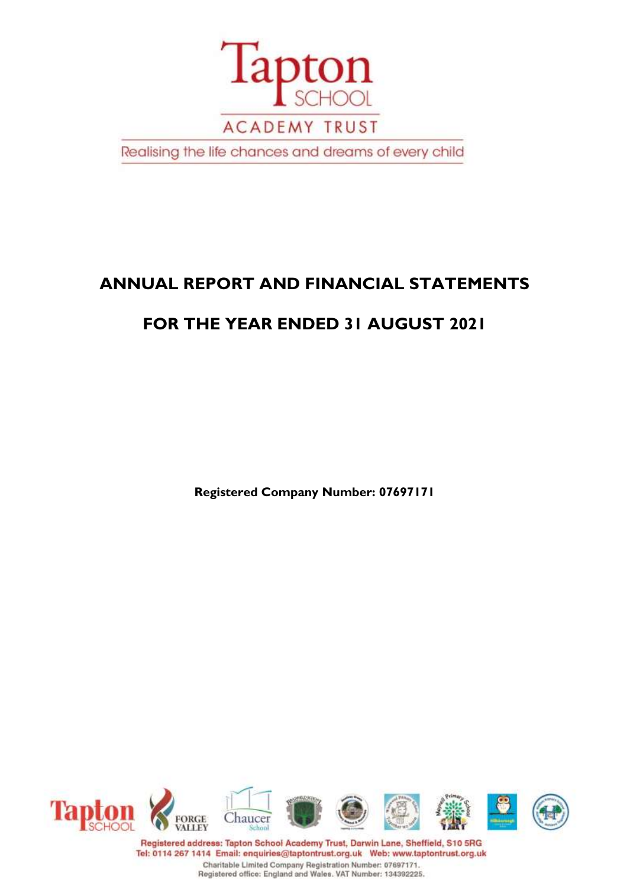Tapton SCHOOL

ACADEMY TRUST

Realising the life chances and dreams of every child

# ANNUAL REPORT AND FINANCIAL STATEMENTS

# FOR THE YEAR ENDED 31 AUGUST 2021

**Registered Company Number: 07697171**

Registered address: Tapton School Academy Trust, Darwin Lane, Sheffield, S10 5RG
Tel: 0114 267 1414 Email: enquiries@taptontrust.org.uk Web: www.taptontrust.org.uk
Charitable Limited Company Registration Number: 07697171.
Registered office: England and Wales. VAT Number: 134392225.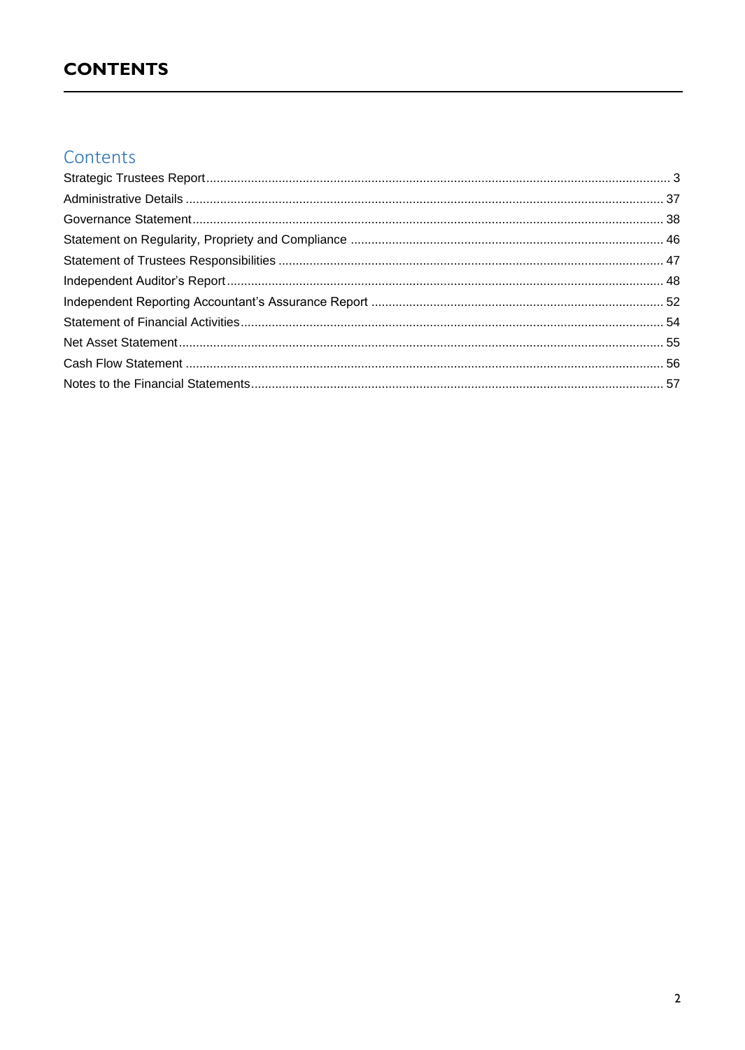# CONTENTS

## Contents

- Strategic Trustees Report ..... 3
- Administrative Details ..... 37
- Governance Statement ..... 38
- Statement on Regularity, Propriety and Compliance ..... 46
- Statement of Trustees Responsibilities ..... 47
- Independent Auditor's Report ..... 48
- Independent Reporting Accountant's Assurance Report ..... 52
- Statement of Financial Activities ..... 54
- Net Asset Statement ..... 55
- Cash Flow Statement ..... 56
- Notes to the Financial Statements ..... 57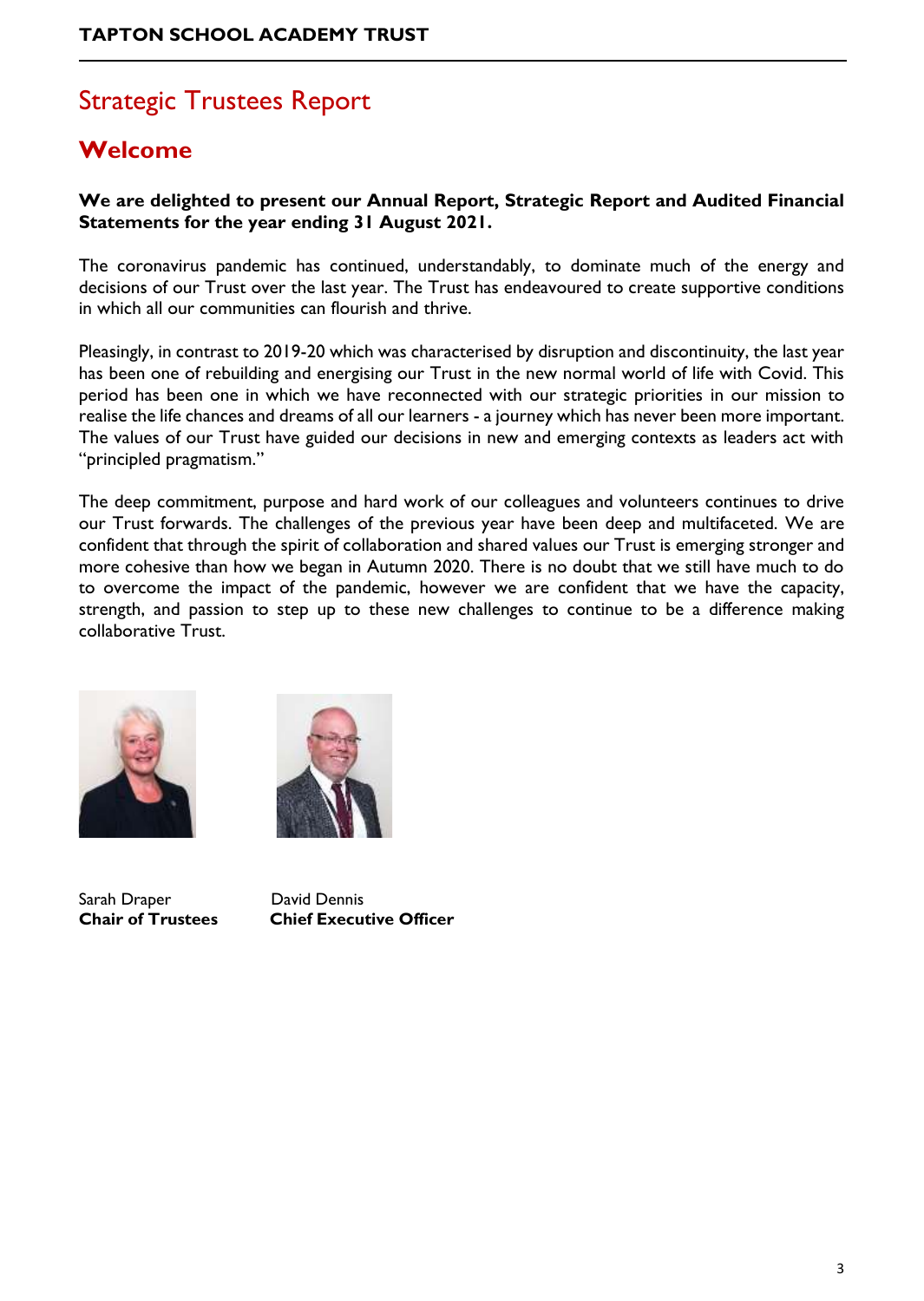# Strategic Trustees Report

## Welcome

**We are delighted to present our Annual Report, Strategic Report and Audited Financial Statements for the year ending 31 August 2021.**

The coronavirus pandemic has continued, understandably, to dominate much of the energy and decisions of our Trust over the last year. The Trust has endeavoured to create supportive conditions in which all our communities can flourish and thrive.

Pleasingly, in contrast to 2019-20 which was characterised by disruption and discontinuity, the last year has been one of rebuilding and energising our Trust in the new normal world of life with Covid. This period has been one in which we have reconnected with our strategic priorities in our mission to realise the life chances and dreams of all our learners - a journey which has never been more important. The values of our Trust have guided our decisions in new and emerging contexts as leaders act with "principled pragmatism."

The deep commitment, purpose and hard work of our colleagues and volunteers continues to drive our Trust forwards. The challenges of the previous year have been deep and multifaceted. We are confident that through the spirit of collaboration and shared values our Trust is emerging stronger and more cohesive than how we began in Autumn 2020. There is no doubt that we still have much to do to overcome the impact of the pandemic, however we are confident that we have the capacity, strength, and passion to step up to these new challenges to continue to be a difference making collaborative Trust.

Sarah Draper
**Chair of Trustees**

David Dennis
**Chief Executive Officer**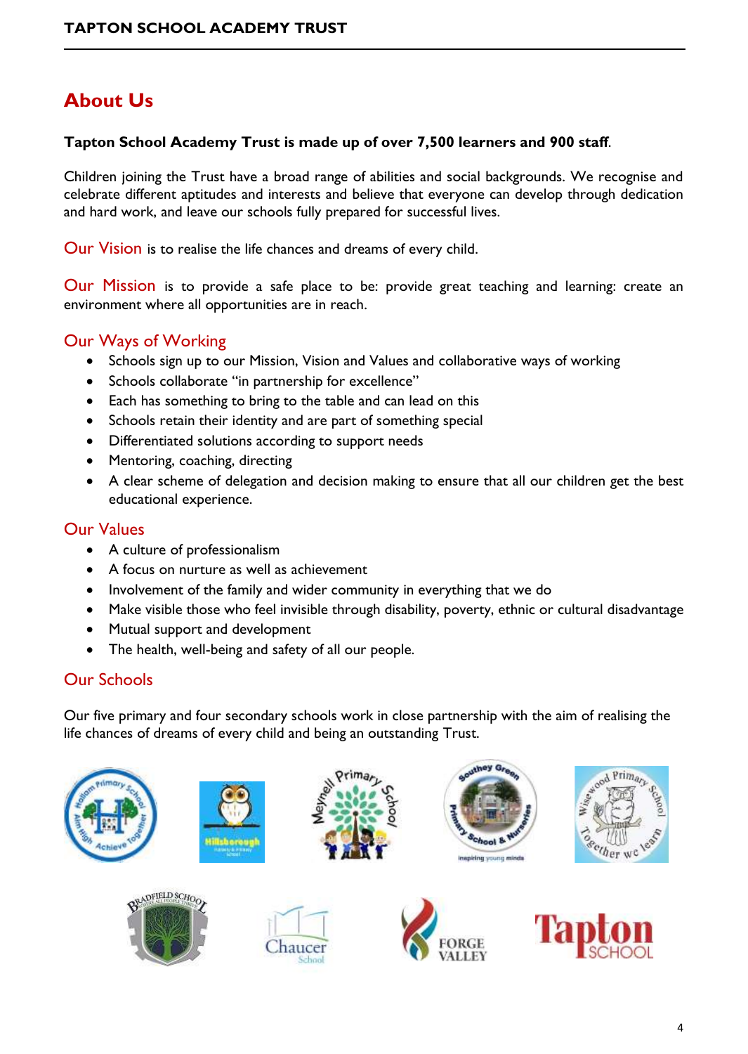## About Us

**Tapton School Academy Trust is made up of over 7,500 learners and 900 staff**.

Children joining the Trust have a broad range of abilities and social backgrounds. We recognise and celebrate different aptitudes and interests and believe that everyone can develop through dedication and hard work, and leave our schools fully prepared for successful lives.

Our Vision is to realise the life chances and dreams of every child.

Our Mission is to provide a safe place to be: provide great teaching and learning: create an environment where all opportunities are in reach.

### Our Ways of Working

- Schools sign up to our Mission, Vision and Values and collaborative ways of working
- Schools collaborate "in partnership for excellence"
- Each has something to bring to the table and can lead on this
- Schools retain their identity and are part of something special
- Differentiated solutions according to support needs
- Mentoring, coaching, directing
- A clear scheme of delegation and decision making to ensure that all our children get the best educational experience.

### Our Values

- A culture of professionalism
- A focus on nurture as well as achievement
- Involvement of the family and wider community in everything that we do
- Make visible those who feel invisible through disability, poverty, ethnic or cultural disadvantage
- Mutual support and development
- The health, well-being and safety of all our people.

### Our Schools

Our five primary and four secondary schools work in close partnership with the aim of realising the life chances of dreams of every child and being an outstanding Trust.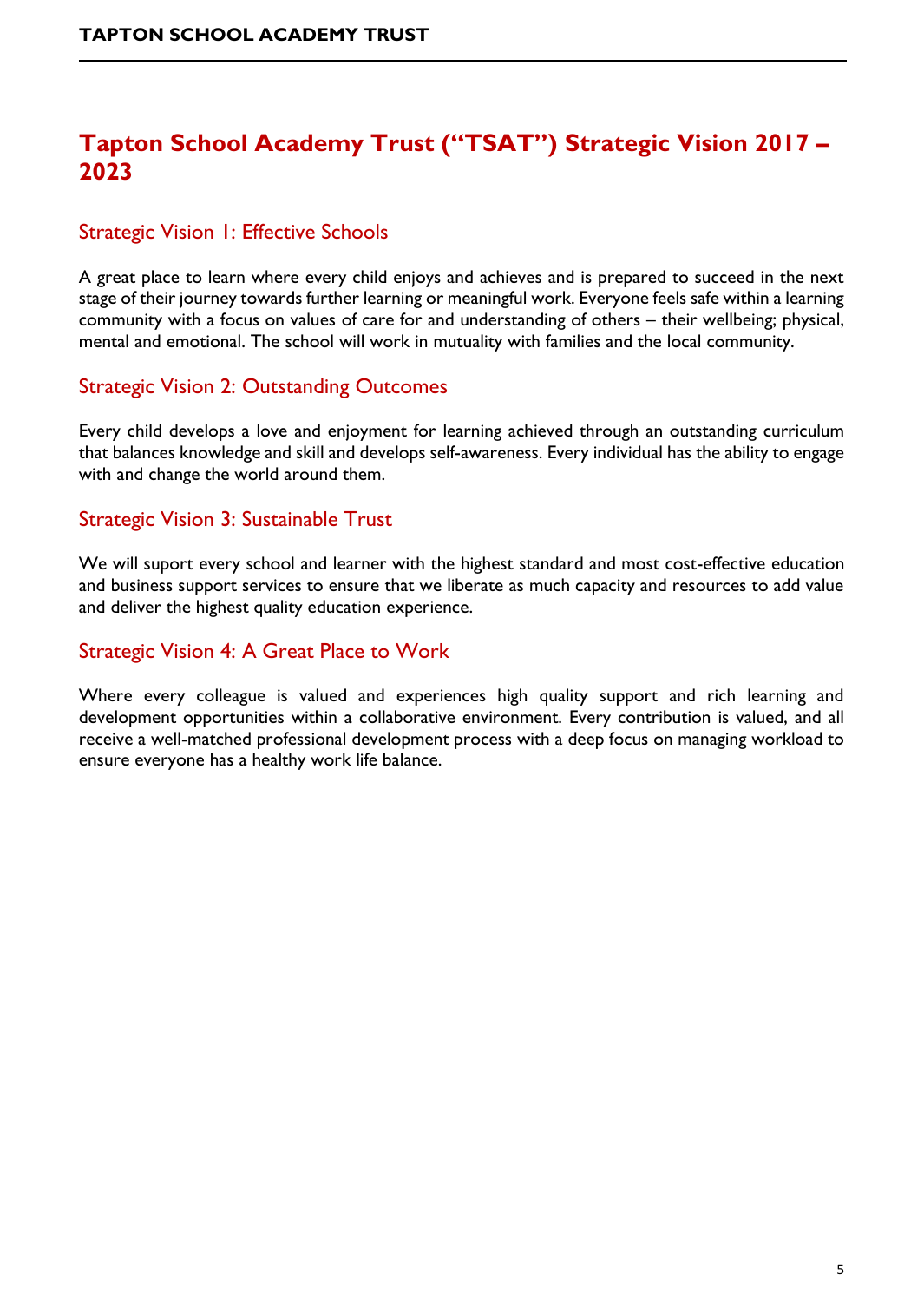# Tapton School Academy Trust ("TSAT") Strategic Vision 2017 – 2023

## Strategic Vision 1: Effective Schools

A great place to learn where every child enjoys and achieves and is prepared to succeed in the next stage of their journey towards further learning or meaningful work. Everyone feels safe within a learning community with a focus on values of care for and understanding of others – their wellbeing; physical, mental and emotional. The school will work in mutuality with families and the local community.

## Strategic Vision 2: Outstanding Outcomes

Every child develops a love and enjoyment for learning achieved through an outstanding curriculum that balances knowledge and skill and develops self-awareness. Every individual has the ability to engage with and change the world around them.

## Strategic Vision 3: Sustainable Trust

We will suport every school and learner with the highest standard and most cost-effective education and business support services to ensure that we liberate as much capacity and resources to add value and deliver the highest quality education experience.

## Strategic Vision 4: A Great Place to Work

Where every colleague is valued and experiences high quality support and rich learning and development opportunities within a collaborative environment. Every contribution is valued, and all receive a well-matched professional development process with a deep focus on managing workload to ensure everyone has a healthy work life balance.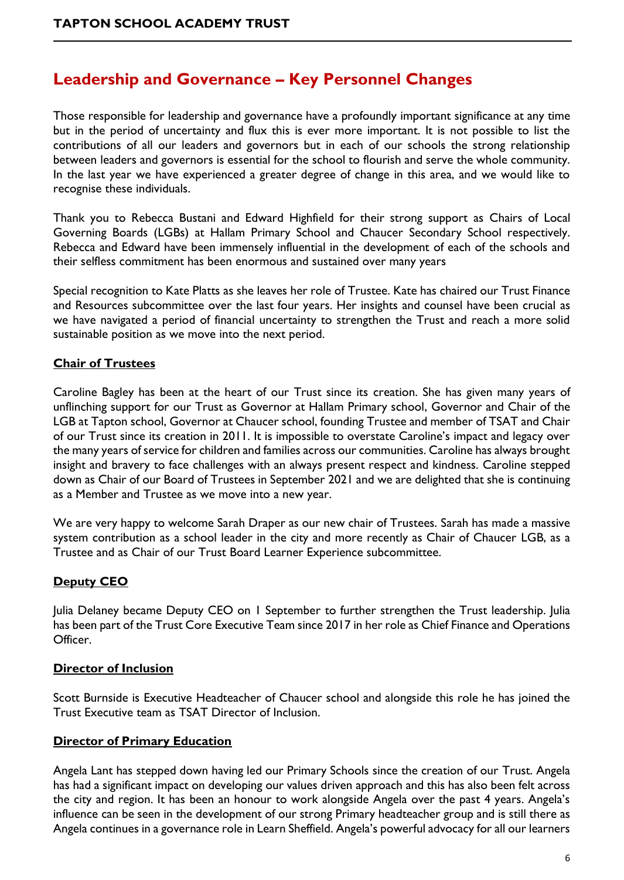## Leadership and Governance – Key Personnel Changes

Those responsible for leadership and governance have a profoundly important significance at any time but in the period of uncertainty and flux this is ever more important. It is not possible to list the contributions of all our leaders and governors but in each of our schools the strong relationship between leaders and governors is essential for the school to flourish and serve the whole community. In the last year we have experienced a greater degree of change in this area, and we would like to recognise these individuals.

Thank you to Rebecca Bustani and Edward Highfield for their strong support as Chairs of Local Governing Boards (LGBs) at Hallam Primary School and Chaucer Secondary School respectively. Rebecca and Edward have been immensely influential in the development of each of the schools and their selfless commitment has been enormous and sustained over many years

Special recognition to Kate Platts as she leaves her role of Trustee. Kate has chaired our Trust Finance and Resources subcommittee over the last four years. Her insights and counsel have been crucial as we have navigated a period of financial uncertainty to strengthen the Trust and reach a more solid sustainable position as we move into the next period.

**Chair of Trustees**

Caroline Bagley has been at the heart of our Trust since its creation. She has given many years of unflinching support for our Trust as Governor at Hallam Primary school, Governor and Chair of the LGB at Tapton school, Governor at Chaucer school, founding Trustee and member of TSAT and Chair of our Trust since its creation in 2011. It is impossible to overstate Caroline's impact and legacy over the many years of service for children and families across our communities. Caroline has always brought insight and bravery to face challenges with an always present respect and kindness. Caroline stepped down as Chair of our Board of Trustees in September 2021 and we are delighted that she is continuing as a Member and Trustee as we move into a new year.

We are very happy to welcome Sarah Draper as our new chair of Trustees. Sarah has made a massive system contribution as a school leader in the city and more recently as Chair of Chaucer LGB, as a Trustee and as Chair of our Trust Board Learner Experience subcommittee.

**Deputy CEO**

Julia Delaney became Deputy CEO on 1 September to further strengthen the Trust leadership. Julia has been part of the Trust Core Executive Team since 2017 in her role as Chief Finance and Operations Officer.

**Director of Inclusion**

Scott Burnside is Executive Headteacher of Chaucer school and alongside this role he has joined the Trust Executive team as TSAT Director of Inclusion.

**Director of Primary Education**

Angela Lant has stepped down having led our Primary Schools since the creation of our Trust. Angela has had a significant impact on developing our values driven approach and this has also been felt across the city and region. It has been an honour to work alongside Angela over the past 4 years. Angela's influence can be seen in the development of our strong Primary headteacher group and is still there as Angela continues in a governance role in Learn Sheffield. Angela's powerful advocacy for all our learners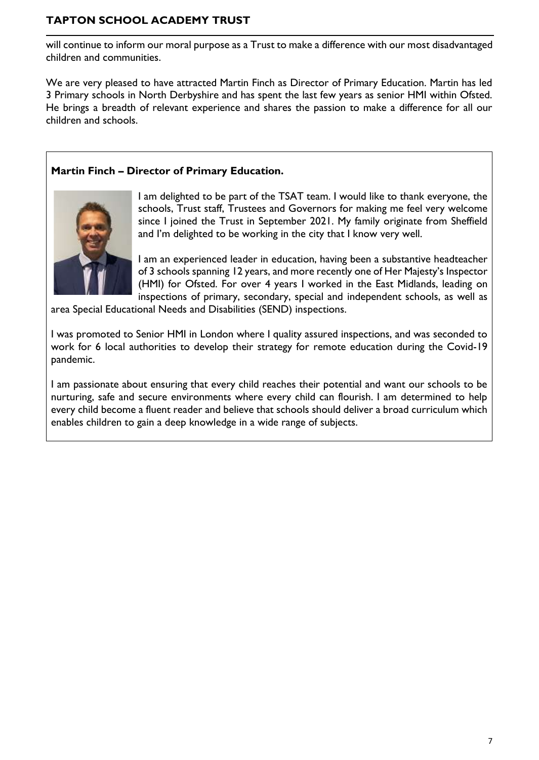will continue to inform our moral purpose as a Trust to make a difference with our most disadvantaged children and communities.

We are very pleased to have attracted Martin Finch as Director of Primary Education. Martin has led 3 Primary schools in North Derbyshire and has spent the last few years as senior HMI within Ofsted. He brings a breadth of relevant experience and shares the passion to make a difference for all our children and schools.

**Martin Finch – Director of Primary Education.**

I am delighted to be part of the TSAT team. I would like to thank everyone, the schools, Trust staff, Trustees and Governors for making me feel very welcome since I joined the Trust in September 2021. My family originate from Sheffield and I'm delighted to be working in the city that I know very well.

I am an experienced leader in education, having been a substantive headteacher of 3 schools spanning 12 years, and more recently one of Her Majesty's Inspector (HMI) for Ofsted. For over 4 years I worked in the East Midlands, leading on inspections of primary, secondary, special and independent schools, as well as area Special Educational Needs and Disabilities (SEND) inspections.

I was promoted to Senior HMI in London where I quality assured inspections, and was seconded to work for 6 local authorities to develop their strategy for remote education during the Covid-19 pandemic.

I am passionate about ensuring that every child reaches their potential and want our schools to be nurturing, safe and secure environments where every child can flourish. I am determined to help every child become a fluent reader and believe that schools should deliver a broad curriculum which enables children to gain a deep knowledge in a wide range of subjects.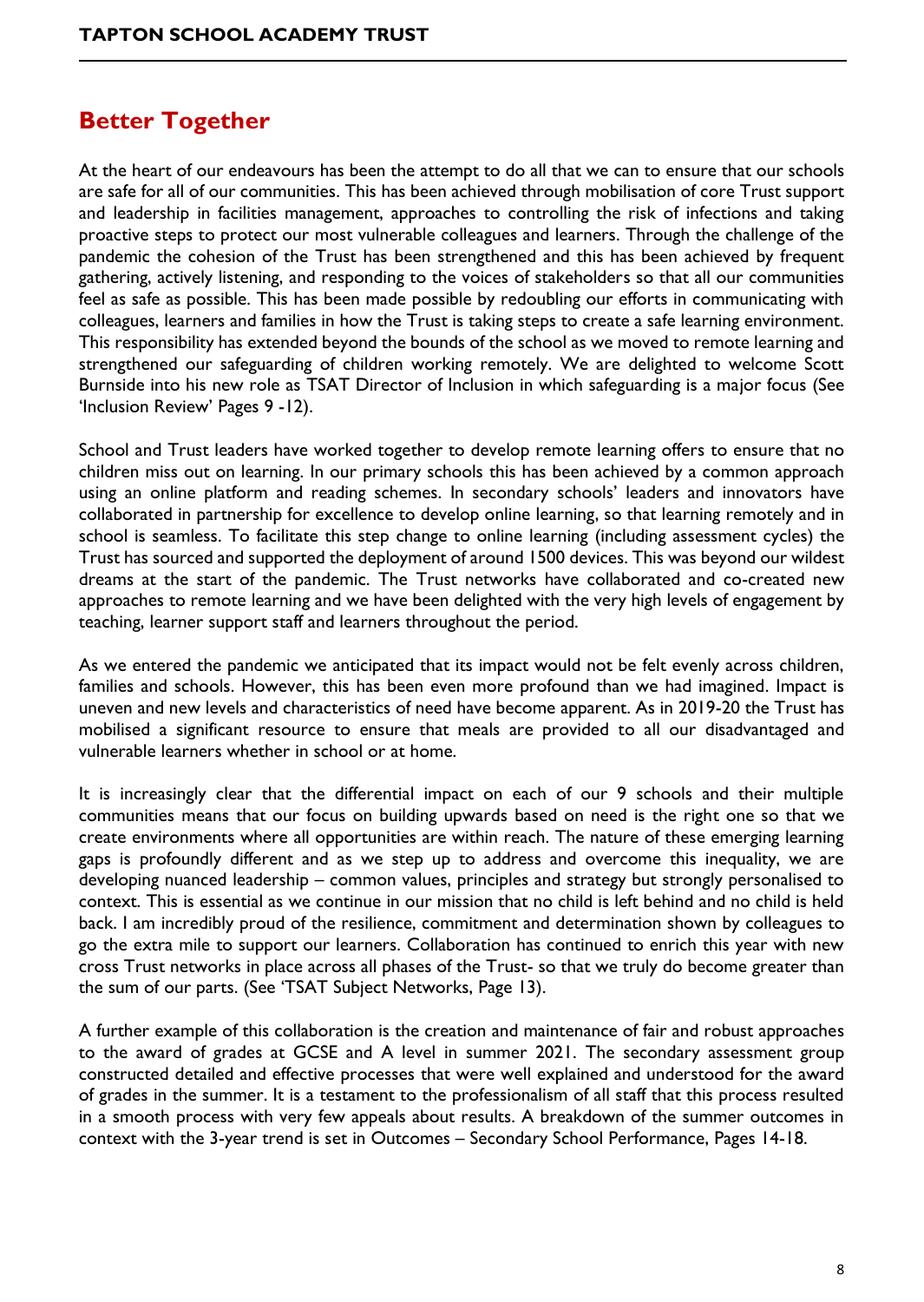## Better Together

At the heart of our endeavours has been the attempt to do all that we can to ensure that our schools are safe for all of our communities. This has been achieved through mobilisation of core Trust support and leadership in facilities management, approaches to controlling the risk of infections and taking proactive steps to protect our most vulnerable colleagues and learners. Through the challenge of the pandemic the cohesion of the Trust has been strengthened and this has been achieved by frequent gathering, actively listening, and responding to the voices of stakeholders so that all our communities feel as safe as possible. This has been made possible by redoubling our efforts in communicating with colleagues, learners and families in how the Trust is taking steps to create a safe learning environment. This responsibility has extended beyond the bounds of the school as we moved to remote learning and strengthened our safeguarding of children working remotely. We are delighted to welcome Scott Burnside into his new role as TSAT Director of Inclusion in which safeguarding is a major focus (See 'Inclusion Review' Pages 9 -12).

School and Trust leaders have worked together to develop remote learning offers to ensure that no children miss out on learning. In our primary schools this has been achieved by a common approach using an online platform and reading schemes. In secondary schools' leaders and innovators have collaborated in partnership for excellence to develop online learning, so that learning remotely and in school is seamless. To facilitate this step change to online learning (including assessment cycles) the Trust has sourced and supported the deployment of around 1500 devices. This was beyond our wildest dreams at the start of the pandemic. The Trust networks have collaborated and co-created new approaches to remote learning and we have been delighted with the very high levels of engagement by teaching, learner support staff and learners throughout the period.

As we entered the pandemic we anticipated that its impact would not be felt evenly across children, families and schools. However, this has been even more profound than we had imagined. Impact is uneven and new levels and characteristics of need have become apparent. As in 2019-20 the Trust has mobilised a significant resource to ensure that meals are provided to all our disadvantaged and vulnerable learners whether in school or at home.

It is increasingly clear that the differential impact on each of our 9 schools and their multiple communities means that our focus on building upwards based on need is the right one so that we create environments where all opportunities are within reach. The nature of these emerging learning gaps is profoundly different and as we step up to address and overcome this inequality, we are developing nuanced leadership – common values, principles and strategy but strongly personalised to context. This is essential as we continue in our mission that no child is left behind and no child is held back. I am incredibly proud of the resilience, commitment and determination shown by colleagues to go the extra mile to support our learners. Collaboration has continued to enrich this year with new cross Trust networks in place across all phases of the Trust- so that we truly do become greater than the sum of our parts. (See 'TSAT Subject Networks, Page 13).

A further example of this collaboration is the creation and maintenance of fair and robust approaches to the award of grades at GCSE and A level in summer 2021. The secondary assessment group constructed detailed and effective processes that were well explained and understood for the award of grades in the summer. It is a testament to the professionalism of all staff that this process resulted in a smooth process with very few appeals about results. A breakdown of the summer outcomes in context with the 3-year trend is set in Outcomes – Secondary School Performance, Pages 14-18.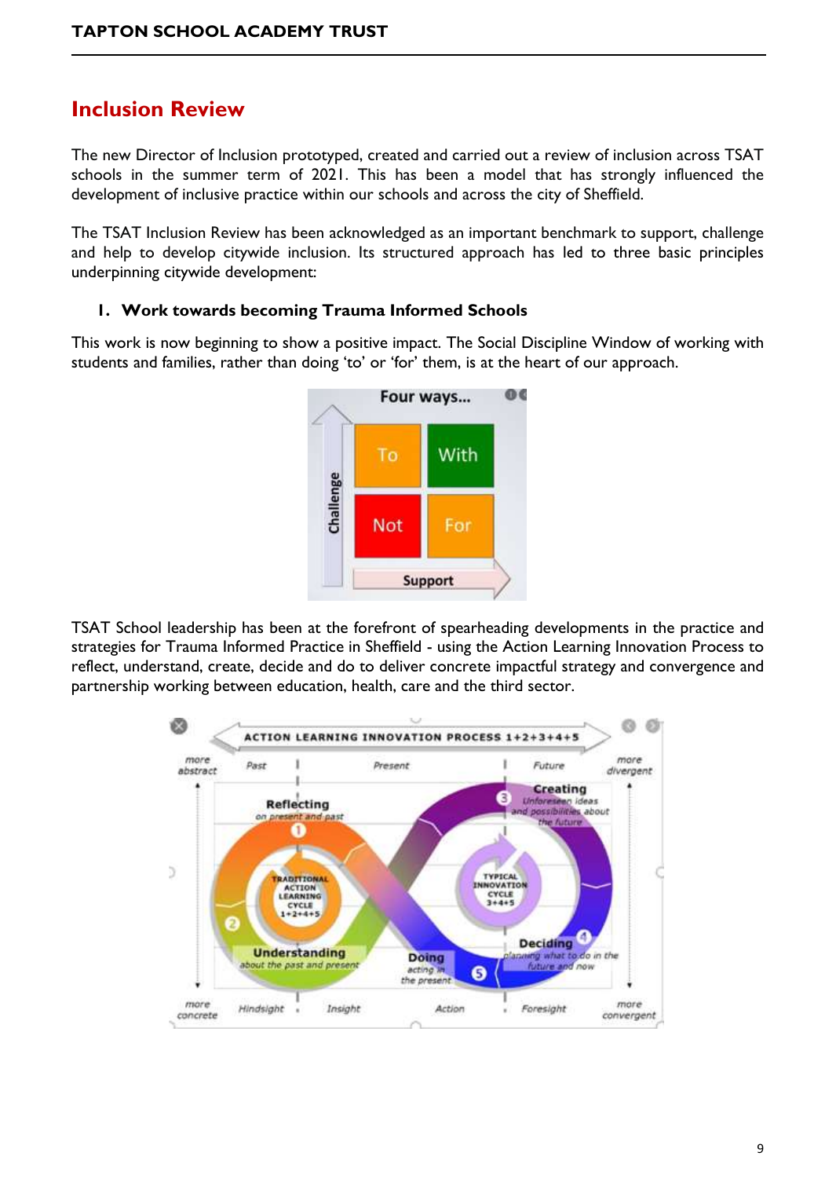## Inclusion Review

The new Director of Inclusion prototyped, created and carried out a review of inclusion across TSAT schools in the summer term of 2021. This has been a model that has strongly influenced the development of inclusive practice within our schools and across the city of Sheffield.

The TSAT Inclusion Review has been acknowledged as an important benchmark to support, challenge and help to develop citywide inclusion. Its structured approach has led to three basic principles underpinning citywide development:

### 1. Work towards becoming Trauma Informed Schools

This work is now beginning to show a positive impact. The Social Discipline Window of working with students and families, rather than doing 'to' or 'for' them, is at the heart of our approach.

TSAT School leadership has been at the forefront of spearheading developments in the practice and strategies for Trauma Informed Practice in Sheffield - using the Action Learning Innovation Process to reflect, understand, create, decide and do to deliver concrete impactful strategy and convergence and partnership working between education, health, care and the third sector.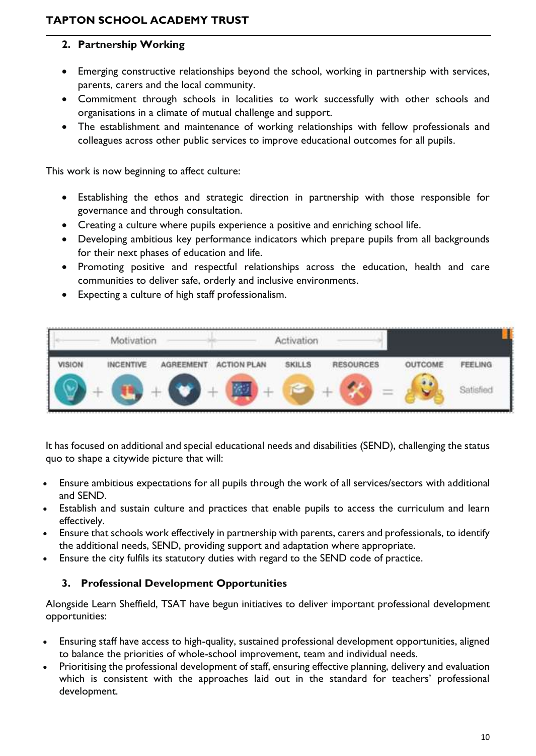## 2. Partnership Working

- Emerging constructive relationships beyond the school, working in partnership with services, parents, carers and the local community.
- Commitment through schools in localities to work successfully with other schools and organisations in a climate of mutual challenge and support.
- The establishment and maintenance of working relationships with fellow professionals and colleagues across other public services to improve educational outcomes for all pupils.

This work is now beginning to affect culture:

- Establishing the ethos and strategic direction in partnership with those responsible for governance and through consultation.
- Creating a culture where pupils experience a positive and enriching school life.
- Developing ambitious key performance indicators which prepare pupils from all backgrounds for their next phases of education and life.
- Promoting positive and respectful relationships across the education, health and care communities to deliver safe, orderly and inclusive environments.
- Expecting a culture of high staff professionalism.

| Motivation | | | Activation | | | | |
|---|---|---|---|---|---|---|---|
| VISION | INCENTIVE | AGREEMENT | ACTION PLAN | SKILLS | RESOURCES | OUTCOME | FEELING |
| + | + | + | + | + | = | | Satisfied |

It has focused on additional and special educational needs and disabilities (SEND), challenging the status quo to shape a citywide picture that will:

- Ensure ambitious expectations for all pupils through the work of all services/sectors with additional and SEND.
- Establish and sustain culture and practices that enable pupils to access the curriculum and learn effectively.
- Ensure that schools work effectively in partnership with parents, carers and professionals, to identify the additional needs, SEND, providing support and adaptation where appropriate.
- Ensure the city fulfils its statutory duties with regard to the SEND code of practice.

## 3. Professional Development Opportunities

Alongside Learn Sheffield, TSAT have begun initiatives to deliver important professional development opportunities:

- Ensuring staff have access to high-quality, sustained professional development opportunities, aligned to balance the priorities of whole-school improvement, team and individual needs.
- Prioritising the professional development of staff, ensuring effective planning, delivery and evaluation which is consistent with the approaches laid out in the standard for teachers' professional development.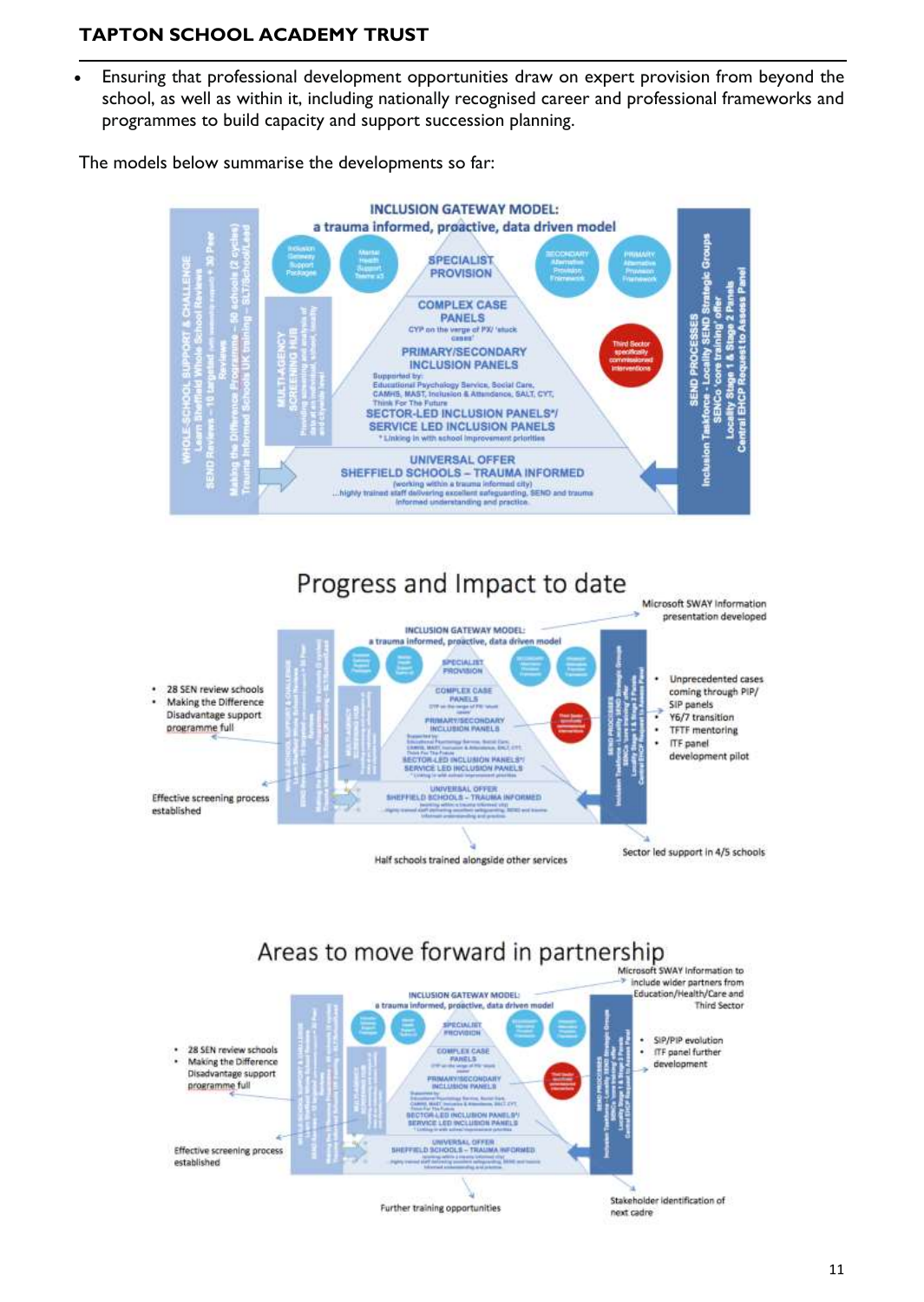- Ensuring that professional development opportunities draw on expert provision from beyond the school, as well as within it, including nationally recognised career and professional frameworks and programmes to build capacity and support succession planning.

The models below summarise the developments so far:

**INCLUSION GATEWAY MODEL: a trauma informed, proactive, data driven model**

- WHOLE-SCHOOL SUPPORT & CHALLENGE: Learn Sheffield Whole School Reviews; SEND Reviews – 10 targeted (with intensive support) + 30 Peer Reviews; Making the Difference Programme – 50 schools (2 cycles); Trauma Informed Schools UK training – SLT/School/Lead
- MULTI-AGENCY SCREENING HUB: Providing unifying and analysis of data at an individual, school, locality and citywide level
- Inclusion Gateway Support Packages
- Mental Health Support Teams x3
- SPECIALIST PROVISION
- SECONDARY Alternative Provision Framework
- PRIMARY Alternative Provision Framework
- COMPLEX CASE PANELS: CYP on the verge of PX/ 'stuck cases'
- PRIMARY/SECONDARY INCLUSION PANELS: Supported by: Educational Psychology Service, Social Care, CAMHS, MAST, Inclusion & Attendance, SALT, CYT, Think For The Future
- Third Sector specifically commissioned interventions
- SECTOR-LED INCLUSION PANELS*/ SERVICE LED INCLUSION PANELS: * Linking in with school improvement priorities
- UNIVERSAL OFFER: SHEFFIELD SCHOOLS – TRAUMA INFORMED (working within a trauma informed city) ...highly trained staff delivering excellent safeguarding, SEND and trauma informed understanding and practice.
- SEND PROCESSES: Inclusion Taskforce - Locality SEND Strategic Groups; SENCo 'core training' offer; Locality Stage 1 & Stage 2 Panels; Central EHCP Request to Assess Panel

## Progress and Impact to date

- 28 SEN review schools
- Making the Difference Disadvantage support programme full

Effective screening process established

Half schools trained alongside other services

Sector led support in 4/5 schools

Microsoft SWAY information presentation developed

- Unprecedented cases coming through PIP/ SIP panels
- Y6/7 transition
- TFTF mentoring
- ITF panel development pilot

## Areas to move forward in partnership

- 28 SEN review schools
- Making the Difference Disadvantage support programme full

Effective screening process established

Further training opportunities

Stakeholder identification of next cadre

Microsoft SWAY information to include wider partners from Education/Health/Care and Third Sector

- SIP/PIP evolution
- ITF panel further development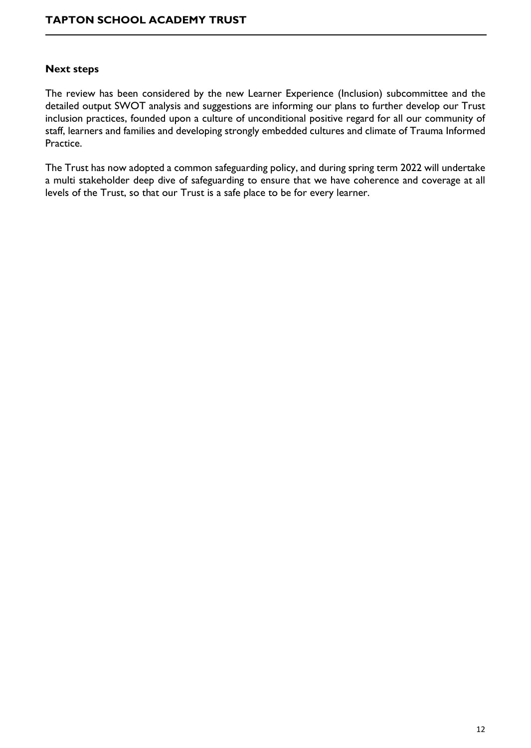**Next steps**

The review has been considered by the new Learner Experience (Inclusion) subcommittee and the detailed output SWOT analysis and suggestions are informing our plans to further develop our Trust inclusion practices, founded upon a culture of unconditional positive regard for all our community of staff, learners and families and developing strongly embedded cultures and climate of Trauma Informed Practice.

The Trust has now adopted a common safeguarding policy, and during spring term 2022 will undertake a multi stakeholder deep dive of safeguarding to ensure that we have coherence and coverage at all levels of the Trust, so that our Trust is a safe place to be for every learner.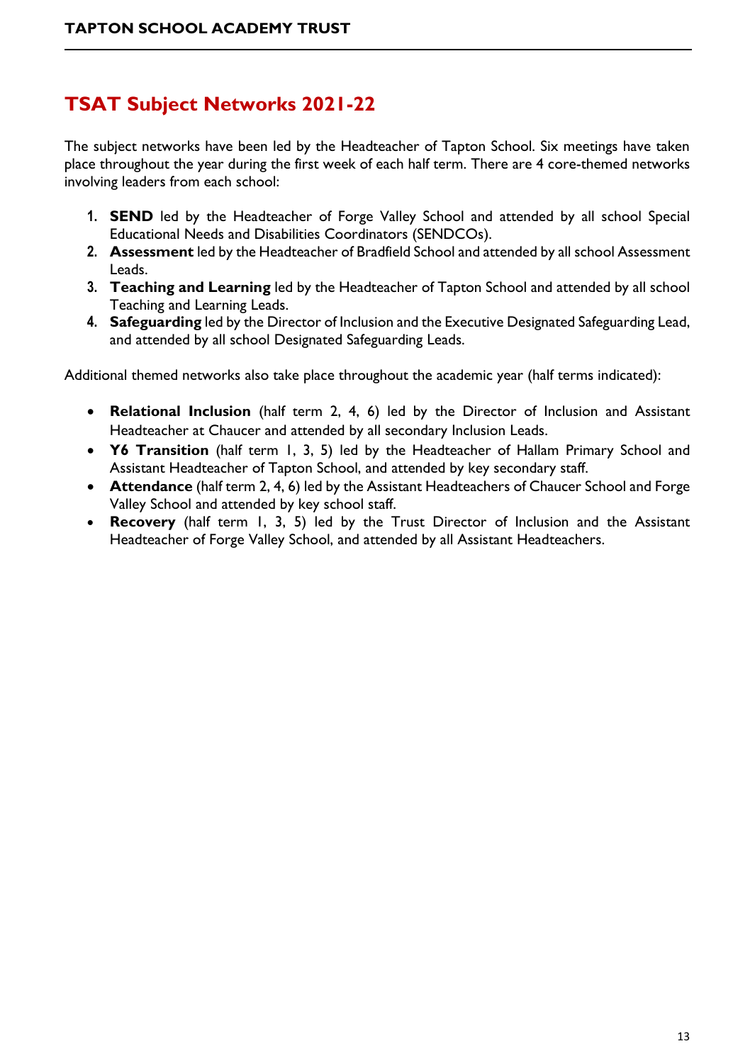## TSAT Subject Networks 2021-22

The subject networks have been led by the Headteacher of Tapton School. Six meetings have taken place throughout the year during the first week of each half term. There are 4 core-themed networks involving leaders from each school:

1. **SEND** led by the Headteacher of Forge Valley School and attended by all school Special Educational Needs and Disabilities Coordinators (SENDCOs).
2. **Assessment** led by the Headteacher of Bradfield School and attended by all school Assessment Leads.
3. **Teaching and Learning** led by the Headteacher of Tapton School and attended by all school Teaching and Learning Leads.
4. **Safeguarding** led by the Director of Inclusion and the Executive Designated Safeguarding Lead, and attended by all school Designated Safeguarding Leads.

Additional themed networks also take place throughout the academic year (half terms indicated):

- **Relational Inclusion** (half term 2, 4, 6) led by the Director of Inclusion and Assistant Headteacher at Chaucer and attended by all secondary Inclusion Leads.
- **Y6 Transition** (half term 1, 3, 5) led by the Headteacher of Hallam Primary School and Assistant Headteacher of Tapton School, and attended by key secondary staff.
- **Attendance** (half term 2, 4, 6) led by the Assistant Headteachers of Chaucer School and Forge Valley School and attended by key school staff.
- **Recovery** (half term 1, 3, 5) led by the Trust Director of Inclusion and the Assistant Headteacher of Forge Valley School, and attended by all Assistant Headteachers.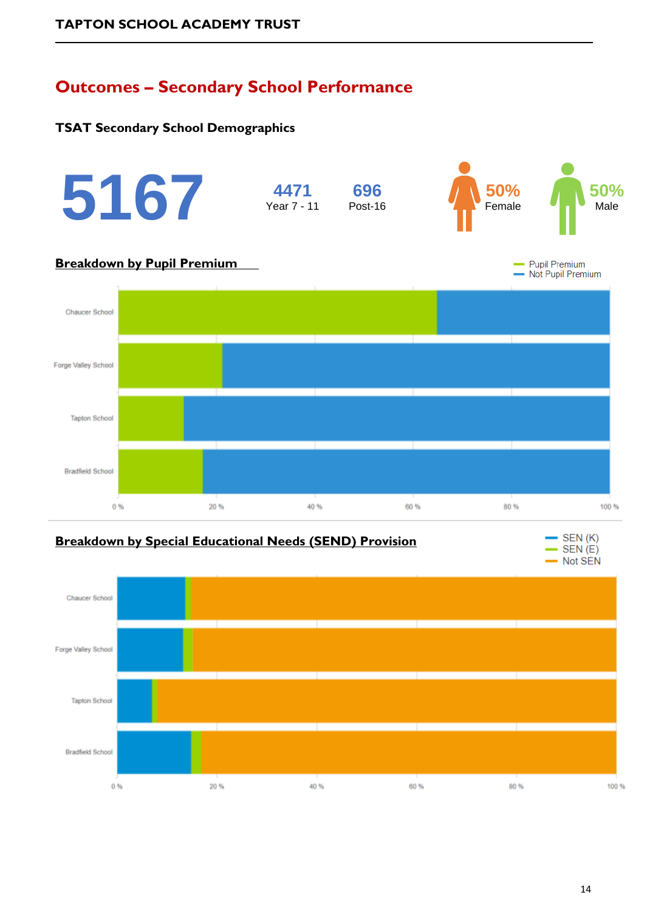## Outcomes – Secondary School Performance

### TSAT Secondary School Demographics

**5167**

**4471** Year 7 - 11

**696** Post-16

**50%** Female

**50%** Male

### Breakdown by Pupil Premium

Pupil Premium
Not Pupil Premium

Chaucer School
Forge Valley School
Tapton School
Bradfield School

0 % 20 % 40 % 60 % 80 % 100 %

### Breakdown by Special Educational Needs (SEND) Provision

SEN (K)
SEN (E)
Not SEN

Chaucer School
Forge Valley School
Tapton School
Bradfield School

0 % 20 % 40 % 60 % 80 % 100 %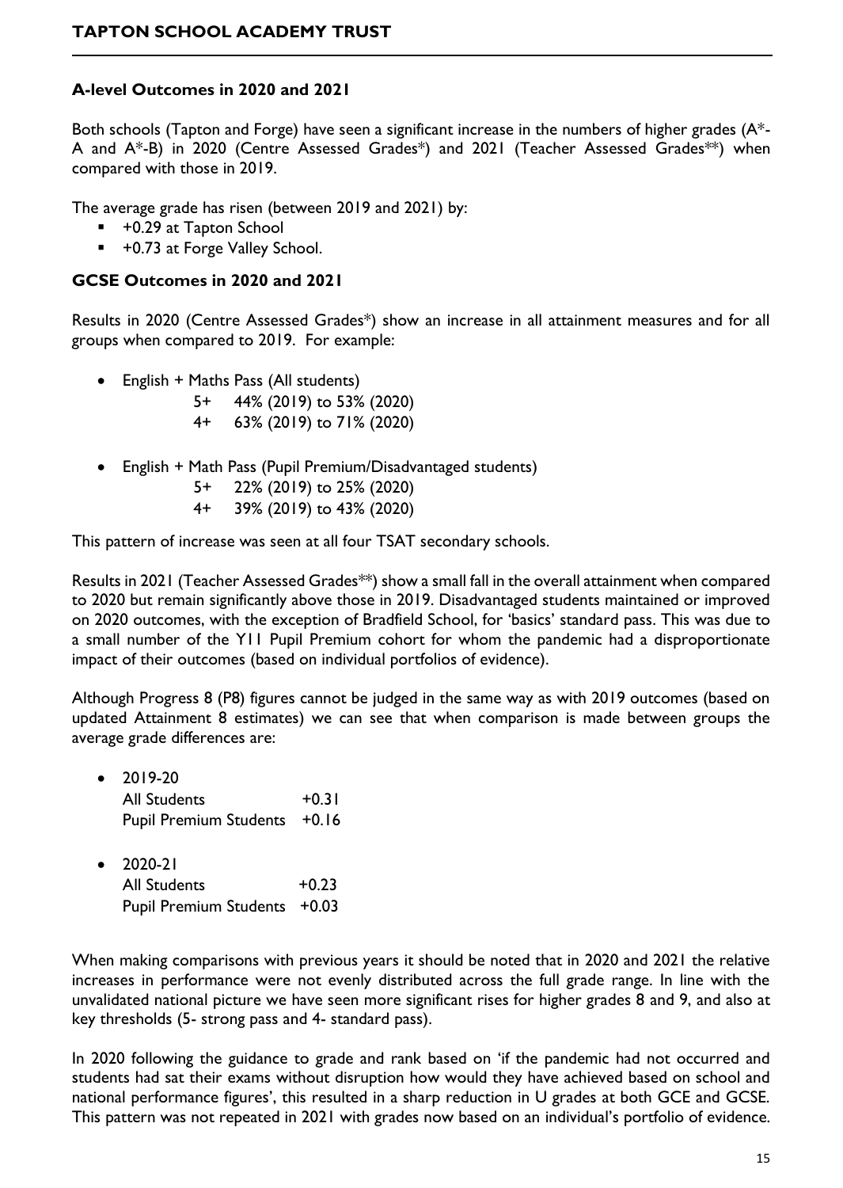### A-level Outcomes in 2020 and 2021

Both schools (Tapton and Forge) have seen a significant increase in the numbers of higher grades (A*-A and A*-B) in 2020 (Centre Assessed Grades*) and 2021 (Teacher Assessed Grades**) when compared with those in 2019.

The average grade has risen (between 2019 and 2021) by:

- +0.29 at Tapton School
- +0.73 at Forge Valley School.

### GCSE Outcomes in 2020 and 2021

Results in 2020 (Centre Assessed Grades*) show an increase in all attainment measures and for all groups when compared to 2019. For example:

- English + Maths Pass (All students)
  - 5+ 44% (2019) to 53% (2020)
  - 4+ 63% (2019) to 71% (2020)

- English + Math Pass (Pupil Premium/Disadvantaged students)
  - 5+ 22% (2019) to 25% (2020)
  - 4+ 39% (2019) to 43% (2020)

This pattern of increase was seen at all four TSAT secondary schools.

Results in 2021 (Teacher Assessed Grades**) show a small fall in the overall attainment when compared to 2020 but remain significantly above those in 2019. Disadvantaged students maintained or improved on 2020 outcomes, with the exception of Bradfield School, for 'basics' standard pass. This was due to a small number of the Y11 Pupil Premium cohort for whom the pandemic had a disproportionate impact of their outcomes (based on individual portfolios of evidence).

Although Progress 8 (P8) figures cannot be judged in the same way as with 2019 outcomes (based on updated Attainment 8 estimates) we can see that when comparison is made between groups the average grade differences are:

- 2019-20
  - All Students +0.31
  - Pupil Premium Students +0.16

- 2020-21
  - All Students +0.23
  - Pupil Premium Students +0.03

When making comparisons with previous years it should be noted that in 2020 and 2021 the relative increases in performance were not evenly distributed across the full grade range. In line with the unvalidated national picture we have seen more significant rises for higher grades 8 and 9, and also at key thresholds (5- strong pass and 4- standard pass).

In 2020 following the guidance to grade and rank based on 'if the pandemic had not occurred and students had sat their exams without disruption how would they have achieved based on school and national performance figures', this resulted in a sharp reduction in U grades at both GCE and GCSE. This pattern was not repeated in 2021 with grades now based on an individual's portfolio of evidence.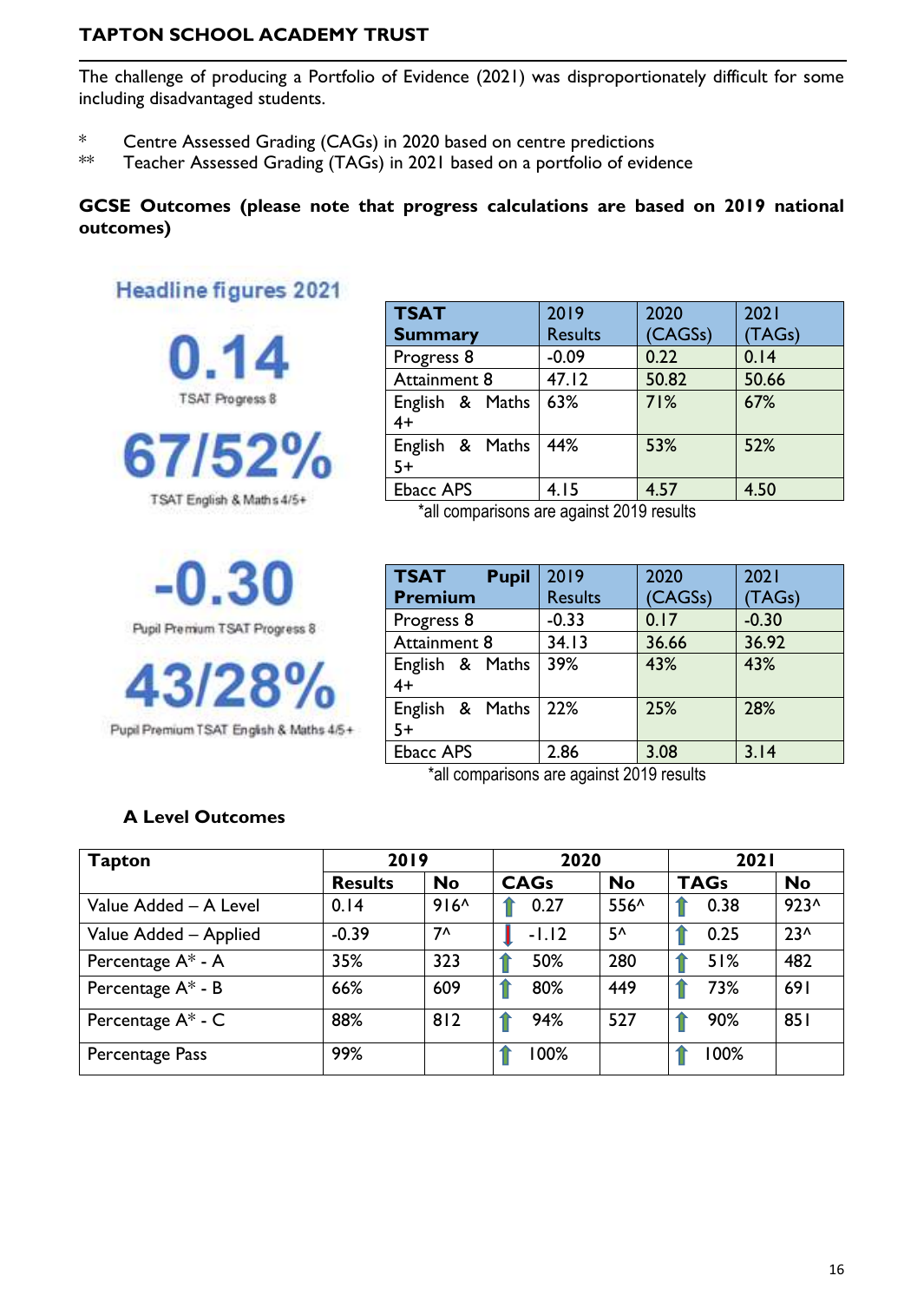**TAPTON SCHOOL ACADEMY TRUST**

The challenge of producing a Portfolio of Evidence (2021) was disproportionately difficult for some including disadvantaged students.

\* Centre Assessed Grading (CAGs) in 2020 based on centre predictions
\*\* Teacher Assessed Grading (TAGs) in 2021 based on a portfolio of evidence

**GCSE Outcomes (please note that progress calculations are based on 2019 national outcomes)**

**Headline figures 2021**

**0.14**
TSAT Progress 8

**67/52%**
TSAT English & Maths 4/5+

| TSAT Summary | 2019 Results | 2020 (CAGSs) | 2021 (TAGs) |
|---|---|---|---|
| Progress 8 | -0.09 | 0.22 | 0.14 |
| Attainment 8 | 47.12 | 50.82 | 50.66 |
| English & Maths 4+ | 63% | 71% | 67% |
| English & Maths 5+ | 44% | 53% | 52% |
| Ebacc APS | 4.15 | 4.57 | 4.50 |

\*all comparisons are against 2019 results

**-0.30**
Pupil Premium TSAT Progress 8

**43/28%**
Pupil Premium TSAT English & Maths 4/5+

| TSAT Pupil Premium | 2019 Results | 2020 (CAGSs) | 2021 (TAGs) |
|---|---|---|---|
| Progress 8 | -0.33 | 0.17 | -0.30 |
| Attainment 8 | 34.13 | 36.66 | 36.92 |
| English & Maths 4+ | 39% | 43% | 43% |
| English & Maths 5+ | 22% | 25% | 28% |
| Ebacc APS | 2.86 | 3.08 | 3.14 |

\*all comparisons are against 2019 results

**A Level Outcomes**

| Tapton | 2019 | | 2020 | | 2021 | |
|---|---|---|---|---|---|---|
| | **Results** | **No** | **CAGs** | **No** | **TAGs** | **No** |
| Value Added – A Level | 0.14 | 916^ | ↑ 0.27 | 556^ | ↑ 0.38 | 923^ |
| Value Added – Applied | -0.39 | 7^ | ↓ -1.12 | 5^ | ↑ 0.25 | 23^ |
| Percentage A* - A | 35% | 323 | ↑ 50% | 280 | ↑ 51% | 482 |
| Percentage A* - B | 66% | 609 | ↑ 80% | 449 | ↑ 73% | 691 |
| Percentage A* - C | 88% | 812 | ↑ 94% | 527 | ↑ 90% | 851 |
| Percentage Pass | 99% | | ↑ 100% | | ↑ 100% | |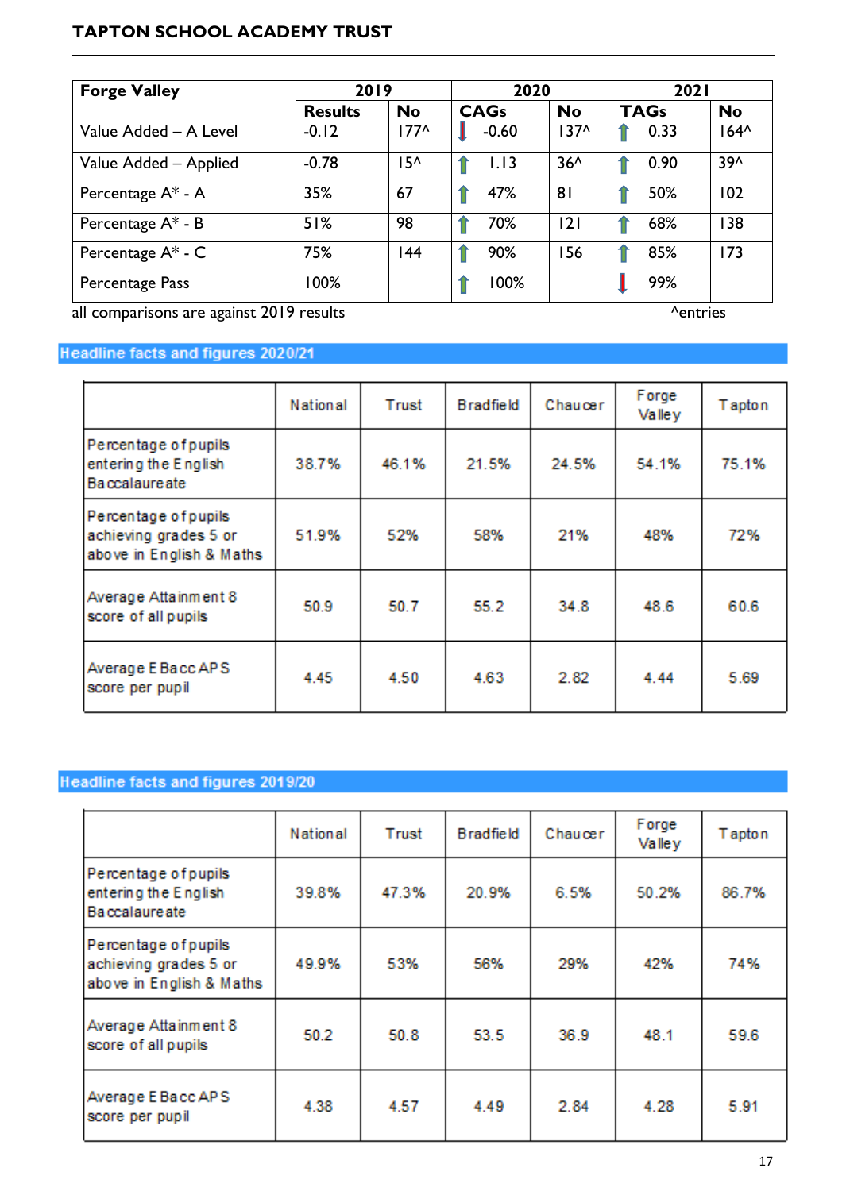**TAPTON SCHOOL ACADEMY TRUST**

| Forge Valley | 2019 | | 2020 | | 2021 | |
|---|---|---|---|---|---|---|
| | Results | No | CAGs | No | TAGs | No |
| Value Added – A Level | -0.12 | 177^ | ↓ -0.60 | 137^ | ↑ 0.33 | 164^ |
| Value Added – Applied | -0.78 | 15^ | ↑ 1.13 | 36^ | ↑ 0.90 | 39^ |
| Percentage A* - A | 35% | 67 | ↑ 47% | 81 | ↑ 50% | 102 |
| Percentage A* - B | 51% | 98 | ↑ 70% | 121 | ↑ 68% | 138 |
| Percentage A* - C | 75% | 144 | ↑ 90% | 156 | ↑ 85% | 173 |
| Percentage Pass | 100% | | ↑ 100% | | ↓ 99% | |

all comparisons are against 2019 results ^entries

## Headline facts and figures 2020/21

| | National | Trust | Bradfield | Chaucer | Forge Valley | Tapton |
|---|---|---|---|---|---|---|
| Percentage of pupils entering the English Baccalaureate | 38.7% | 46.1% | 21.5% | 24.5% | 54.1% | 75.1% |
| Percentage of pupils achieving grades 5 or above in English & Maths | 51.9% | 52% | 58% | 21% | 48% | 72% |
| Average Attainment 8 score of all pupils | 50.9 | 50.7 | 55.2 | 34.8 | 48.6 | 60.6 |
| Average EBacc APS score per pupil | 4.45 | 4.50 | 4.63 | 2.82 | 4.44 | 5.69 |

## Headline facts and figures 2019/20

| | National | Trust | Bradfield | Chaucer | Forge Valley | Tapton |
|---|---|---|---|---|---|---|
| Percentage of pupils entering the English Baccalaureate | 39.8% | 47.3% | 20.9% | 6.5% | 50.2% | 86.7% |
| Percentage of pupils achieving grades 5 or above in English & Maths | 49.9% | 53% | 56% | 29% | 42% | 74% |
| Average Attainment 8 score of all pupils | 50.2 | 50.8 | 53.5 | 36.9 | 48.1 | 59.6 |
| Average EBacc APS score per pupil | 4.38 | 4.57 | 4.49 | 2.84 | 4.28 | 5.91 |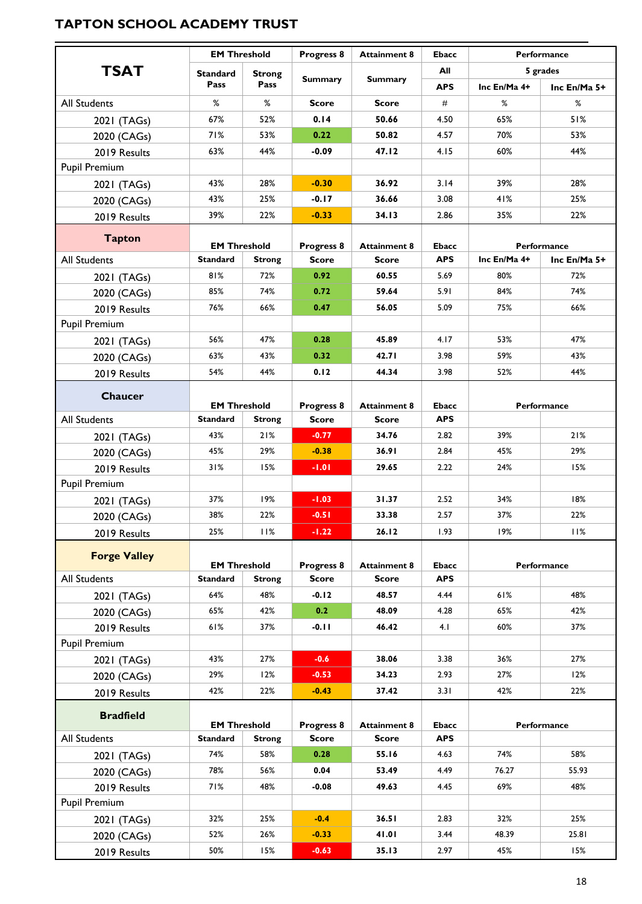## TAPTON SCHOOL ACADEMY TRUST

| TSAT | EM Threshold | | Progress 8 | Attainment 8 | Ebacc | Performance | |
|---|---|---|---|---|---|---|---|
| | Standard Pass | Strong Pass | Summary | Summary | All | 5 grades | |
| | | | | | APS | Inc En/Ma 4+ | Inc En/Ma 5+ |
| All Students | % | % | Score | Score | # | % | % |
| 2021 (TAGs) | 67% | 52% | 0.14 | 50.66 | 4.50 | 65% | 51% |
| 2020 (CAGs) | 71% | 53% | 0.22 | 50.82 | 4.57 | 70% | 53% |
| 2019 Results | 63% | 44% | -0.09 | 47.12 | 4.15 | 60% | 44% |
| Pupil Premium | | | | | | | |
| 2021 (TAGs) | 43% | 28% | -0.30 | 36.92 | 3.14 | 39% | 28% |
| 2020 (CAGs) | 43% | 25% | -0.17 | 36.66 | 3.08 | 41% | 25% |
| 2019 Results | 39% | 22% | -0.33 | 34.13 | 2.86 | 35% | 22% |

| Tapton | EM Threshold | | Progress 8 | Attainment 8 | Ebacc | Performance | |
|---|---|---|---|---|---|---|---|
| All Students | Standard | Strong | Score | Score | APS | Inc En/Ma 4+ | Inc En/Ma 5+ |
| 2021 (TAGs) | 81% | 72% | 0.92 | 60.55 | 5.69 | 80% | 72% |
| 2020 (CAGs) | 85% | 74% | 0.72 | 59.64 | 5.91 | 84% | 74% |
| 2019 Results | 76% | 66% | 0.47 | 56.05 | 5.09 | 75% | 66% |
| Pupil Premium | | | | | | | |
| 2021 (TAGs) | 56% | 47% | 0.28 | 45.89 | 4.17 | 53% | 47% |
| 2020 (CAGs) | 63% | 43% | 0.32 | 42.71 | 3.98 | 59% | 43% |
| 2019 Results | 54% | 44% | 0.12 | 44.34 | 3.98 | 52% | 44% |

| Chaucer | EM Threshold | | Progress 8 | Attainment 8 | Ebacc | Performance | |
|---|---|---|---|---|---|---|---|
| All Students | Standard | Strong | Score | Score | APS | | |
| 2021 (TAGs) | 43% | 21% | -0.77 | 34.76 | 2.82 | 39% | 21% |
| 2020 (CAGs) | 45% | 29% | -0.38 | 36.91 | 2.84 | 45% | 29% |
| 2019 Results | 31% | 15% | -1.01 | 29.65 | 2.22 | 24% | 15% |
| Pupil Premium | | | | | | | |
| 2021 (TAGs) | 37% | 19% | -1.03 | 31.37 | 2.52 | 34% | 18% |
| 2020 (CAGs) | 38% | 22% | -0.51 | 33.38 | 2.57 | 37% | 22% |
| 2019 Results | 25% | 11% | -1.22 | 26.12 | 1.93 | 19% | 11% |

| Forge Valley | EM Threshold | | Progress 8 | Attainment 8 | Ebacc | Performance | |
|---|---|---|---|---|---|---|---|
| All Students | Standard | Strong | Score | Score | APS | | |
| 2021 (TAGs) | 64% | 48% | -0.12 | 48.57 | 4.44 | 61% | 48% |
| 2020 (CAGs) | 65% | 42% | 0.2 | 48.09 | 4.28 | 65% | 42% |
| 2019 Results | 61% | 37% | -0.11 | 46.42 | 4.1 | 60% | 37% |
| Pupil Premium | | | | | | | |
| 2021 (TAGs) | 43% | 27% | -0.6 | 38.06 | 3.38 | 36% | 27% |
| 2020 (CAGs) | 29% | 12% | -0.53 | 34.23 | 2.93 | 27% | 12% |
| 2019 Results | 42% | 22% | -0.43 | 37.42 | 3.31 | 42% | 22% |

| Bradfield | EM Threshold | | Progress 8 | Attainment 8 | Ebacc | Performance | |
|---|---|---|---|---|---|---|---|
| All Students | Standard | Strong | Score | Score | APS | | |
| 2021 (TAGs) | 74% | 58% | 0.28 | 55.16 | 4.63 | 74% | 58% |
| 2020 (CAGs) | 78% | 56% | 0.04 | 53.49 | 4.49 | 76.27 | 55.93 |
| 2019 Results | 71% | 48% | -0.08 | 49.63 | 4.45 | 69% | 48% |
| Pupil Premium | | | | | | | |
| 2021 (TAGs) | 32% | 25% | -0.4 | 36.51 | 2.83 | 32% | 25% |
| 2020 (CAGs) | 52% | 26% | -0.33 | 41.01 | 3.44 | 48.39 | 25.81 |
| 2019 Results | 50% | 15% | -0.63 | 35.13 | 2.97 | 45% | 15% |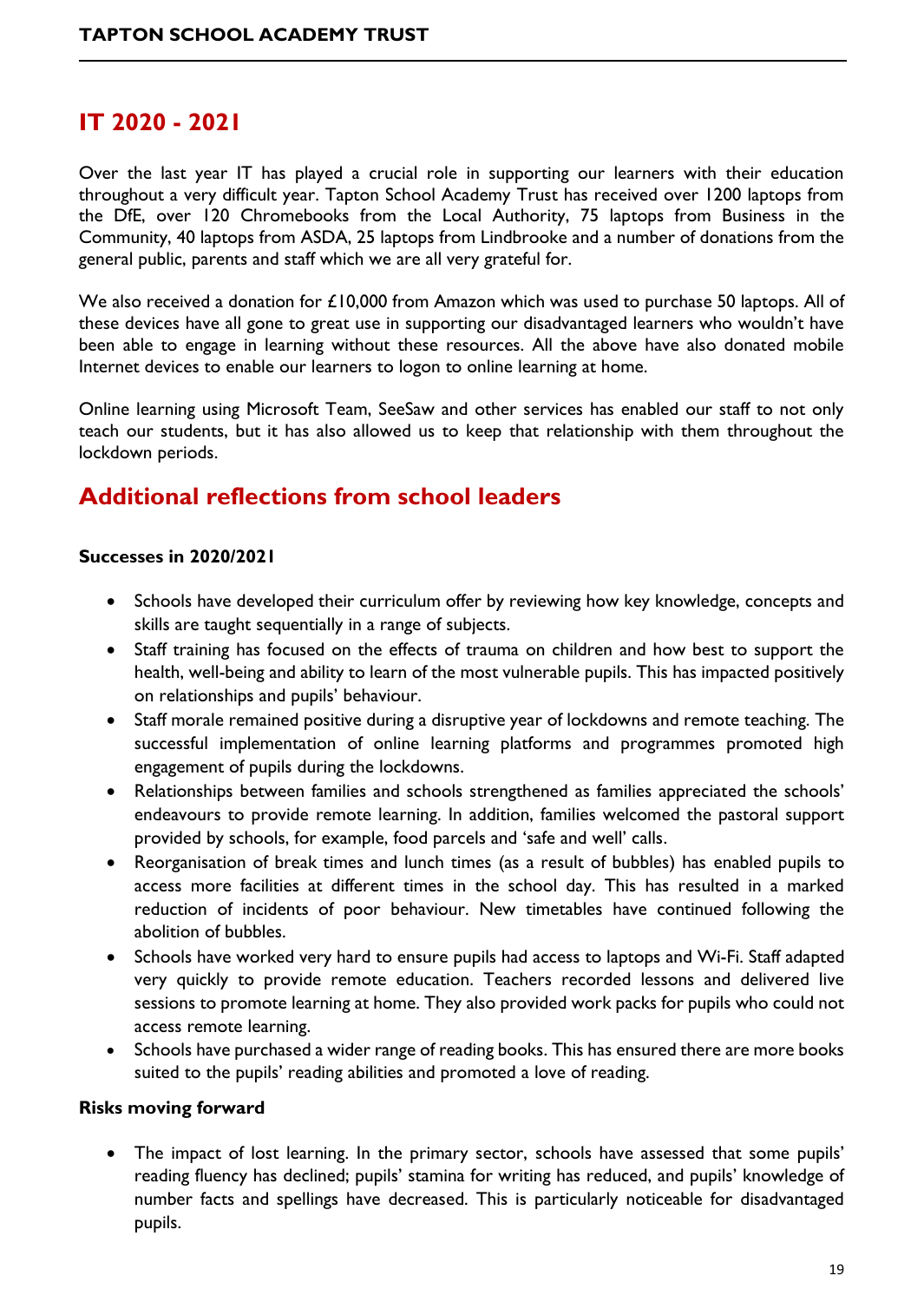## IT 2020 - 2021

Over the last year IT has played a crucial role in supporting our learners with their education throughout a very difficult year. Tapton School Academy Trust has received over 1200 laptops from the DfE, over 120 Chromebooks from the Local Authority, 75 laptops from Business in the Community, 40 laptops from ASDA, 25 laptops from Lindbrooke and a number of donations from the general public, parents and staff which we are all very grateful for.

We also received a donation for £10,000 from Amazon which was used to purchase 50 laptops. All of these devices have all gone to great use in supporting our disadvantaged learners who wouldn't have been able to engage in learning without these resources. All the above have also donated mobile Internet devices to enable our learners to logon to online learning at home.

Online learning using Microsoft Team, SeeSaw and other services has enabled our staff to not only teach our students, but it has also allowed us to keep that relationship with them throughout the lockdown periods.

## Additional reflections from school leaders

**Successes in 2020/2021**

- Schools have developed their curriculum offer by reviewing how key knowledge, concepts and skills are taught sequentially in a range of subjects.
- Staff training has focused on the effects of trauma on children and how best to support the health, well-being and ability to learn of the most vulnerable pupils. This has impacted positively on relationships and pupils' behaviour.
- Staff morale remained positive during a disruptive year of lockdowns and remote teaching. The successful implementation of online learning platforms and programmes promoted high engagement of pupils during the lockdowns.
- Relationships between families and schools strengthened as families appreciated the schools' endeavours to provide remote learning. In addition, families welcomed the pastoral support provided by schools, for example, food parcels and 'safe and well' calls.
- Reorganisation of break times and lunch times (as a result of bubbles) has enabled pupils to access more facilities at different times in the school day. This has resulted in a marked reduction of incidents of poor behaviour. New timetables have continued following the abolition of bubbles.
- Schools have worked very hard to ensure pupils had access to laptops and Wi-Fi. Staff adapted very quickly to provide remote education. Teachers recorded lessons and delivered live sessions to promote learning at home. They also provided work packs for pupils who could not access remote learning.
- Schools have purchased a wider range of reading books. This has ensured there are more books suited to the pupils' reading abilities and promoted a love of reading.

**Risks moving forward**

- The impact of lost learning. In the primary sector, schools have assessed that some pupils' reading fluency has declined; pupils' stamina for writing has reduced, and pupils' knowledge of number facts and spellings have decreased. This is particularly noticeable for disadvantaged pupils.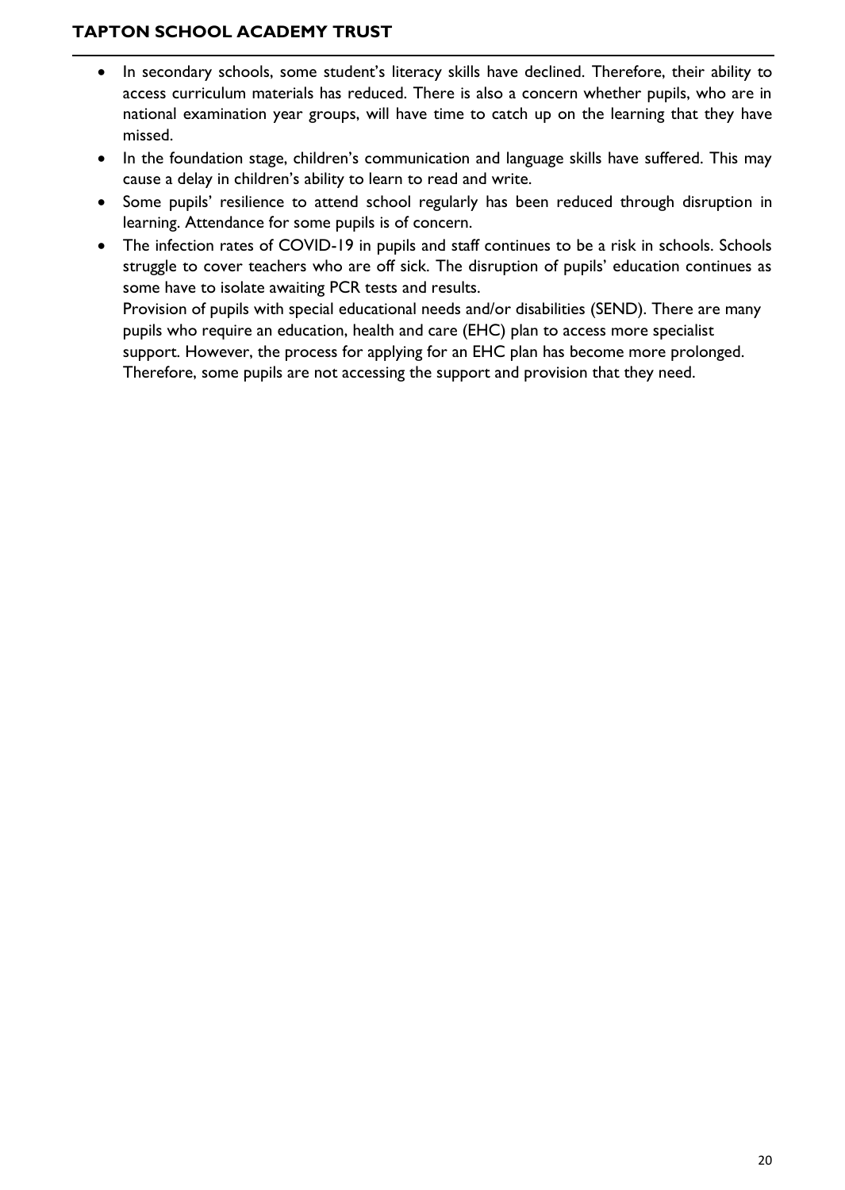- In secondary schools, some student's literacy skills have declined. Therefore, their ability to access curriculum materials has reduced. There is also a concern whether pupils, who are in national examination year groups, will have time to catch up on the learning that they have missed.
- In the foundation stage, children's communication and language skills have suffered. This may cause a delay in children's ability to learn to read and write.
- Some pupils' resilience to attend school regularly has been reduced through disruption in learning. Attendance for some pupils is of concern.
- The infection rates of COVID-19 in pupils and staff continues to be a risk in schools. Schools struggle to cover teachers who are off sick. The disruption of pupils' education continues as some have to isolate awaiting PCR tests and results.
  Provision of pupils with special educational needs and/or disabilities (SEND). There are many pupils who require an education, health and care (EHC) plan to access more specialist support. However, the process for applying for an EHC plan has become more prolonged. Therefore, some pupils are not accessing the support and provision that they need.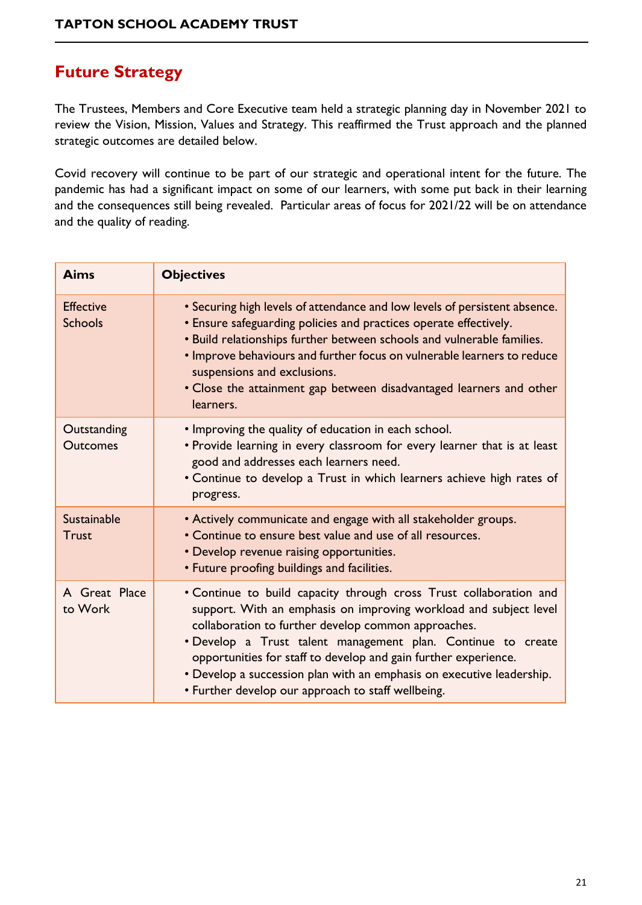## Future Strategy

The Trustees, Members and Core Executive team held a strategic planning day in November 2021 to review the Vision, Mission, Values and Strategy. This reaffirmed the Trust approach and the planned strategic outcomes are detailed below.

Covid recovery will continue to be part of our strategic and operational intent for the future. The pandemic has had a significant impact on some of our learners, with some put back in their learning and the consequences still being revealed. Particular areas of focus for 2021/22 will be on attendance and the quality of reading.

| Aims | Objectives |
|---|---|
| Effective Schools | • Securing high levels of attendance and low levels of persistent absence.<br>• Ensure safeguarding policies and practices operate effectively.<br>• Build relationships further between schools and vulnerable families.<br>• Improve behaviours and further focus on vulnerable learners to reduce suspensions and exclusions.<br>• Close the attainment gap between disadvantaged learners and other learners. |
| Outstanding Outcomes | • Improving the quality of education in each school.<br>• Provide learning in every classroom for every learner that is at least good and addresses each learners need.<br>• Continue to develop a Trust in which learners achieve high rates of progress. |
| Sustainable Trust | • Actively communicate and engage with all stakeholder groups.<br>• Continue to ensure best value and use of all resources.<br>• Develop revenue raising opportunities.<br>• Future proofing buildings and facilities. |
| A Great Place to Work | • Continue to build capacity through cross Trust collaboration and support. With an emphasis on improving workload and subject level collaboration to further develop common approaches.<br>• Develop a Trust talent management plan. Continue to create opportunities for staff to develop and gain further experience.<br>• Develop a succession plan with an emphasis on executive leadership.<br>• Further develop our approach to staff wellbeing. |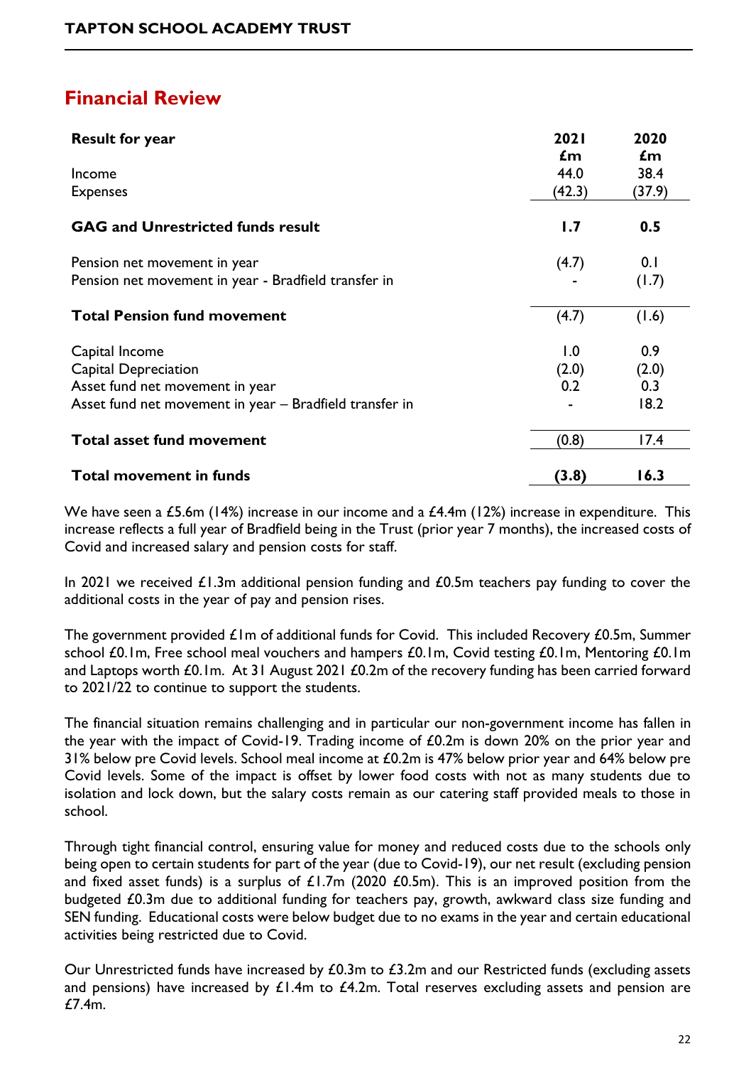## Financial Review

| Result for year | 2021 £m | 2020 £m |
|---|---|---|
| Income | 44.0 | 38.4 |
| Expenses | (42.3) | (37.9) |
| **GAG and Unrestricted funds result** | **1.7** | **0.5** |
| Pension net movement in year | (4.7) | 0.1 |
| Pension net movement in year - Bradfield transfer in | - | (1.7) |
| **Total Pension fund movement** | (4.7) | (1.6) |
| Capital Income | 1.0 | 0.9 |
| Capital Depreciation | (2.0) | (2.0) |
| Asset fund net movement in year | 0.2 | 0.3 |
| Asset fund net movement in year – Bradfield transfer in | - | 18.2 |
| **Total asset fund movement** | (0.8) | 17.4 |
| **Total movement in funds** | **(3.8)** | **16.3** |

We have seen a £5.6m (14%) increase in our income and a £4.4m (12%) increase in expenditure. This increase reflects a full year of Bradfield being in the Trust (prior year 7 months), the increased costs of Covid and increased salary and pension costs for staff.

In 2021 we received £1.3m additional pension funding and £0.5m teachers pay funding to cover the additional costs in the year of pay and pension rises.

The government provided £1m of additional funds for Covid. This included Recovery £0.5m, Summer school £0.1m, Free school meal vouchers and hampers £0.1m, Covid testing £0.1m, Mentoring £0.1m and Laptops worth £0.1m. At 31 August 2021 £0.2m of the recovery funding has been carried forward to 2021/22 to continue to support the students.

The financial situation remains challenging and in particular our non-government income has fallen in the year with the impact of Covid-19. Trading income of £0.2m is down 20% on the prior year and 31% below pre Covid levels. School meal income at £0.2m is 47% below prior year and 64% below pre Covid levels. Some of the impact is offset by lower food costs with not as many students due to isolation and lock down, but the salary costs remain as our catering staff provided meals to those in school.

Through tight financial control, ensuring value for money and reduced costs due to the schools only being open to certain students for part of the year (due to Covid-19), our net result (excluding pension and fixed asset funds) is a surplus of £1.7m (2020 £0.5m). This is an improved position from the budgeted £0.3m due to additional funding for teachers pay, growth, awkward class size funding and SEN funding. Educational costs were below budget due to no exams in the year and certain educational activities being restricted due to Covid.

Our Unrestricted funds have increased by £0.3m to £3.2m and our Restricted funds (excluding assets and pensions) have increased by £1.4m to £4.2m. Total reserves excluding assets and pension are £7.4m.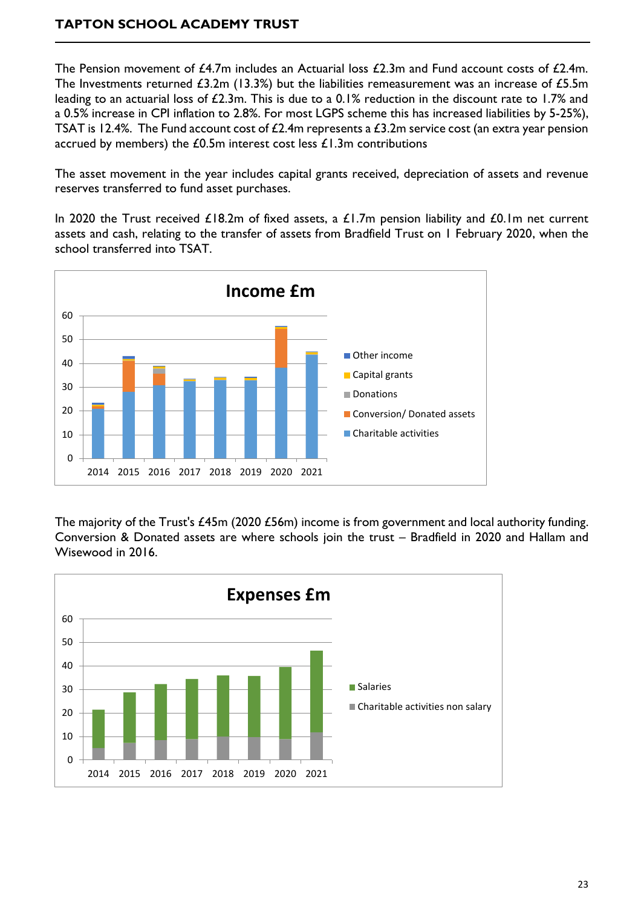The Pension movement of £4.7m includes an Actuarial loss £2.3m and Fund account costs of £2.4m. The Investments returned £3.2m (13.3%) but the liabilities remeasurement was an increase of £5.5m leading to an actuarial loss of £2.3m. This is due to a 0.1% reduction in the discount rate to 1.7% and a 0.5% increase in CPI inflation to 2.8%. For most LGPS scheme this has increased liabilities by 5-25%), TSAT is 12.4%. The Fund account cost of £2.4m represents a £3.2m service cost (an extra year pension accrued by members) the £0.5m interest cost less £1.3m contributions

The asset movement in the year includes capital grants received, depreciation of assets and revenue reserves transferred to fund asset purchases.

In 2020 the Trust received £18.2m of fixed assets, a £1.7m pension liability and £0.1m net current assets and cash, relating to the transfer of assets from Bradfield Trust on 1 February 2020, when the school transferred into TSAT.

**Income £m**

Legend: Other income; Capital grants; Donations; Conversion/ Donated assets; Charitable activities

Years: 2014, 2015, 2016, 2017, 2018, 2019, 2020, 2021

The majority of the Trust's £45m (2020 £56m) income is from government and local authority funding. Conversion & Donated assets are where schools join the trust – Bradfield in 2020 and Hallam and Wisewood in 2016.

**Expenses £m**

Legend: Salaries; Charitable activities non salary

Years: 2014, 2015, 2016, 2017, 2018, 2019, 2020, 2021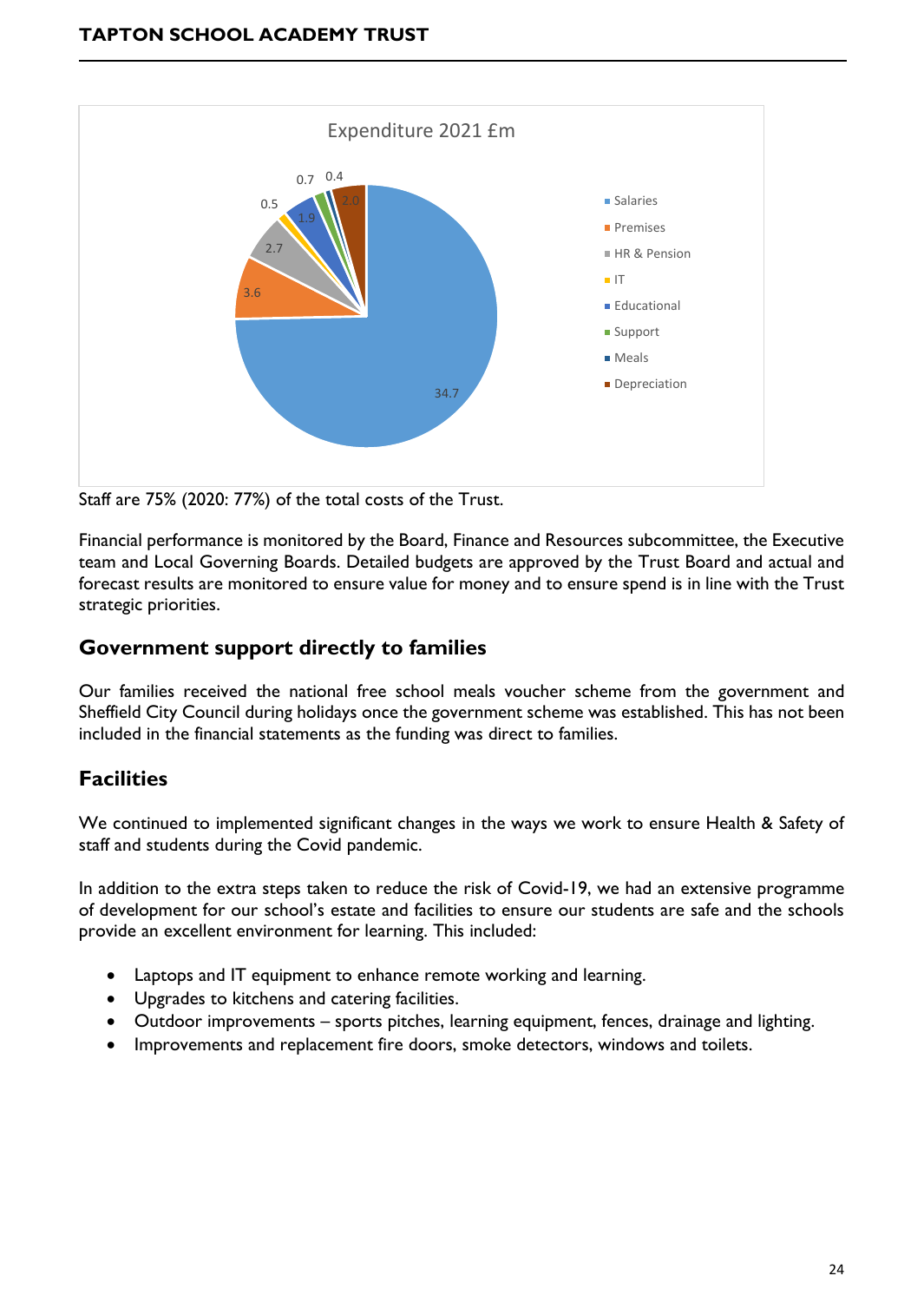Expenditure 2021 £m

| Category | £m |
|---|---|
| Salaries | 34.7 |
| Premises | 3.6 |
| HR & Pension | 2.7 |
| IT | 0.5 |
| Educational | 1.9 |
| Support | 0.7 |
| Meals | 0.4 |
| Depreciation | 2.0 |

Staff are 75% (2020: 77%) of the total costs of the Trust.

Financial performance is monitored by the Board, Finance and Resources subcommittee, the Executive team and Local Governing Boards. Detailed budgets are approved by the Trust Board and actual and forecast results are monitored to ensure value for money and to ensure spend is in line with the Trust strategic priorities.

## Government support directly to families

Our families received the national free school meals voucher scheme from the government and Sheffield City Council during holidays once the government scheme was established. This has not been included in the financial statements as the funding was direct to families.

## Facilities

We continued to implemented significant changes in the ways we work to ensure Health & Safety of staff and students during the Covid pandemic.

In addition to the extra steps taken to reduce the risk of Covid-19, we had an extensive programme of development for our school's estate and facilities to ensure our students are safe and the schools provide an excellent environment for learning. This included:

- Laptops and IT equipment to enhance remote working and learning.
- Upgrades to kitchens and catering facilities.
- Outdoor improvements – sports pitches, learning equipment, fences, drainage and lighting.
- Improvements and replacement fire doors, smoke detectors, windows and toilets.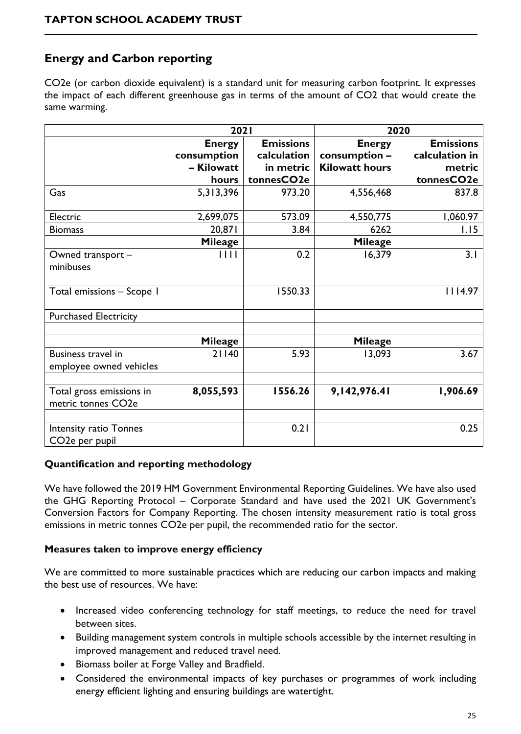## Energy and Carbon reporting

CO2e (or carbon dioxide equivalent) is a standard unit for measuring carbon footprint. It expresses the impact of each different greenhouse gas in terms of the amount of CO2 that would create the same warming.

| | 2021 | | 2020 | |
|---|---|---|---|---|
| | **Energy consumption – Kilowatt hours** | **Emissions calculation in metric tonnesCO2e** | **Energy consumption – Kilowatt hours** | **Emissions calculation in metric tonnesCO2e** |
| Gas | 5,313,396 | 973.20 | 4,556,468 | 837.8 |
| Electric | 2,699,075 | 573.09 | 4,550,775 | 1,060.97 |
| Biomass | 20,871 | 3.84 | 6262 | 1.15 |
| | **Mileage** | | **Mileage** | |
| Owned transport – minibuses | 1111 | 0.2 | 16,379 | 3.1 |
| Total emissions – Scope 1 | | 1550.33 | | 1114.97 |
| Purchased Electricity | | | | |
| | | | | |
| | **Mileage** | | **Mileage** | |
| Business travel in employee owned vehicles | 21140 | 5.93 | 13,093 | 3.67 |
| | | | | |
| Total gross emissions in metric tonnes CO2e | **8,055,593** | **1556.26** | **9,142,976.41** | **1,906.69** |
| | | | | |
| Intensity ratio Tonnes CO2e per pupil | | 0.21 | | 0.25 |

### Quantification and reporting methodology

We have followed the 2019 HM Government Environmental Reporting Guidelines. We have also used the GHG Reporting Protocol – Corporate Standard and have used the 2021 UK Government's Conversion Factors for Company Reporting. The chosen intensity measurement ratio is total gross emissions in metric tonnes CO2e per pupil, the recommended ratio for the sector.

### Measures taken to improve energy efficiency

We are committed to more sustainable practices which are reducing our carbon impacts and making the best use of resources. We have:

- Increased video conferencing technology for staff meetings, to reduce the need for travel between sites.
- Building management system controls in multiple schools accessible by the internet resulting in improved management and reduced travel need.
- Biomass boiler at Forge Valley and Bradfield.
- Considered the environmental impacts of key purchases or programmes of work including energy efficient lighting and ensuring buildings are watertight.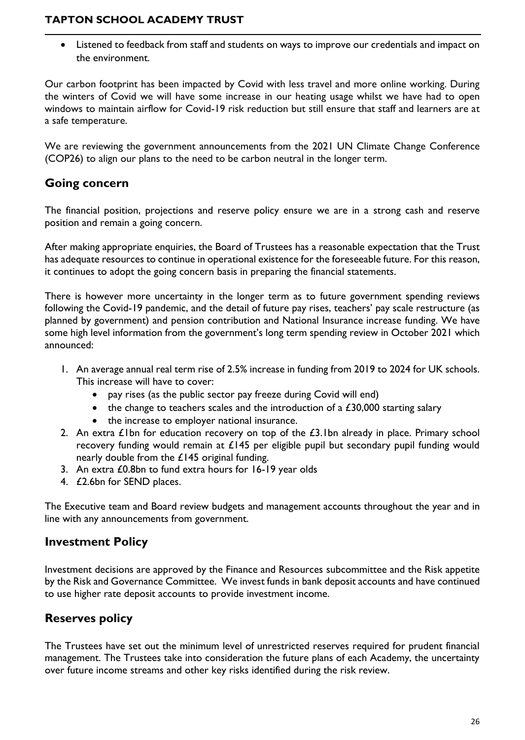- Listened to feedback from staff and students on ways to improve our credentials and impact on the environment.

Our carbon footprint has been impacted by Covid with less travel and more online working. During the winters of Covid we will have some increase in our heating usage whilst we have had to open windows to maintain airflow for Covid-19 risk reduction but still ensure that staff and learners are at a safe temperature.

We are reviewing the government announcements from the 2021 UN Climate Change Conference (COP26) to align our plans to the need to be carbon neutral in the longer term.

## Going concern

The financial position, projections and reserve policy ensure we are in a strong cash and reserve position and remain a going concern.

After making appropriate enquiries, the Board of Trustees has a reasonable expectation that the Trust has adequate resources to continue in operational existence for the foreseeable future. For this reason, it continues to adopt the going concern basis in preparing the financial statements.

There is however more uncertainty in the longer term as to future government spending reviews following the Covid-19 pandemic, and the detail of future pay rises, teachers' pay scale restructure (as planned by government) and pension contribution and National Insurance increase funding. We have some high level information from the government's long term spending review in October 2021 which announced:

1. An average annual real term rise of 2.5% increase in funding from 2019 to 2024 for UK schools. This increase will have to cover:
   - pay rises (as the public sector pay freeze during Covid will end)
   - the change to teachers scales and the introduction of a £30,000 starting salary
   - the increase to employer national insurance.
2. An extra £1bn for education recovery on top of the £3.1bn already in place. Primary school recovery funding would remain at £145 per eligible pupil but secondary pupil funding would nearly double from the £145 original funding.
3. An extra £0.8bn to fund extra hours for 16-19 year olds
4. £2.6bn for SEND places.

The Executive team and Board review budgets and management accounts throughout the year and in line with any announcements from government.

## Investment Policy

Investment decisions are approved by the Finance and Resources subcommittee and the Risk appetite by the Risk and Governance Committee. We invest funds in bank deposit accounts and have continued to use higher rate deposit accounts to provide investment income.

## Reserves policy

The Trustees have set out the minimum level of unrestricted reserves required for prudent financial management. The Trustees take into consideration the future plans of each Academy, the uncertainty over future income streams and other key risks identified during the risk review.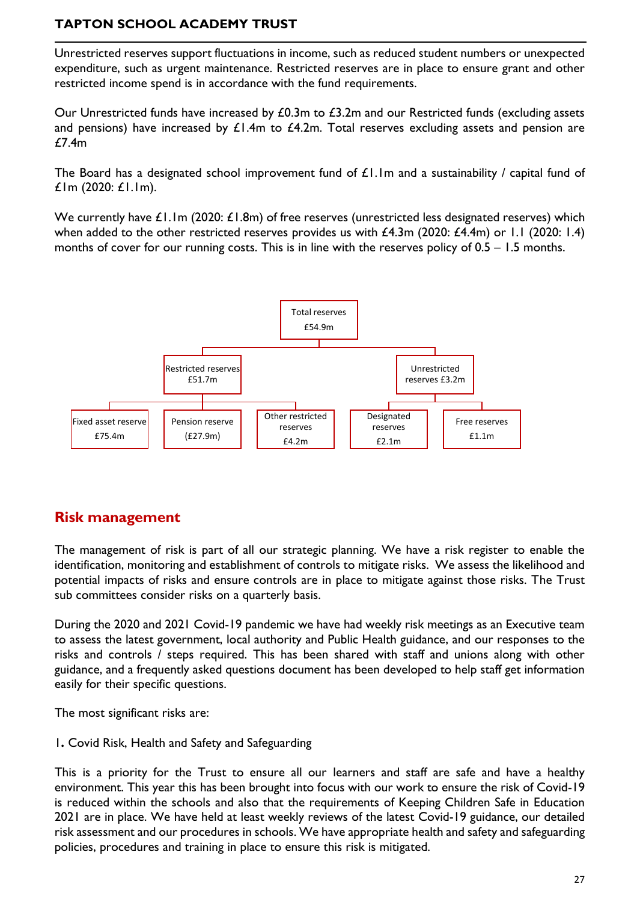Unrestricted reserves support fluctuations in income, such as reduced student numbers or unexpected expenditure, such as urgent maintenance. Restricted reserves are in place to ensure grant and other restricted income spend is in accordance with the fund requirements.

Our Unrestricted funds have increased by £0.3m to £3.2m and our Restricted funds (excluding assets and pensions) have increased by £1.4m to £4.2m. Total reserves excluding assets and pension are £7.4m

The Board has a designated school improvement fund of £1.1m and a sustainability / capital fund of £1m (2020: £1.1m).

We currently have £1.1m (2020: £1.8m) of free reserves (unrestricted less designated reserves) which when added to the other restricted reserves provides us with £4.3m (2020: £4.4m) or 1.1 (2020: 1.4) months of cover for our running costs. This is in line with the reserves policy of 0.5 – 1.5 months.

- Total reserves £54.9m
  - Restricted reserves £51.7m
    - Fixed asset reserve £75.4m
    - Pension reserve (£27.9m)
    - Other restricted reserves £4.2m
  - Unrestricted reserves £3.2m
    - Designated reserves £2.1m
    - Free reserves £1.1m

## Risk management

The management of risk is part of all our strategic planning. We have a risk register to enable the identification, monitoring and establishment of controls to mitigate risks. We assess the likelihood and potential impacts of risks and ensure controls are in place to mitigate against those risks. The Trust sub committees consider risks on a quarterly basis.

During the 2020 and 2021 Covid-19 pandemic we have had weekly risk meetings as an Executive team to assess the latest government, local authority and Public Health guidance, and our responses to the risks and controls / steps required. This has been shared with staff and unions along with other guidance, and a frequently asked questions document has been developed to help staff get information easily for their specific questions.

The most significant risks are:

1. Covid Risk, Health and Safety and Safeguarding

This is a priority for the Trust to ensure all our learners and staff are safe and have a healthy environment. This year this has been brought into focus with our work to ensure the risk of Covid-19 is reduced within the schools and also that the requirements of Keeping Children Safe in Education 2021 are in place. We have held at least weekly reviews of the latest Covid-19 guidance, our detailed risk assessment and our procedures in schools. We have appropriate health and safety and safeguarding policies, procedures and training in place to ensure this risk is mitigated.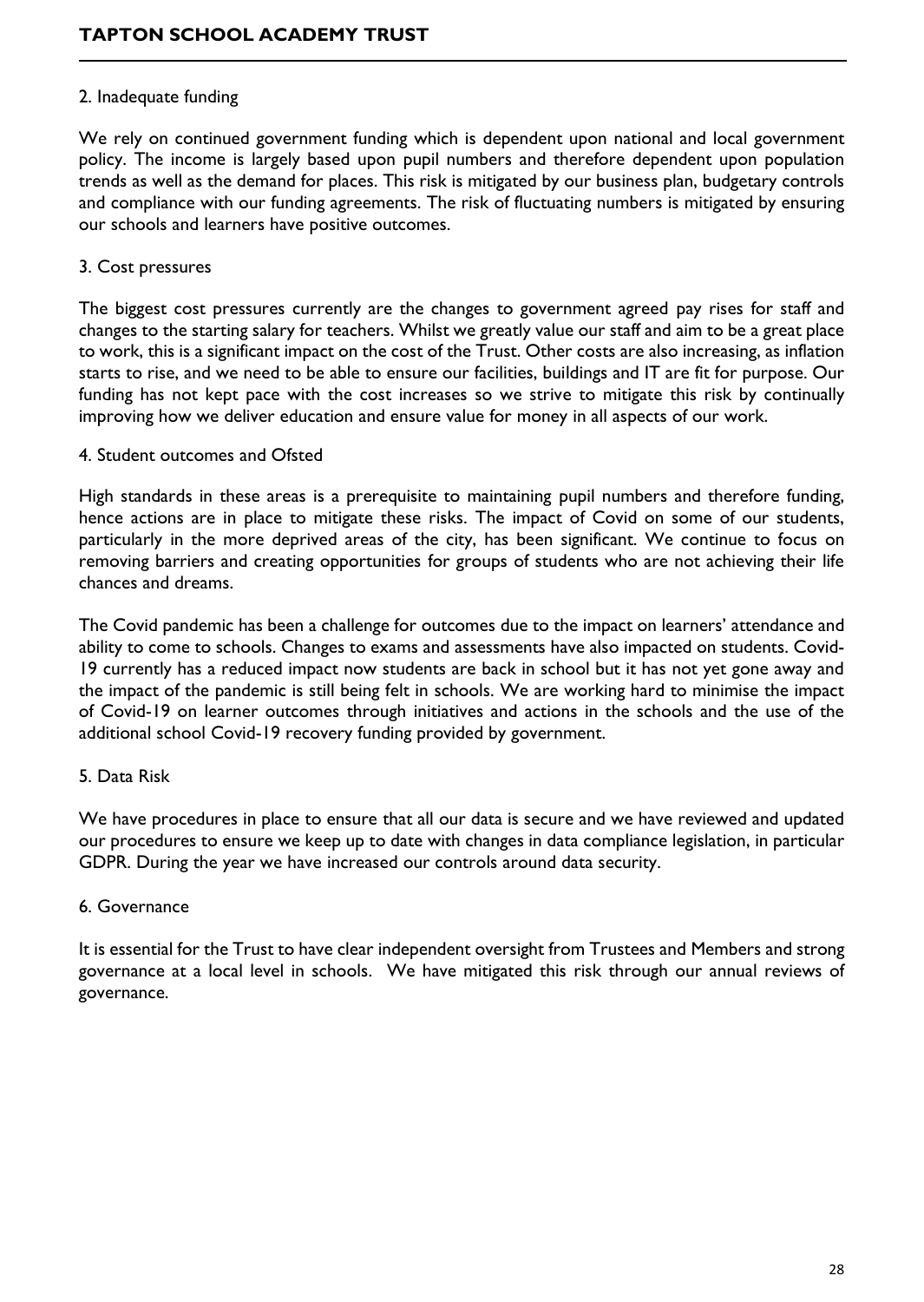2. Inadequate funding

We rely on continued government funding which is dependent upon national and local government policy. The income is largely based upon pupil numbers and therefore dependent upon population trends as well as the demand for places. This risk is mitigated by our business plan, budgetary controls and compliance with our funding agreements. The risk of fluctuating numbers is mitigated by ensuring our schools and learners have positive outcomes.

3. Cost pressures

The biggest cost pressures currently are the changes to government agreed pay rises for staff and changes to the starting salary for teachers. Whilst we greatly value our staff and aim to be a great place to work, this is a significant impact on the cost of the Trust. Other costs are also increasing, as inflation starts to rise, and we need to be able to ensure our facilities, buildings and IT are fit for purpose. Our funding has not kept pace with the cost increases so we strive to mitigate this risk by continually improving how we deliver education and ensure value for money in all aspects of our work.

4. Student outcomes and Ofsted

High standards in these areas is a prerequisite to maintaining pupil numbers and therefore funding, hence actions are in place to mitigate these risks. The impact of Covid on some of our students, particularly in the more deprived areas of the city, has been significant. We continue to focus on removing barriers and creating opportunities for groups of students who are not achieving their life chances and dreams.

The Covid pandemic has been a challenge for outcomes due to the impact on learners' attendance and ability to come to schools. Changes to exams and assessments have also impacted on students. Covid-19 currently has a reduced impact now students are back in school but it has not yet gone away and the impact of the pandemic is still being felt in schools. We are working hard to minimise the impact of Covid-19 on learner outcomes through initiatives and actions in the schools and the use of the additional school Covid-19 recovery funding provided by government.

5. Data Risk

We have procedures in place to ensure that all our data is secure and we have reviewed and updated our procedures to ensure we keep up to date with changes in data compliance legislation, in particular GDPR. During the year we have increased our controls around data security.

6. Governance

It is essential for the Trust to have clear independent oversight from Trustees and Members and strong governance at a local level in schools. We have mitigated this risk through our annual reviews of governance.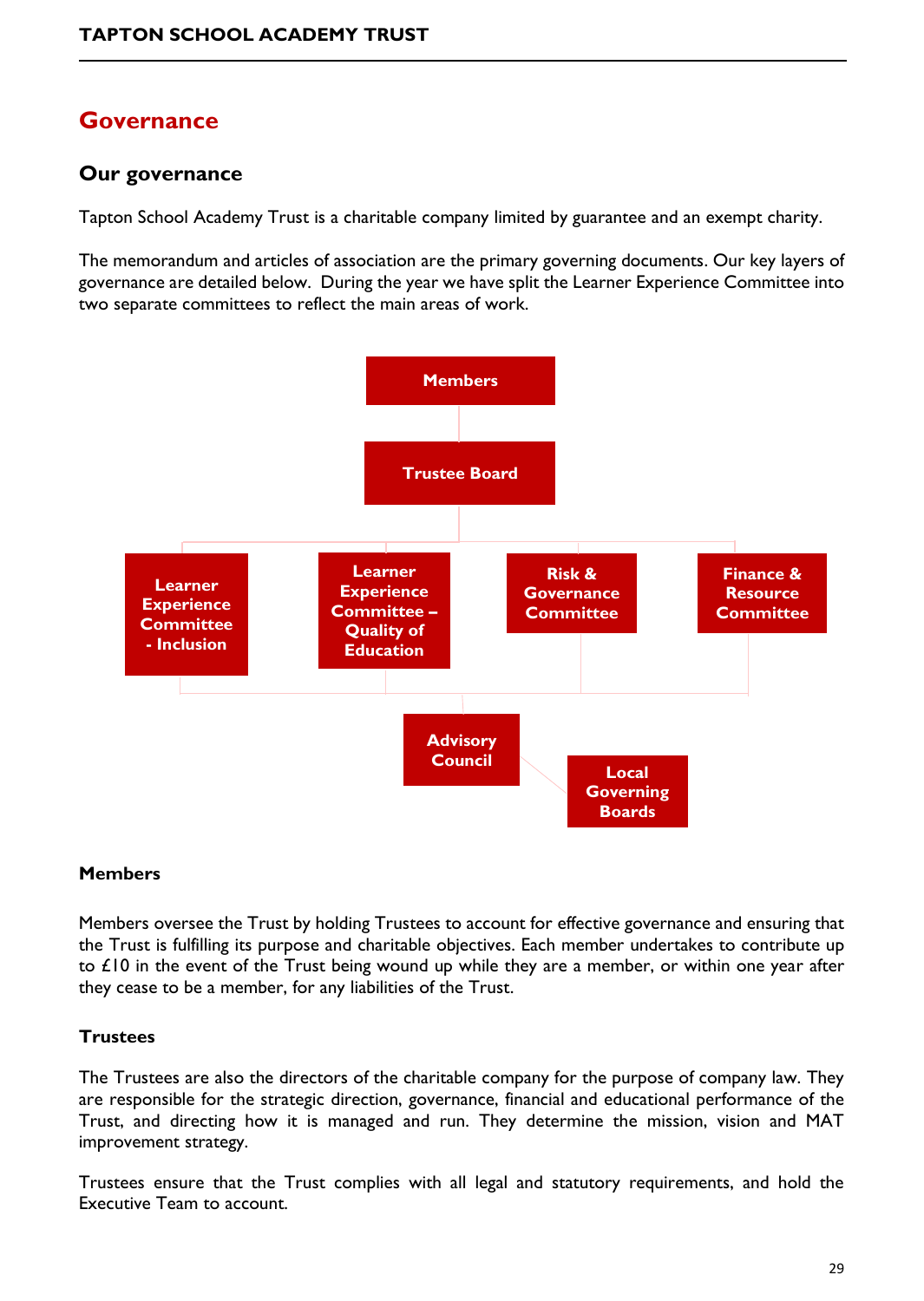# Governance

## Our governance

Tapton School Academy Trust is a charitable company limited by guarantee and an exempt charity.

The memorandum and articles of association are the primary governing documents. Our key layers of governance are detailed below. During the year we have split the Learner Experience Committee into two separate committees to reflect the main areas of work.

Members

Trustee Board

Learner Experience Committee - Inclusion

Learner Experience Committee – Quality of Education

Risk & Governance Committee

Finance & Resource Committee

Advisory Council

Local Governing Boards

### Members

Members oversee the Trust by holding Trustees to account for effective governance and ensuring that the Trust is fulfilling its purpose and charitable objectives. Each member undertakes to contribute up to £10 in the event of the Trust being wound up while they are a member, or within one year after they cease to be a member, for any liabilities of the Trust.

### Trustees

The Trustees are also the directors of the charitable company for the purpose of company law. They are responsible for the strategic direction, governance, financial and educational performance of the Trust, and directing how it is managed and run. They determine the mission, vision and MAT improvement strategy.

Trustees ensure that the Trust complies with all legal and statutory requirements, and hold the Executive Team to account.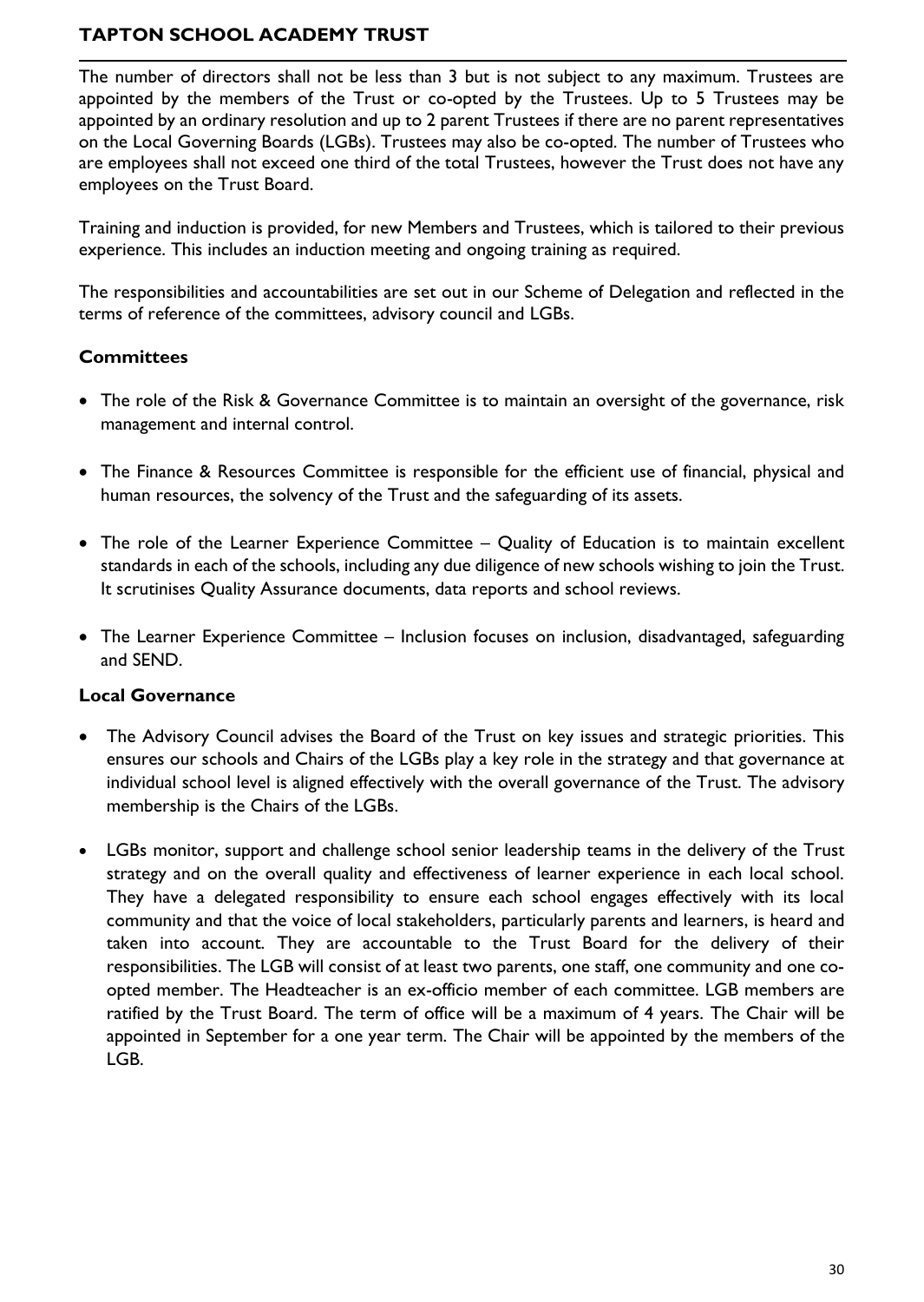The number of directors shall not be less than 3 but is not subject to any maximum. Trustees are appointed by the members of the Trust or co-opted by the Trustees. Up to 5 Trustees may be appointed by an ordinary resolution and up to 2 parent Trustees if there are no parent representatives on the Local Governing Boards (LGBs). Trustees may also be co-opted. The number of Trustees who are employees shall not exceed one third of the total Trustees, however the Trust does not have any employees on the Trust Board.

Training and induction is provided, for new Members and Trustees, which is tailored to their previous experience. This includes an induction meeting and ongoing training as required.

The responsibilities and accountabilities are set out in our Scheme of Delegation and reflected in the terms of reference of the committees, advisory council and LGBs.

### Committees

- The role of the Risk & Governance Committee is to maintain an oversight of the governance, risk management and internal control.
- The Finance & Resources Committee is responsible for the efficient use of financial, physical and human resources, the solvency of the Trust and the safeguarding of its assets.
- The role of the Learner Experience Committee – Quality of Education is to maintain excellent standards in each of the schools, including any due diligence of new schools wishing to join the Trust. It scrutinises Quality Assurance documents, data reports and school reviews.
- The Learner Experience Committee – Inclusion focuses on inclusion, disadvantaged, safeguarding and SEND.

### Local Governance

- The Advisory Council advises the Board of the Trust on key issues and strategic priorities. This ensures our schools and Chairs of the LGBs play a key role in the strategy and that governance at individual school level is aligned effectively with the overall governance of the Trust. The advisory membership is the Chairs of the LGBs.
- LGBs monitor, support and challenge school senior leadership teams in the delivery of the Trust strategy and on the overall quality and effectiveness of learner experience in each local school. They have a delegated responsibility to ensure each school engages effectively with its local community and that the voice of local stakeholders, particularly parents and learners, is heard and taken into account. They are accountable to the Trust Board for the delivery of their responsibilities. The LGB will consist of at least two parents, one staff, one community and one co-opted member. The Headteacher is an ex-officio member of each committee. LGB members are ratified by the Trust Board. The term of office will be a maximum of 4 years. The Chair will be appointed in September for a one year term. The Chair will be appointed by the members of the LGB.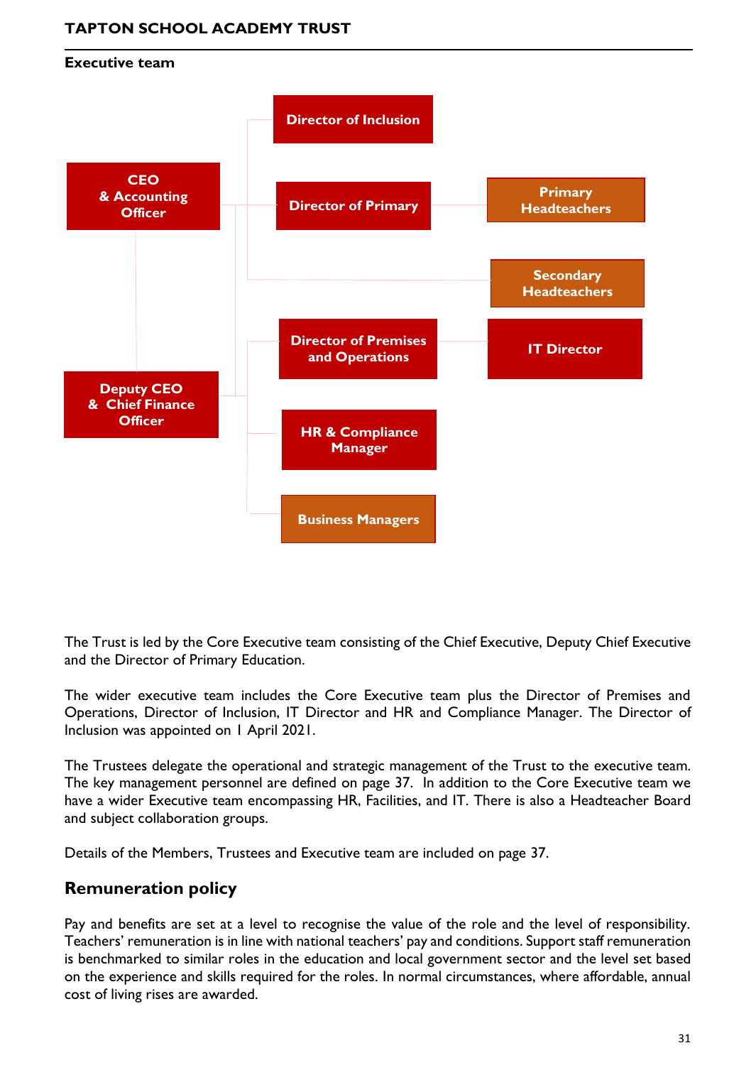### Executive team

- CEO & Accounting Officer
- Deputy CEO & Chief Finance Officer
- Director of Inclusion
- Director of Primary
  - Primary Headteachers
- Secondary Headteachers
- Director of Premises and Operations
  - IT Director
- HR & Compliance Manager
- Business Managers

The Trust is led by the Core Executive team consisting of the Chief Executive, Deputy Chief Executive and the Director of Primary Education.

The wider executive team includes the Core Executive team plus the Director of Premises and Operations, Director of Inclusion, IT Director and HR and Compliance Manager. The Director of Inclusion was appointed on 1 April 2021.

The Trustees delegate the operational and strategic management of the Trust to the executive team. The key management personnel are defined on page 37. In addition to the Core Executive team we have a wider Executive team encompassing HR, Facilities, and IT. There is also a Headteacher Board and subject collaboration groups.

Details of the Members, Trustees and Executive team are included on page 37.

## Remuneration policy

Pay and benefits are set at a level to recognise the value of the role and the level of responsibility. Teachers' remuneration is in line with national teachers' pay and conditions. Support staff remuneration is benchmarked to similar roles in the education and local government sector and the level set based on the experience and skills required for the roles. In normal circumstances, where affordable, annual cost of living rises are awarded.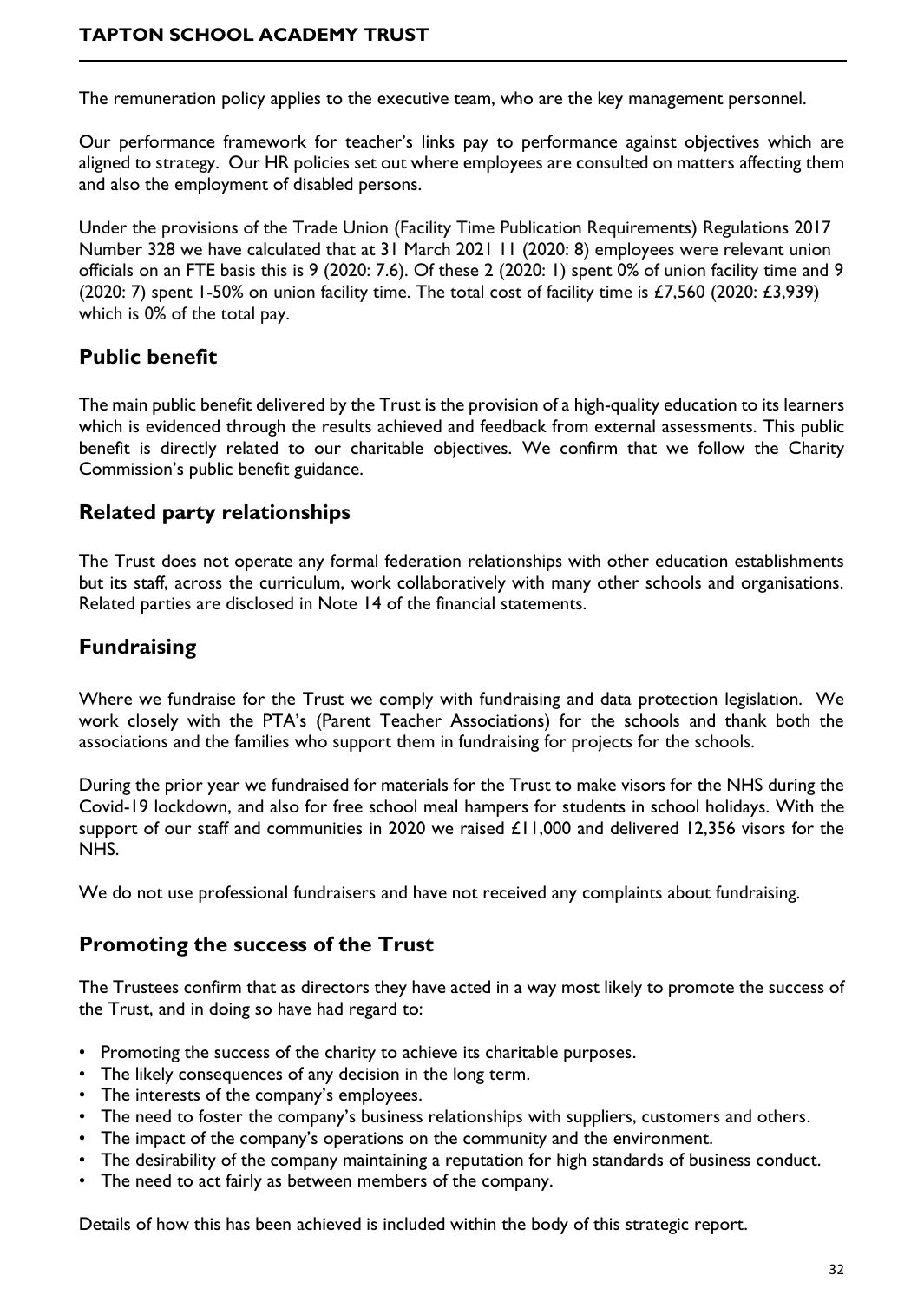The remuneration policy applies to the executive team, who are the key management personnel.

Our performance framework for teacher's links pay to performance against objectives which are aligned to strategy. Our HR policies set out where employees are consulted on matters affecting them and also the employment of disabled persons.

Under the provisions of the Trade Union (Facility Time Publication Requirements) Regulations 2017 Number 328 we have calculated that at 31 March 2021 11 (2020: 8) employees were relevant union officials on an FTE basis this is 9 (2020: 7.6). Of these 2 (2020: 1) spent 0% of union facility time and 9 (2020: 7) spent 1-50% on union facility time. The total cost of facility time is £7,560 (2020: £3,939) which is 0% of the total pay.

## Public benefit

The main public benefit delivered by the Trust is the provision of a high-quality education to its learners which is evidenced through the results achieved and feedback from external assessments. This public benefit is directly related to our charitable objectives. We confirm that we follow the Charity Commission's public benefit guidance.

## Related party relationships

The Trust does not operate any formal federation relationships with other education establishments but its staff, across the curriculum, work collaboratively with many other schools and organisations. Related parties are disclosed in Note 14 of the financial statements.

## Fundraising

Where we fundraise for the Trust we comply with fundraising and data protection legislation. We work closely with the PTA's (Parent Teacher Associations) for the schools and thank both the associations and the families who support them in fundraising for projects for the schools.

During the prior year we fundraised for materials for the Trust to make visors for the NHS during the Covid-19 lockdown, and also for free school meal hampers for students in school holidays. With the support of our staff and communities in 2020 we raised £11,000 and delivered 12,356 visors for the NHS.

We do not use professional fundraisers and have not received any complaints about fundraising.

## Promoting the success of the Trust

The Trustees confirm that as directors they have acted in a way most likely to promote the success of the Trust, and in doing so have had regard to:

- Promoting the success of the charity to achieve its charitable purposes.
- The likely consequences of any decision in the long term.
- The interests of the company's employees.
- The need to foster the company's business relationships with suppliers, customers and others.
- The impact of the company's operations on the community and the environment.
- The desirability of the company maintaining a reputation for high standards of business conduct.
- The need to act fairly as between members of the company.

Details of how this has been achieved is included within the body of this strategic report.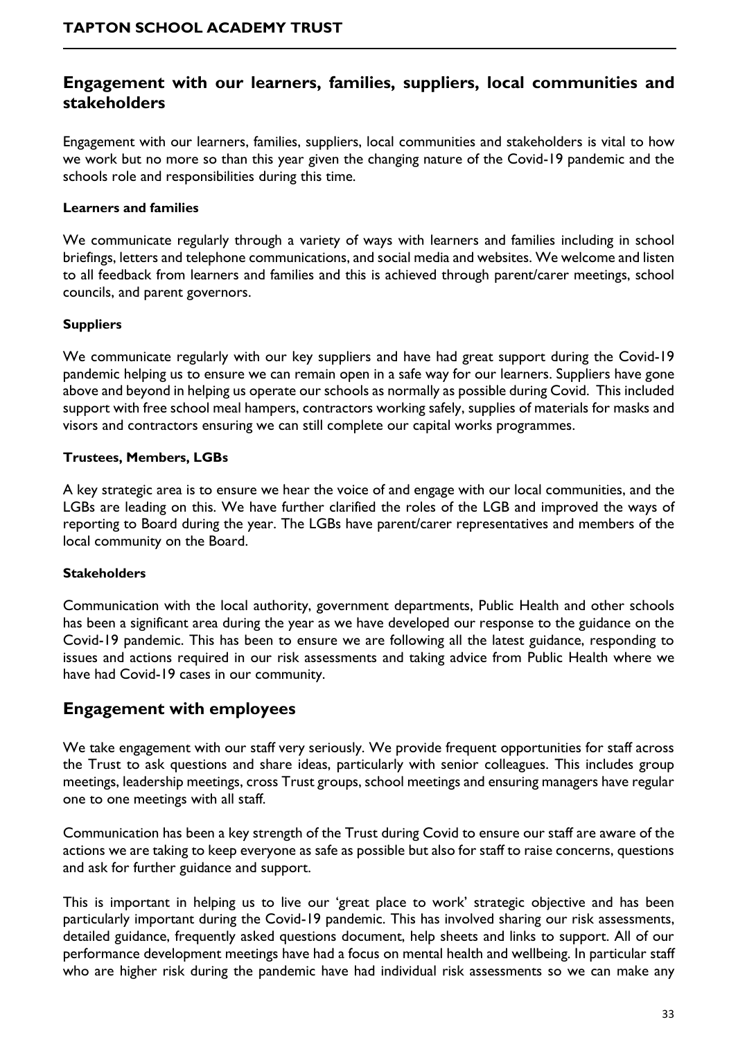## Engagement with our learners, families, suppliers, local communities and stakeholders

Engagement with our learners, families, suppliers, local communities and stakeholders is vital to how we work but no more so than this year given the changing nature of the Covid-19 pandemic and the schools role and responsibilities during this time.

**Learners and families**

We communicate regularly through a variety of ways with learners and families including in school briefings, letters and telephone communications, and social media and websites. We welcome and listen to all feedback from learners and families and this is achieved through parent/carer meetings, school councils, and parent governors.

**Suppliers**

We communicate regularly with our key suppliers and have had great support during the Covid-19 pandemic helping us to ensure we can remain open in a safe way for our learners. Suppliers have gone above and beyond in helping us operate our schools as normally as possible during Covid. This included support with free school meal hampers, contractors working safely, supplies of materials for masks and visors and contractors ensuring we can still complete our capital works programmes.

**Trustees, Members, LGBs**

A key strategic area is to ensure we hear the voice of and engage with our local communities, and the LGBs are leading on this. We have further clarified the roles of the LGB and improved the ways of reporting to Board during the year. The LGBs have parent/carer representatives and members of the local community on the Board.

**Stakeholders**

Communication with the local authority, government departments, Public Health and other schools has been a significant area during the year as we have developed our response to the guidance on the Covid-19 pandemic. This has been to ensure we are following all the latest guidance, responding to issues and actions required in our risk assessments and taking advice from Public Health where we have had Covid-19 cases in our community.

## Engagement with employees

We take engagement with our staff very seriously. We provide frequent opportunities for staff across the Trust to ask questions and share ideas, particularly with senior colleagues. This includes group meetings, leadership meetings, cross Trust groups, school meetings and ensuring managers have regular one to one meetings with all staff.

Communication has been a key strength of the Trust during Covid to ensure our staff are aware of the actions we are taking to keep everyone as safe as possible but also for staff to raise concerns, questions and ask for further guidance and support.

This is important in helping us to live our 'great place to work' strategic objective and has been particularly important during the Covid-19 pandemic. This has involved sharing our risk assessments, detailed guidance, frequently asked questions document, help sheets and links to support. All of our performance development meetings have had a focus on mental health and wellbeing. In particular staff who are higher risk during the pandemic have had individual risk assessments so we can make any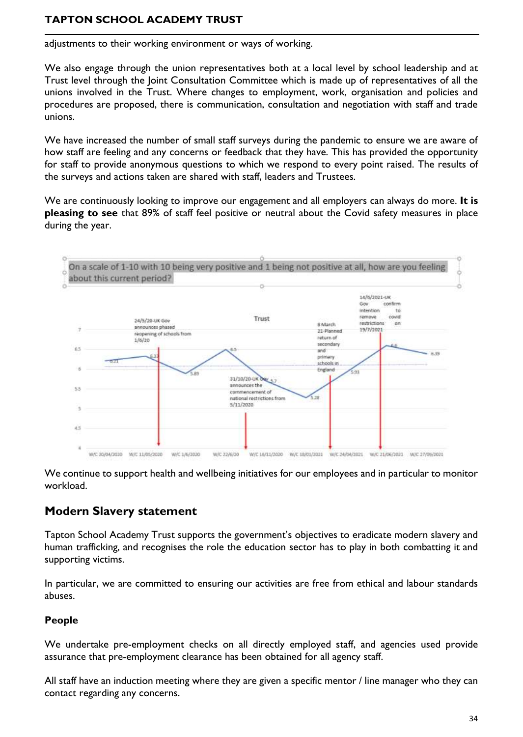adjustments to their working environment or ways of working.

We also engage through the union representatives both at a local level by school leadership and at Trust level through the Joint Consultation Committee which is made up of representatives of all the unions involved in the Trust. Where changes to employment, work, organisation and policies and procedures are proposed, there is communication, consultation and negotiation with staff and trade unions.

We have increased the number of small staff surveys during the pandemic to ensure we are aware of how staff are feeling and any concerns or feedback that they have. This has provided the opportunity for staff to provide anonymous questions to which we respond to every point raised. The results of the surveys and actions taken are shared with staff, leaders and Trustees.

We are continuously looking to improve our engagement and all employers can always do more. **It is pleasing to see** that 89% of staff feel positive or neutral about the Covid safety measures in place during the year.

On a scale of 1-10 with 10 being very positive and 1 being not positive at all, how are you feeling about this current period?

We continue to support health and wellbeing initiatives for our employees and in particular to monitor workload.

## Modern Slavery statement

Tapton School Academy Trust supports the government's objectives to eradicate modern slavery and human trafficking, and recognises the role the education sector has to play in both combatting it and supporting victims.

In particular, we are committed to ensuring our activities are free from ethical and labour standards abuses.

### People

We undertake pre-employment checks on all directly employed staff, and agencies used provide assurance that pre-employment clearance has been obtained for all agency staff.

All staff have an induction meeting where they are given a specific mentor / line manager who they can contact regarding any concerns.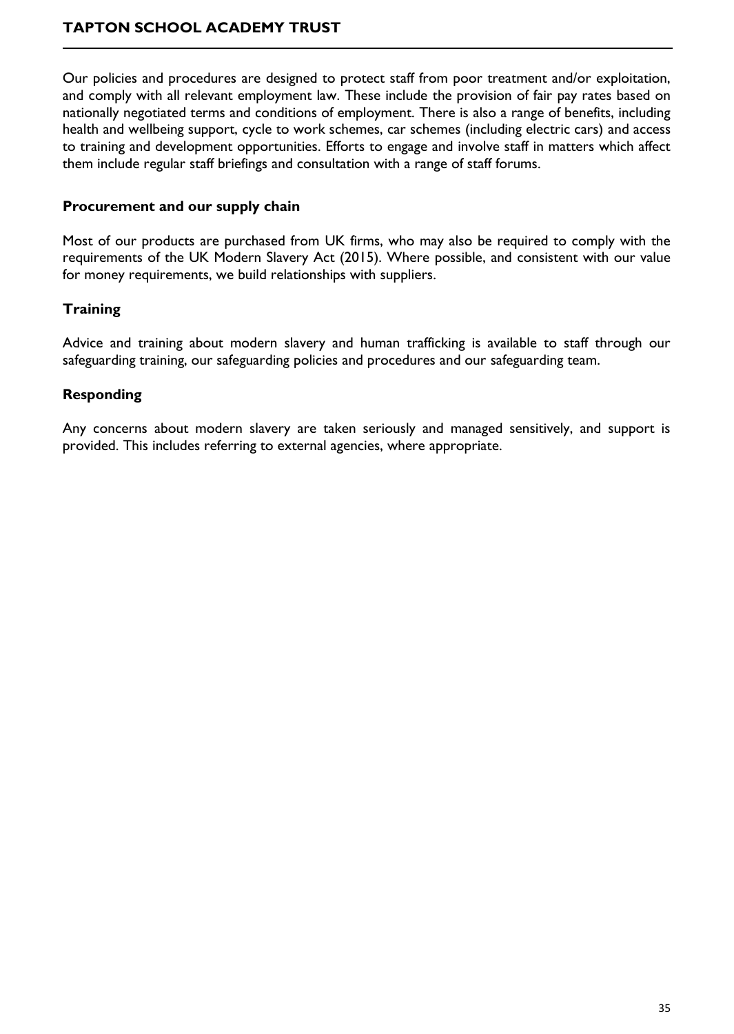Our policies and procedures are designed to protect staff from poor treatment and/or exploitation, and comply with all relevant employment law. These include the provision of fair pay rates based on nationally negotiated terms and conditions of employment. There is also a range of benefits, including health and wellbeing support, cycle to work schemes, car schemes (including electric cars) and access to training and development opportunities. Efforts to engage and involve staff in matters which affect them include regular staff briefings and consultation with a range of staff forums.

**Procurement and our supply chain**

Most of our products are purchased from UK firms, who may also be required to comply with the requirements of the UK Modern Slavery Act (2015). Where possible, and consistent with our value for money requirements, we build relationships with suppliers.

**Training**

Advice and training about modern slavery and human trafficking is available to staff through our safeguarding training, our safeguarding policies and procedures and our safeguarding team.

**Responding**

Any concerns about modern slavery are taken seriously and managed sensitively, and support is provided. This includes referring to external agencies, where appropriate.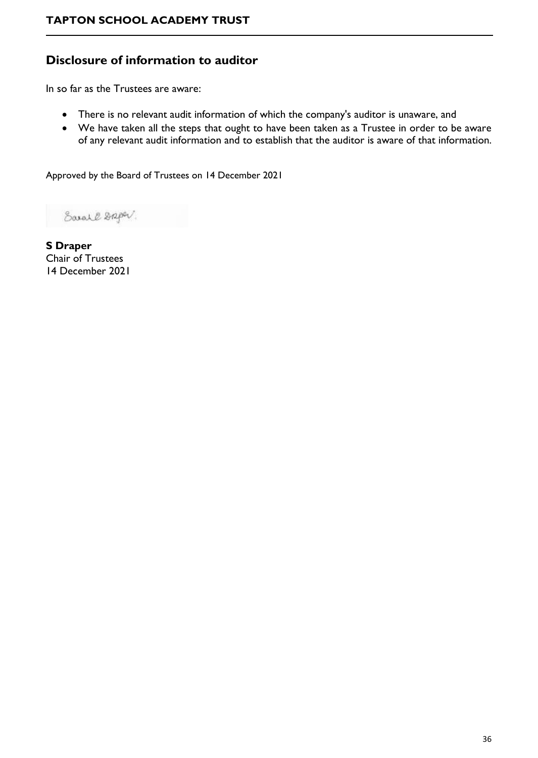## Disclosure of information to auditor

In so far as the Trustees are aware:

- There is no relevant audit information of which the company's auditor is unaware, and
- We have taken all the steps that ought to have been taken as a Trustee in order to be aware of any relevant audit information and to establish that the auditor is aware of that information.

Approved by the Board of Trustees on 14 December 2021

**S Draper**
Chair of Trustees
14 December 2021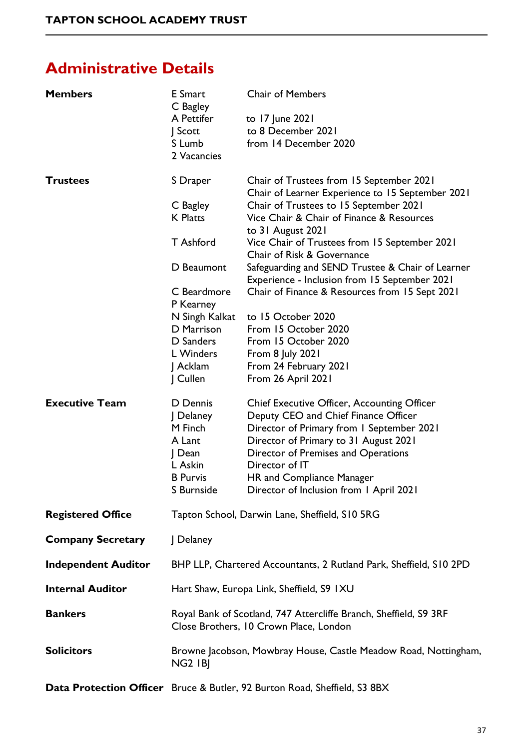## Administrative Details

| | | |
|---|---|---|
| **Members** | E Smart | Chair of Members |
| | C Bagley | |
| | A Pettifer | to 17 June 2021 |
| | J Scott | to 8 December 2021 |
| | S Lumb | from 14 December 2020 |
| | 2 Vacancies | |
| **Trustees** | S Draper | Chair of Trustees from 15 September 2021<br>Chair of Learner Experience to 15 September 2021 |
| | C Bagley | Chair of Trustees to 15 September 2021 |
| | K Platts | Vice Chair & Chair of Finance & Resources to 31 August 2021 |
| | T Ashford | Vice Chair of Trustees from 15 September 2021<br>Chair of Risk & Governance |
| | D Beaumont | Safeguarding and SEND Trustee & Chair of Learner Experience - Inclusion from 15 September 2021 |
| | C Beardmore | Chair of Finance & Resources from 15 Sept 2021 |
| | P Kearney | |
| | N Singh Kalkat | to 15 October 2020 |
| | D Marrison | From 15 October 2020 |
| | D Sanders | From 15 October 2020 |
| | L Winders | From 8 July 2021 |
| | J Acklam | From 24 February 2021 |
| | J Cullen | From 26 April 2021 |
| **Executive Team** | D Dennis | Chief Executive Officer, Accounting Officer |
| | J Delaney | Deputy CEO and Chief Finance Officer |
| | M Finch | Director of Primary from 1 September 2021 |
| | A Lant | Director of Primary to 31 August 2021 |
| | J Dean | Director of Premises and Operations |
| | L Askin | Director of IT |
| | B Purvis | HR and Compliance Manager |
| | S Burnside | Director of Inclusion from 1 April 2021 |

**Registered Office** Tapton School, Darwin Lane, Sheffield, S10 5RG

**Company Secretary** J Delaney

**Independent Auditor** BHP LLP, Chartered Accountants, 2 Rutland Park, Sheffield, S10 2PD

**Internal Auditor** Hart Shaw, Europa Link, Sheffield, S9 1XU

**Bankers** Royal Bank of Scotland, 747 Attercliffe Branch, Sheffield, S9 3RF
Close Brothers, 10 Crown Place, London

**Solicitors** Browne Jacobson, Mowbray House, Castle Meadow Road, Nottingham, NG2 1BJ

**Data Protection Officer** Bruce & Butler, 92 Burton Road, Sheffield, S3 8BX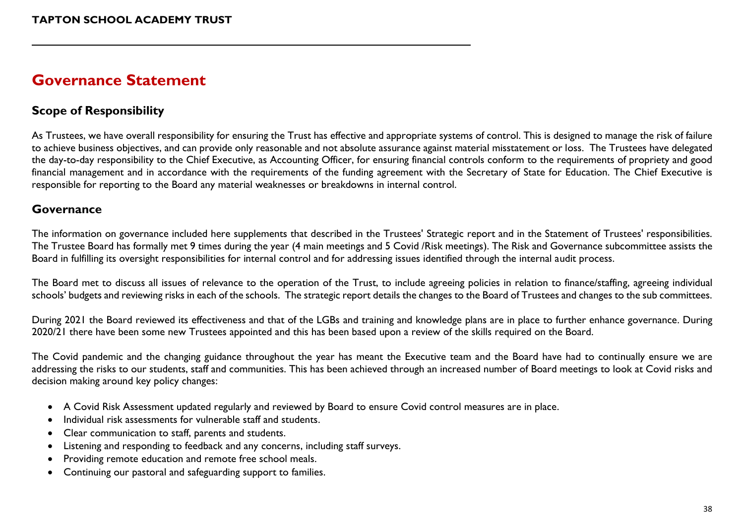# Governance Statement

## Scope of Responsibility

As Trustees, we have overall responsibility for ensuring the Trust has effective and appropriate systems of control. This is designed to manage the risk of failure to achieve business objectives, and can provide only reasonable and not absolute assurance against material misstatement or loss. The Trustees have delegated the day-to-day responsibility to the Chief Executive, as Accounting Officer, for ensuring financial controls conform to the requirements of propriety and good financial management and in accordance with the requirements of the funding agreement with the Secretary of State for Education. The Chief Executive is responsible for reporting to the Board any material weaknesses or breakdowns in internal control.

## Governance

The information on governance included here supplements that described in the Trustees' Strategic report and in the Statement of Trustees' responsibilities. The Trustee Board has formally met 9 times during the year (4 main meetings and 5 Covid /Risk meetings). The Risk and Governance subcommittee assists the Board in fulfilling its oversight responsibilities for internal control and for addressing issues identified through the internal audit process.

The Board met to discuss all issues of relevance to the operation of the Trust, to include agreeing policies in relation to finance/staffing, agreeing individual schools' budgets and reviewing risks in each of the schools. The strategic report details the changes to the Board of Trustees and changes to the sub committees.

During 2021 the Board reviewed its effectiveness and that of the LGBs and training and knowledge plans are in place to further enhance governance. During 2020/21 there have been some new Trustees appointed and this has been based upon a review of the skills required on the Board.

The Covid pandemic and the changing guidance throughout the year has meant the Executive team and the Board have had to continually ensure we are addressing the risks to our students, staff and communities. This has been achieved through an increased number of Board meetings to look at Covid risks and decision making around key policy changes:

- A Covid Risk Assessment updated regularly and reviewed by Board to ensure Covid control measures are in place.
- Individual risk assessments for vulnerable staff and students.
- Clear communication to staff, parents and students.
- Listening and responding to feedback and any concerns, including staff surveys.
- Providing remote education and remote free school meals.
- Continuing our pastoral and safeguarding support to families.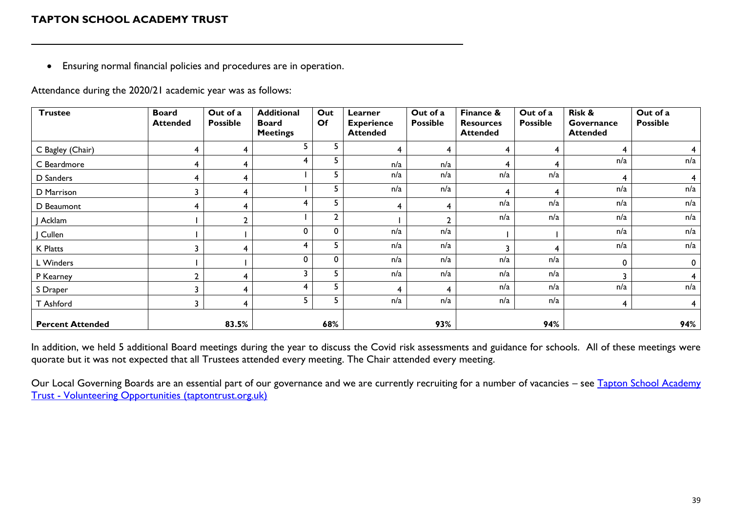- Ensuring normal financial policies and procedures are in operation.

Attendance during the 2020/21 academic year was as follows:

| Trustee | Board Attended | Out of a Possible | Additional Board Meetings | Out Of | Learner Experience Attended | Out of a Possible | Finance & Resources Attended | Out of a Possible | Risk & Governance Attended | Out of a Possible |
|---|---|---|---|---|---|---|---|---|---|---|
| C Bagley (Chair) | 4 | 4 | 5 | 5 | 4 | 4 | 4 | 4 | 4 | 4 |
| C Beardmore | 4 | 4 | 4 | 5 | n/a | n/a | 4 | 4 | n/a | n/a |
| D Sanders | 4 | 4 | 1 | 5 | n/a | n/a | n/a | n/a | 4 | 4 |
| D Marrison | 3 | 4 | 1 | 5 | n/a | n/a | 4 | 4 | n/a | n/a |
| D Beaumont | 4 | 4 | 4 | 5 | 4 | 4 | n/a | n/a | n/a | n/a |
| J Acklam | 1 | 2 | 1 | 2 | 1 | 2 | n/a | n/a | n/a | n/a |
| J Cullen | 1 | 1 | 0 | 0 | n/a | n/a | 1 | 1 | n/a | n/a |
| K Platts | 3 | 4 | 4 | 5 | n/a | n/a | 3 | 4 | n/a | n/a |
| L Winders | 1 | 1 | 0 | 0 | n/a | n/a | n/a | n/a | 0 | 0 |
| P Kearney | 2 | 4 | 3 | 5 | n/a | n/a | n/a | n/a | 3 | 4 |
| S Draper | 3 | 4 | 4 | 5 | 4 | 4 | n/a | n/a | n/a | n/a |
| T Ashford | 3 | 4 | 5 | 5 | n/a | n/a | n/a | n/a | 4 | 4 |
| **Percent Attended** | | 83.5% | | 68% | | 93% | | 94% | | 94% |

In addition, we held 5 additional Board meetings during the year to discuss the Covid risk assessments and guidance for schools. All of these meetings were quorate but it was not expected that all Trustees attended every meeting. The Chair attended every meeting.

Our Local Governing Boards are an essential part of our governance and we are currently recruiting for a number of vacancies – see [Tapton School Academy Trust - Volunteering Opportunities (taptontrust.org.uk)]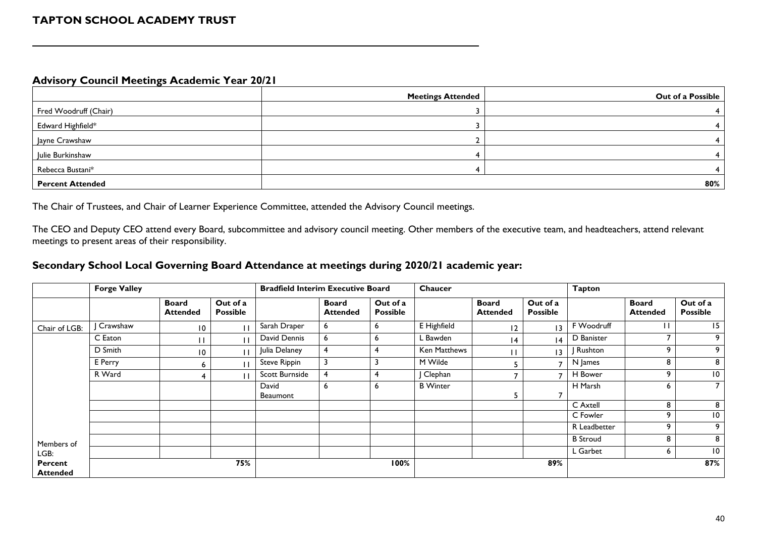# TAPTON SCHOOL ACADEMY TRUST

## Advisory Council Meetings Academic Year 20/21

| | Meetings Attended | Out of a Possible |
|---|---|---|
| Fred Woodruff (Chair) | 3 | 4 |
| Edward Highfield* | 3 | 4 |
| Jayne Crawshaw | 2 | 4 |
| Julie Burkinshaw | 4 | 4 |
| Rebecca Bustani* | 4 | 4 |
| **Percent Attended** | | **80%** |

The Chair of Trustees, and Chair of Learner Experience Committee, attended the Advisory Council meetings.

The CEO and Deputy CEO attend every Board, subcommittee and advisory council meeting. Other members of the executive team, and headteachers, attend relevant meetings to present areas of their responsibility.

## Secondary School Local Governing Board Attendance at meetings during 2020/21 academic year:

| | **Forge Valley** | | | **Bradfield Interim Executive Board** | | | **Chaucer** | | | **Tapton** | | |
|---|---|---|---|---|---|---|---|---|---|---|---|---|
| | | **Board Attended** | **Out of a Possible** | | **Board Attended** | **Out of a Possible** | | **Board Attended** | **Out of a Possible** | | **Board Attended** | **Out of a Possible** |
| Chair of LGB: | J Crawshaw | 10 | 11 | Sarah Draper | 6 | 6 | E Highfield | 12 | 13 | F Woodruff | 11 | 15 |
| Members of LGB: | C Eaton | 11 | 11 | David Dennis | 6 | 6 | L Bawden | 14 | 14 | D Banister | 7 | 9 |
| | D Smith | 10 | 11 | Julia Delaney | 4 | 4 | Ken Matthews | 11 | 13 | J Rushton | 9 | 9 |
| | E Perry | 6 | 11 | Steve Rippin | 3 | 3 | M Wilde | 5 | 7 | N James | 8 | 8 |
| | R Ward | 4 | 11 | Scott Burnside | 4 | 4 | J Clephan | 7 | 7 | H Bower | 9 | 10 |
| | | | | David Beaumont | 6 | 6 | B Winter | 5 | 7 | H Marsh | 6 | 7 |
| | | | | | | | | | | C Axtell | 8 | 8 |
| | | | | | | | | | | C Fowler | 9 | 10 |
| | | | | | | | | | | R Leadbetter | 9 | 9 |
| | | | | | | | | | | B Stroud | 8 | 8 |
| | | | | | | | | | | L Garbet | 6 | 10 |
| **Percent Attended** | | | **75%** | | | **100%** | | | **89%** | | | **87%** |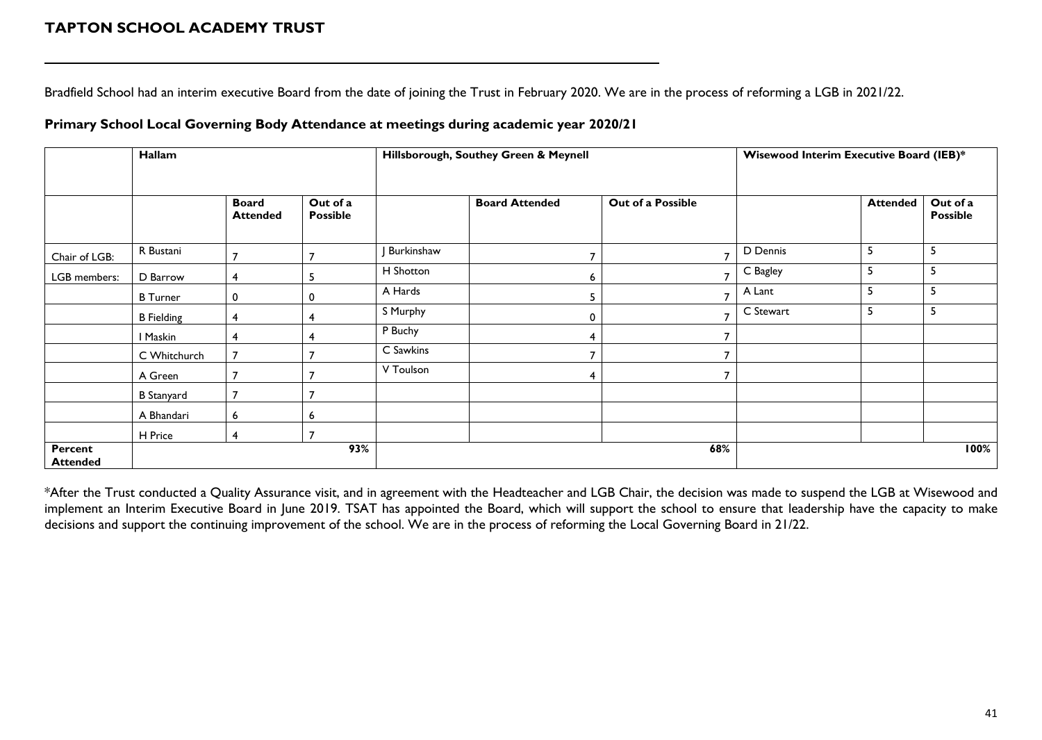Bradfield School had an interim executive Board from the date of joining the Trust in February 2020. We are in the process of reforming a LGB in 2021/22.

**Primary School Local Governing Body Attendance at meetings during academic year 2020/21**

| | Hallam | | | Hillsborough, Southey Green & Meynell | | | Wisewood Interim Executive Board (IEB)* | | |
|---|---|---|---|---|---|---|---|---|---|
| | | **Board Attended** | **Out of a Possible** | | **Board Attended** | **Out of a Possible** | | **Attended** | **Out of a Possible** |
| Chair of LGB: | R Bustani | 7 | 7 | J Burkinshaw | 7 | 7 | D Dennis | 5 | 5 |
| LGB members: | D Barrow | 4 | 5 | H Shotton | 6 | 7 | C Bagley | 5 | 5 |
| | B Turner | 0 | 0 | A Hards | 5 | 7 | A Lant | 5 | 5 |
| | B Fielding | 4 | 4 | S Murphy | 0 | 7 | C Stewart | 5 | 5 |
| | I Maskin | 4 | 4 | P Buchy | 4 | 7 | | | |
| | C Whitchurch | 7 | 7 | C Sawkins | 7 | 7 | | | |
| | A Green | 7 | 7 | V Toulson | 4 | 7 | | | |
| | B Stanyard | 7 | 7 | | | | | | |
| | A Bhandari | 6 | 6 | | | | | | |
| | H Price | 4 | 7 | | | | | | |
| **Percent Attended** | | | **93%** | | | **68%** | | | **100%** |

*After the Trust conducted a Quality Assurance visit, and in agreement with the Headteacher and LGB Chair, the decision was made to suspend the LGB at Wisewood and implement an Interim Executive Board in June 2019. TSAT has appointed the Board, which will support the school to ensure that leadership have the capacity to make decisions and support the continuing improvement of the school. We are in the process of reforming the Local Governing Board in 21/22.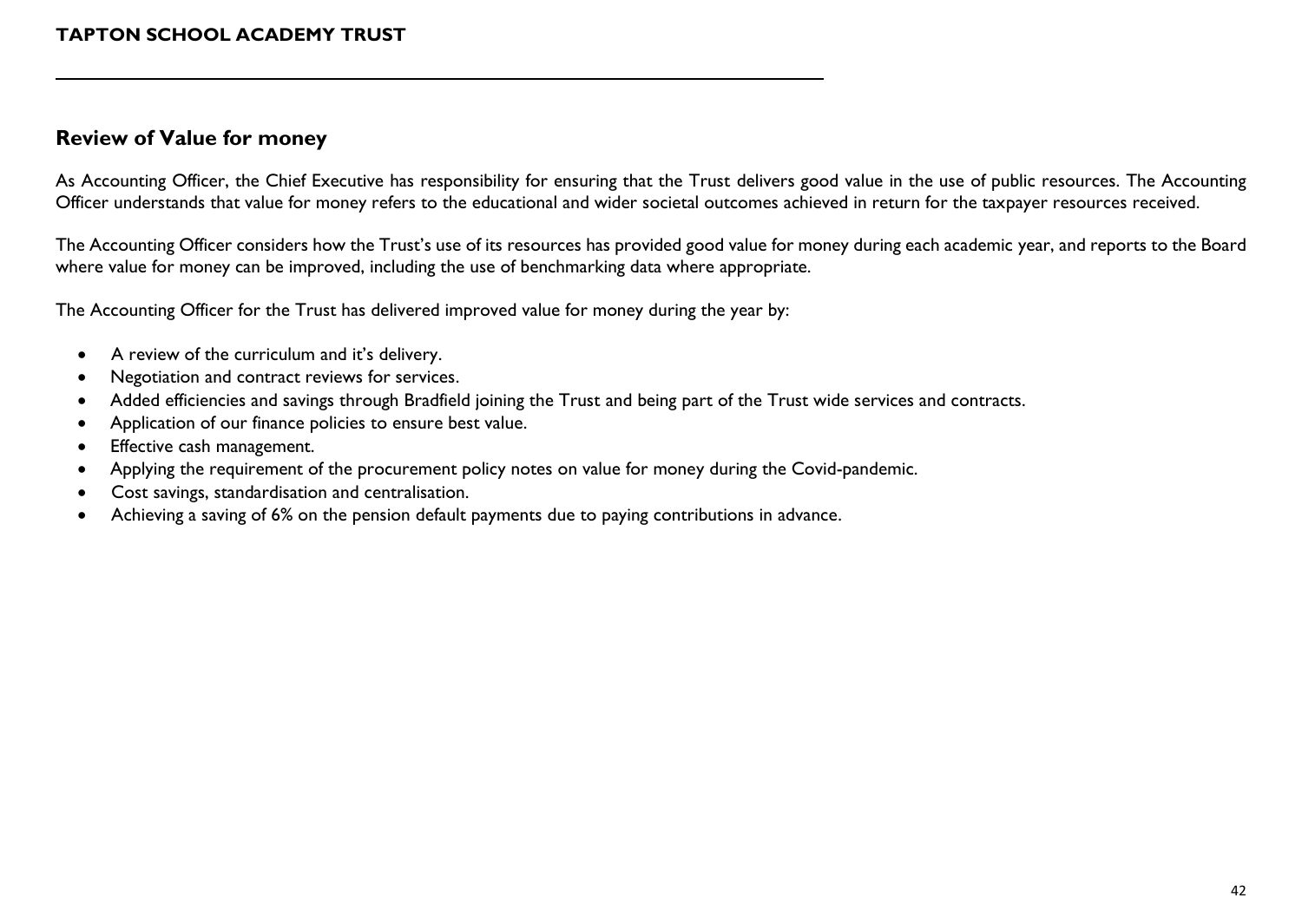## Review of Value for money

As Accounting Officer, the Chief Executive has responsibility for ensuring that the Trust delivers good value in the use of public resources. The Accounting Officer understands that value for money refers to the educational and wider societal outcomes achieved in return for the taxpayer resources received.

The Accounting Officer considers how the Trust's use of its resources has provided good value for money during each academic year, and reports to the Board where value for money can be improved, including the use of benchmarking data where appropriate.

The Accounting Officer for the Trust has delivered improved value for money during the year by:

- A review of the curriculum and it's delivery.
- Negotiation and contract reviews for services.
- Added efficiencies and savings through Bradfield joining the Trust and being part of the Trust wide services and contracts.
- Application of our finance policies to ensure best value.
- Effective cash management.
- Applying the requirement of the procurement policy notes on value for money during the Covid-pandemic.
- Cost savings, standardisation and centralisation.
- Achieving a saving of 6% on the pension default payments due to paying contributions in advance.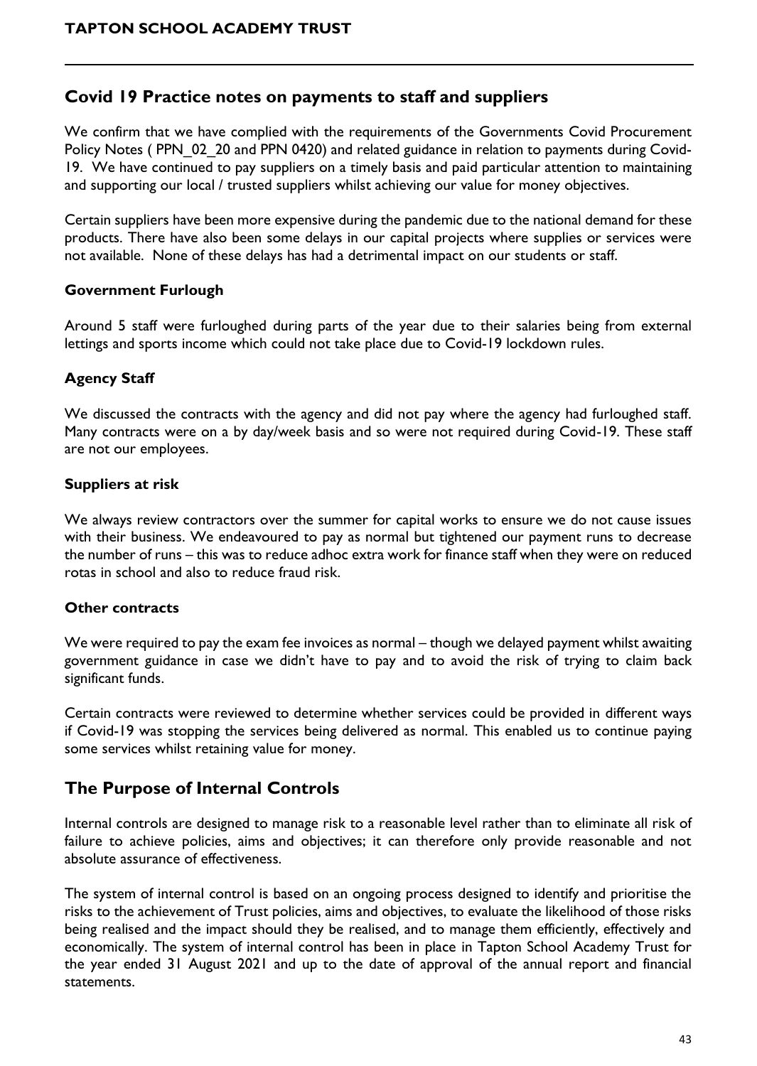## Covid 19 Practice notes on payments to staff and suppliers

We confirm that we have complied with the requirements of the Governments Covid Procurement Policy Notes ( PPN_02_20 and PPN 0420) and related guidance in relation to payments during Covid-19. We have continued to pay suppliers on a timely basis and paid particular attention to maintaining and supporting our local / trusted suppliers whilst achieving our value for money objectives.

Certain suppliers have been more expensive during the pandemic due to the national demand for these products. There have also been some delays in our capital projects where supplies or services were not available. None of these delays has had a detrimental impact on our students or staff.

### Government Furlough

Around 5 staff were furloughed during parts of the year due to their salaries being from external lettings and sports income which could not take place due to Covid-19 lockdown rules.

### Agency Staff

We discussed the contracts with the agency and did not pay where the agency had furloughed staff. Many contracts were on a by day/week basis and so were not required during Covid-19. These staff are not our employees.

### Suppliers at risk

We always review contractors over the summer for capital works to ensure we do not cause issues with their business. We endeavoured to pay as normal but tightened our payment runs to decrease the number of runs – this was to reduce adhoc extra work for finance staff when they were on reduced rotas in school and also to reduce fraud risk.

### Other contracts

We were required to pay the exam fee invoices as normal – though we delayed payment whilst awaiting government guidance in case we didn't have to pay and to avoid the risk of trying to claim back significant funds.

Certain contracts were reviewed to determine whether services could be provided in different ways if Covid-19 was stopping the services being delivered as normal. This enabled us to continue paying some services whilst retaining value for money.

## The Purpose of Internal Controls

Internal controls are designed to manage risk to a reasonable level rather than to eliminate all risk of failure to achieve policies, aims and objectives; it can therefore only provide reasonable and not absolute assurance of effectiveness.

The system of internal control is based on an ongoing process designed to identify and prioritise the risks to the achievement of Trust policies, aims and objectives, to evaluate the likelihood of those risks being realised and the impact should they be realised, and to manage them efficiently, effectively and economically. The system of internal control has been in place in Tapton School Academy Trust for the year ended 31 August 2021 and up to the date of approval of the annual report and financial statements.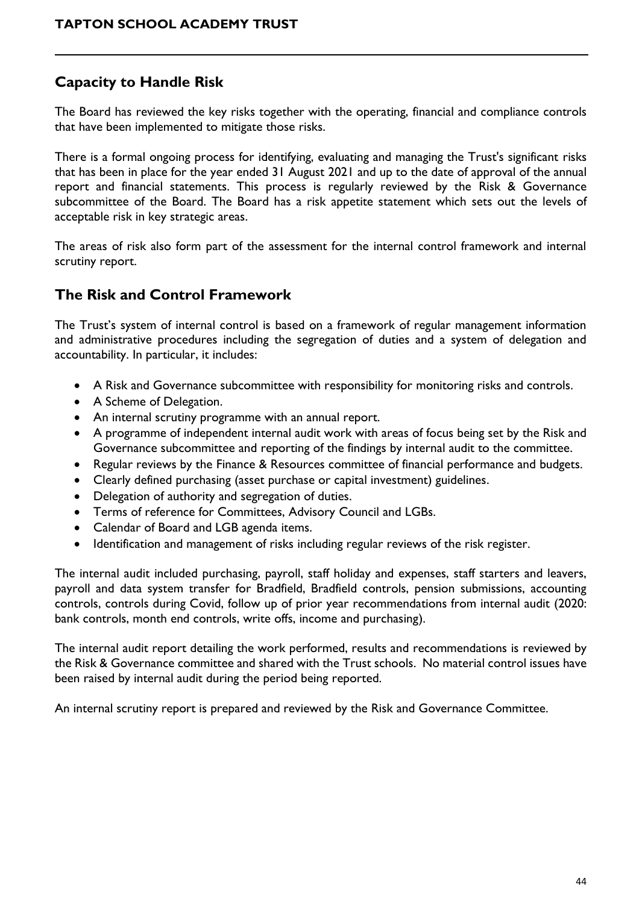## Capacity to Handle Risk

The Board has reviewed the key risks together with the operating, financial and compliance controls that have been implemented to mitigate those risks.

There is a formal ongoing process for identifying, evaluating and managing the Trust's significant risks that has been in place for the year ended 31 August 2021 and up to the date of approval of the annual report and financial statements. This process is regularly reviewed by the Risk & Governance subcommittee of the Board. The Board has a risk appetite statement which sets out the levels of acceptable risk in key strategic areas.

The areas of risk also form part of the assessment for the internal control framework and internal scrutiny report.

## The Risk and Control Framework

The Trust's system of internal control is based on a framework of regular management information and administrative procedures including the segregation of duties and a system of delegation and accountability. In particular, it includes:

- A Risk and Governance subcommittee with responsibility for monitoring risks and controls.
- A Scheme of Delegation.
- An internal scrutiny programme with an annual report.
- A programme of independent internal audit work with areas of focus being set by the Risk and Governance subcommittee and reporting of the findings by internal audit to the committee.
- Regular reviews by the Finance & Resources committee of financial performance and budgets.
- Clearly defined purchasing (asset purchase or capital investment) guidelines.
- Delegation of authority and segregation of duties.
- Terms of reference for Committees, Advisory Council and LGBs.
- Calendar of Board and LGB agenda items.
- Identification and management of risks including regular reviews of the risk register.

The internal audit included purchasing, payroll, staff holiday and expenses, staff starters and leavers, payroll and data system transfer for Bradfield, Bradfield controls, pension submissions, accounting controls, controls during Covid, follow up of prior year recommendations from internal audit (2020: bank controls, month end controls, write offs, income and purchasing).

The internal audit report detailing the work performed, results and recommendations is reviewed by the Risk & Governance committee and shared with the Trust schools. No material control issues have been raised by internal audit during the period being reported.

An internal scrutiny report is prepared and reviewed by the Risk and Governance Committee.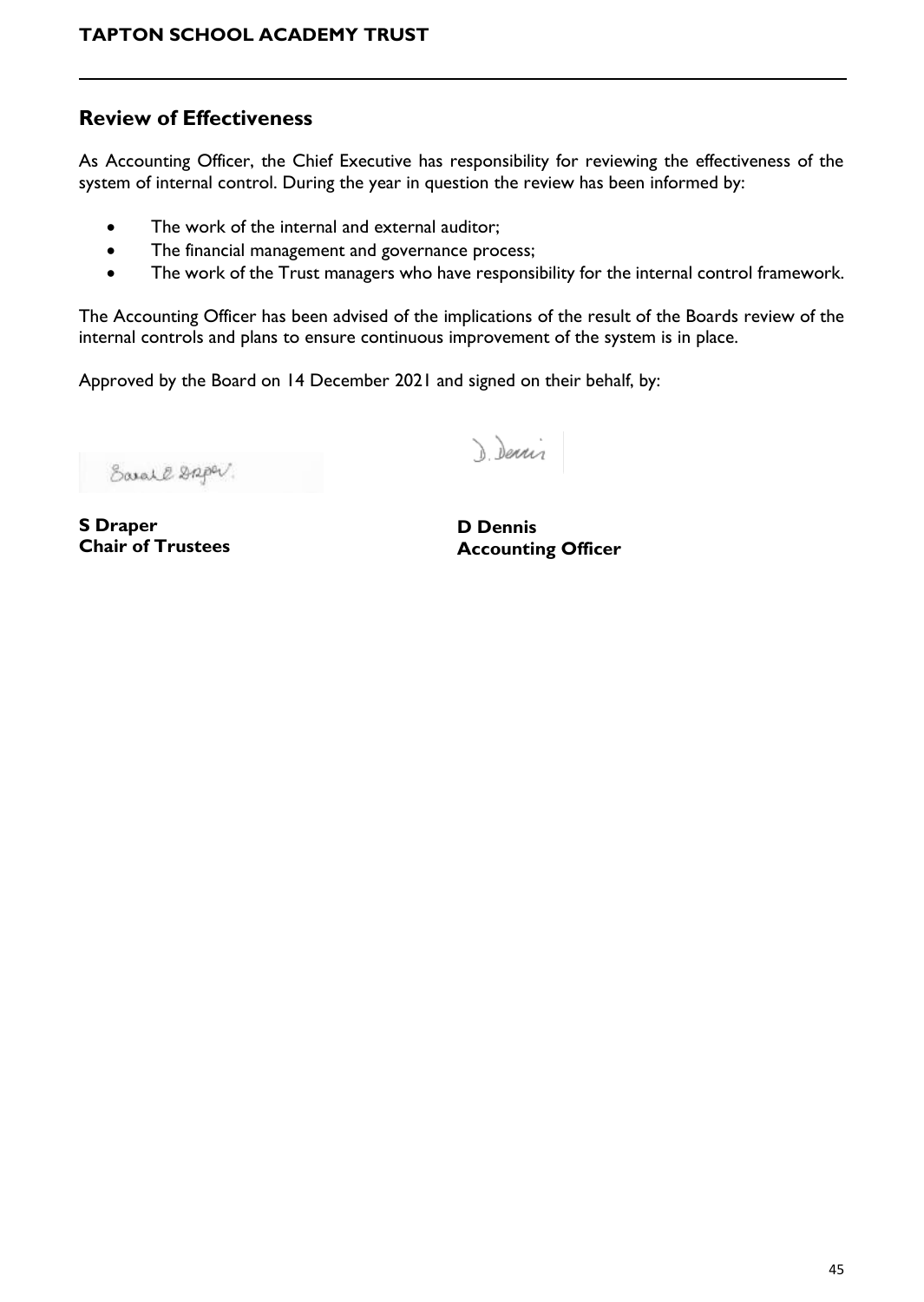## Review of Effectiveness

As Accounting Officer, the Chief Executive has responsibility for reviewing the effectiveness of the system of internal control. During the year in question the review has been informed by:

- The work of the internal and external auditor;
- The financial management and governance process;
- The work of the Trust managers who have responsibility for the internal control framework.

The Accounting Officer has been advised of the implications of the result of the Boards review of the internal controls and plans to ensure continuous improvement of the system is in place.

Approved by the Board on 14 December 2021 and signed on their behalf, by:

**S Draper**
**Chair of Trustees**

**D Dennis**
**Accounting Officer**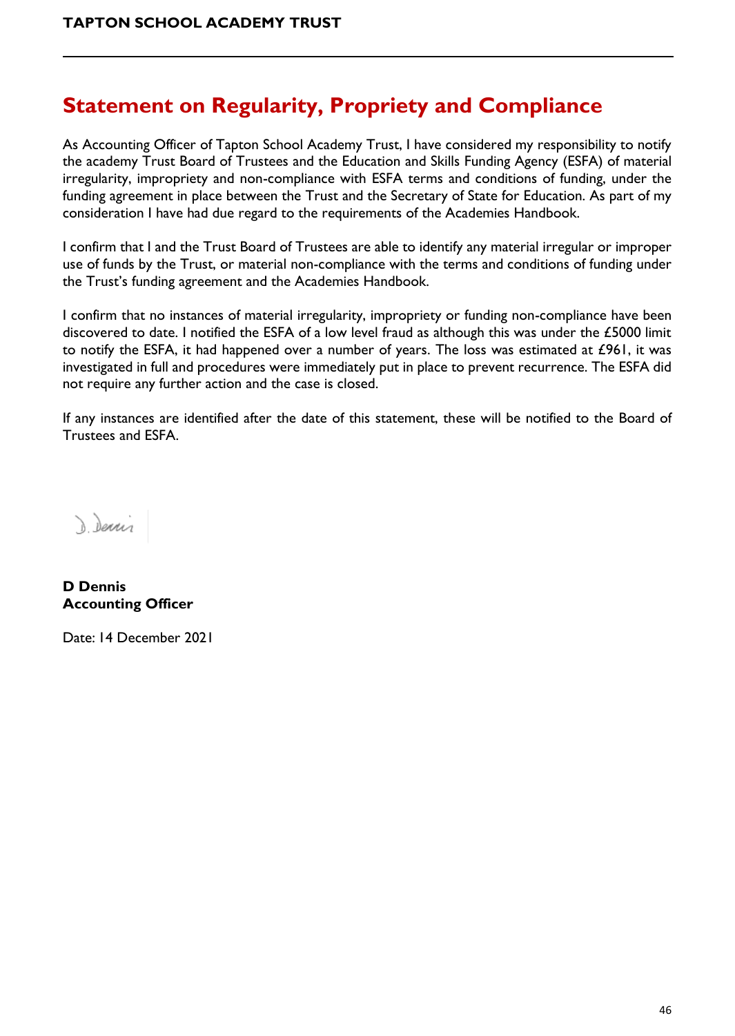## Statement on Regularity, Propriety and Compliance

As Accounting Officer of Tapton School Academy Trust, I have considered my responsibility to notify the academy Trust Board of Trustees and the Education and Skills Funding Agency (ESFA) of material irregularity, impropriety and non-compliance with ESFA terms and conditions of funding, under the funding agreement in place between the Trust and the Secretary of State for Education. As part of my consideration I have had due regard to the requirements of the Academies Handbook.

I confirm that I and the Trust Board of Trustees are able to identify any material irregular or improper use of funds by the Trust, or material non-compliance with the terms and conditions of funding under the Trust's funding agreement and the Academies Handbook.

I confirm that no instances of material irregularity, impropriety or funding non-compliance have been discovered to date. I notified the ESFA of a low level fraud as although this was under the £5000 limit to notify the ESFA, it had happened over a number of years. The loss was estimated at £961, it was investigated in full and procedures were immediately put in place to prevent recurrence. The ESFA did not require any further action and the case is closed.

If any instances are identified after the date of this statement, these will be notified to the Board of Trustees and ESFA.

D. Dennis

**D Dennis**
**Accounting Officer**

Date: 14 December 2021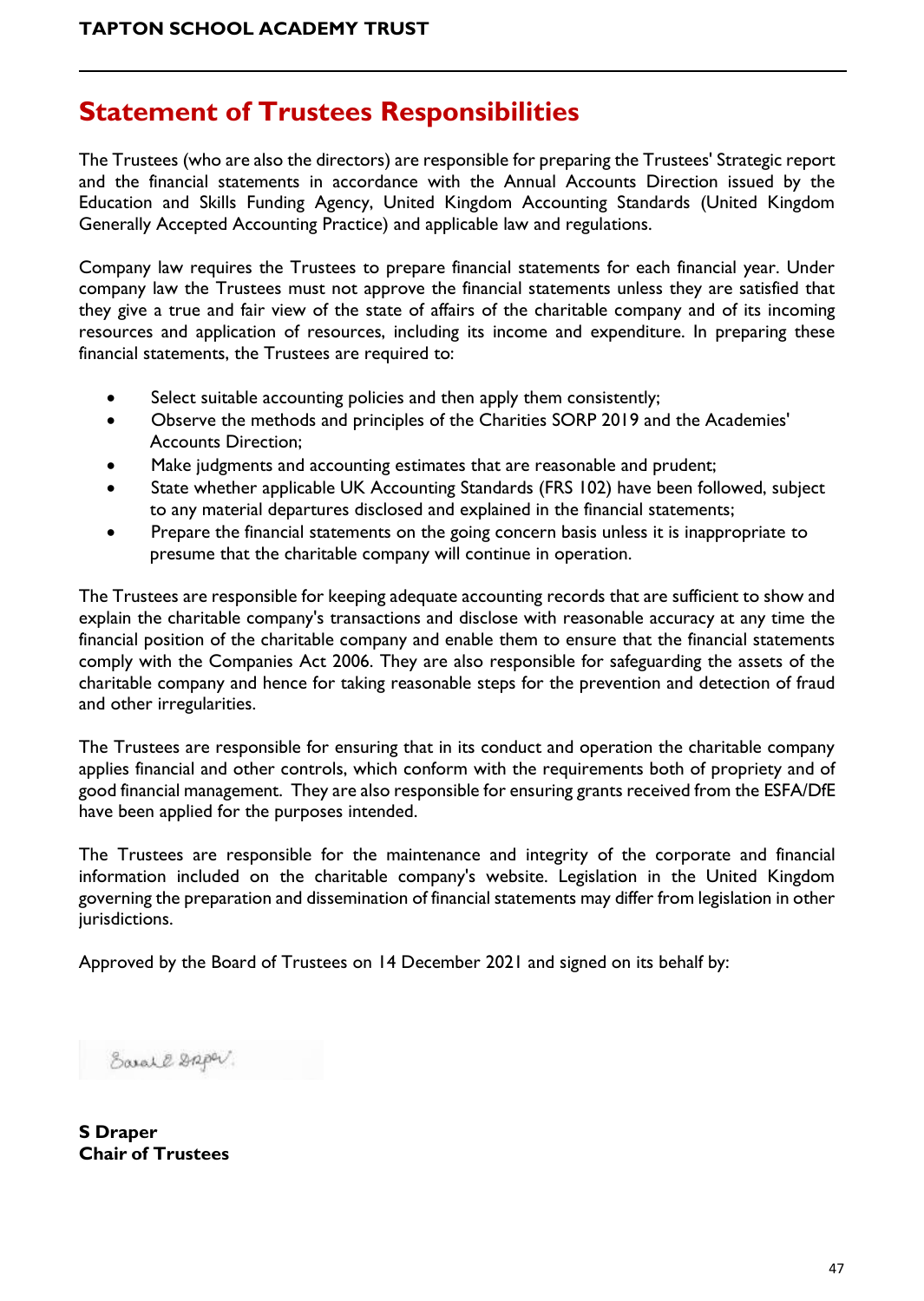# Statement of Trustees Responsibilities

The Trustees (who are also the directors) are responsible for preparing the Trustees' Strategic report and the financial statements in accordance with the Annual Accounts Direction issued by the Education and Skills Funding Agency, United Kingdom Accounting Standards (United Kingdom Generally Accepted Accounting Practice) and applicable law and regulations.

Company law requires the Trustees to prepare financial statements for each financial year. Under company law the Trustees must not approve the financial statements unless they are satisfied that they give a true and fair view of the state of affairs of the charitable company and of its incoming resources and application of resources, including its income and expenditure. In preparing these financial statements, the Trustees are required to:

- Select suitable accounting policies and then apply them consistently;
- Observe the methods and principles of the Charities SORP 2019 and the Academies' Accounts Direction;
- Make judgments and accounting estimates that are reasonable and prudent;
- State whether applicable UK Accounting Standards (FRS 102) have been followed, subject to any material departures disclosed and explained in the financial statements;
- Prepare the financial statements on the going concern basis unless it is inappropriate to presume that the charitable company will continue in operation.

The Trustees are responsible for keeping adequate accounting records that are sufficient to show and explain the charitable company's transactions and disclose with reasonable accuracy at any time the financial position of the charitable company and enable them to ensure that the financial statements comply with the Companies Act 2006. They are also responsible for safeguarding the assets of the charitable company and hence for taking reasonable steps for the prevention and detection of fraud and other irregularities.

The Trustees are responsible for ensuring that in its conduct and operation the charitable company applies financial and other controls, which conform with the requirements both of propriety and of good financial management. They are also responsible for ensuring grants received from the ESFA/DfE have been applied for the purposes intended.

The Trustees are responsible for the maintenance and integrity of the corporate and financial information included on the charitable company's website. Legislation in the United Kingdom governing the preparation and dissemination of financial statements may differ from legislation in other jurisdictions.

Approved by the Board of Trustees on 14 December 2021 and signed on its behalf by:

**S Draper**
**Chair of Trustees**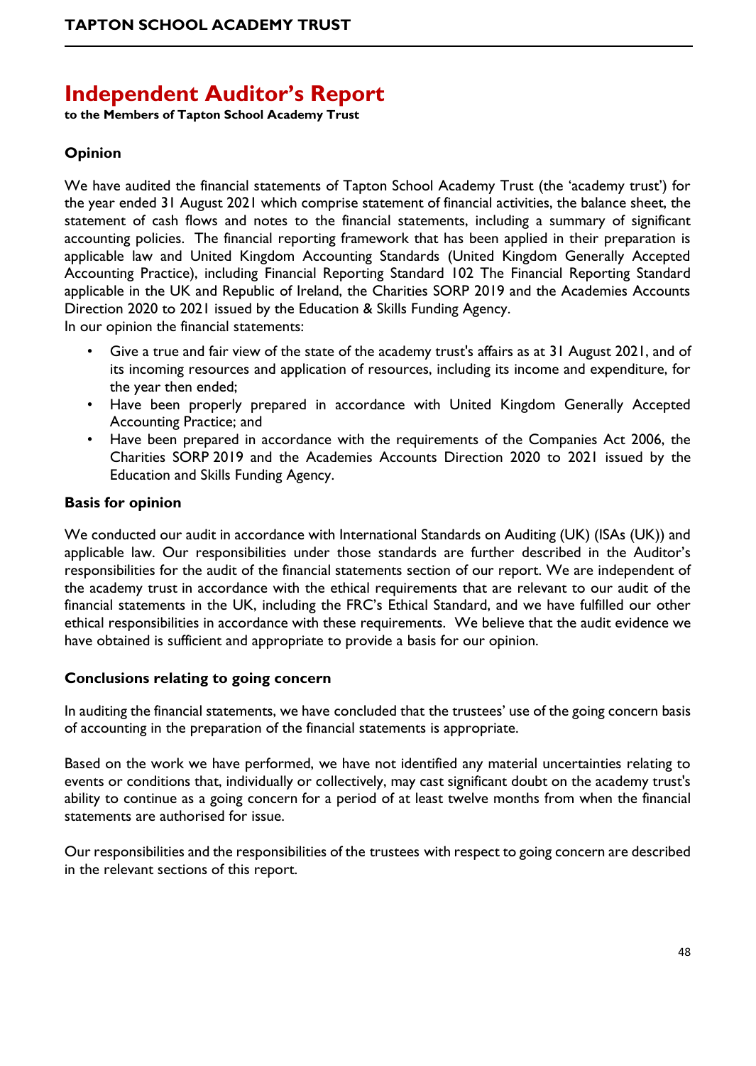# Independent Auditor's Report

**to the Members of Tapton School Academy Trust**

## Opinion

We have audited the financial statements of Tapton School Academy Trust (the 'academy trust') for the year ended 31 August 2021 which comprise statement of financial activities, the balance sheet, the statement of cash flows and notes to the financial statements, including a summary of significant accounting policies. The financial reporting framework that has been applied in their preparation is applicable law and United Kingdom Accounting Standards (United Kingdom Generally Accepted Accounting Practice), including Financial Reporting Standard 102 The Financial Reporting Standard applicable in the UK and Republic of Ireland, the Charities SORP 2019 and the Academies Accounts Direction 2020 to 2021 issued by the Education & Skills Funding Agency.
In our opinion the financial statements:

- Give a true and fair view of the state of the academy trust's affairs as at 31 August 2021, and of its incoming resources and application of resources, including its income and expenditure, for the year then ended;
- Have been properly prepared in accordance with United Kingdom Generally Accepted Accounting Practice; and
- Have been prepared in accordance with the requirements of the Companies Act 2006, the Charities SORP 2019 and the Academies Accounts Direction 2020 to 2021 issued by the Education and Skills Funding Agency.

## Basis for opinion

We conducted our audit in accordance with International Standards on Auditing (UK) (ISAs (UK)) and applicable law. Our responsibilities under those standards are further described in the Auditor's responsibilities for the audit of the financial statements section of our report. We are independent of the academy trust in accordance with the ethical requirements that are relevant to our audit of the financial statements in the UK, including the FRC's Ethical Standard, and we have fulfilled our other ethical responsibilities in accordance with these requirements. We believe that the audit evidence we have obtained is sufficient and appropriate to provide a basis for our opinion.

## Conclusions relating to going concern

In auditing the financial statements, we have concluded that the trustees' use of the going concern basis of accounting in the preparation of the financial statements is appropriate.

Based on the work we have performed, we have not identified any material uncertainties relating to events or conditions that, individually or collectively, may cast significant doubt on the academy trust's ability to continue as a going concern for a period of at least twelve months from when the financial statements are authorised for issue.

Our responsibilities and the responsibilities of the trustees with respect to going concern are described in the relevant sections of this report.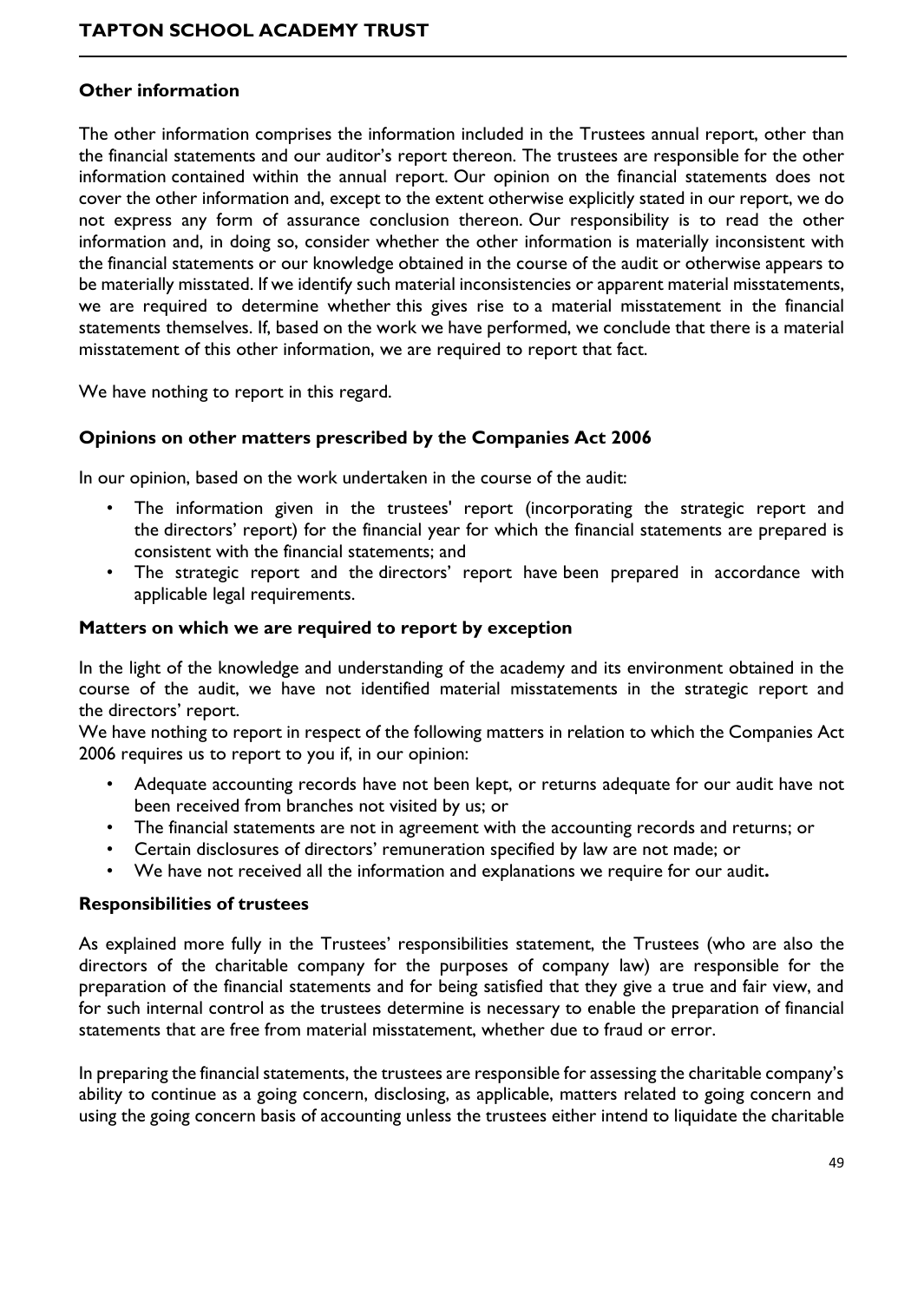### Other information

The other information comprises the information included in the Trustees annual report, other than the financial statements and our auditor's report thereon. The trustees are responsible for the other information contained within the annual report. Our opinion on the financial statements does not cover the other information and, except to the extent otherwise explicitly stated in our report, we do not express any form of assurance conclusion thereon. Our responsibility is to read the other information and, in doing so, consider whether the other information is materially inconsistent with the financial statements or our knowledge obtained in the course of the audit or otherwise appears to be materially misstated. If we identify such material inconsistencies or apparent material misstatements, we are required to determine whether this gives rise to a material misstatement in the financial statements themselves. If, based on the work we have performed, we conclude that there is a material misstatement of this other information, we are required to report that fact.

We have nothing to report in this regard.

### Opinions on other matters prescribed by the Companies Act 2006

In our opinion, based on the work undertaken in the course of the audit:

- The information given in the trustees' report (incorporating the strategic report and the directors' report) for the financial year for which the financial statements are prepared is consistent with the financial statements; and
- The strategic report and the directors' report have been prepared in accordance with applicable legal requirements.

### Matters on which we are required to report by exception

In the light of the knowledge and understanding of the academy and its environment obtained in the course of the audit, we have not identified material misstatements in the strategic report and the directors' report.

We have nothing to report in respect of the following matters in relation to which the Companies Act 2006 requires us to report to you if, in our opinion:

- Adequate accounting records have not been kept, or returns adequate for our audit have not been received from branches not visited by us; or
- The financial statements are not in agreement with the accounting records and returns; or
- Certain disclosures of directors' remuneration specified by law are not made; or
- We have not received all the information and explanations we require for our audit**.**

### Responsibilities of trustees

As explained more fully in the Trustees' responsibilities statement, the Trustees (who are also the directors of the charitable company for the purposes of company law) are responsible for the preparation of the financial statements and for being satisfied that they give a true and fair view, and for such internal control as the trustees determine is necessary to enable the preparation of financial statements that are free from material misstatement, whether due to fraud or error.

In preparing the financial statements, the trustees are responsible for assessing the charitable company's ability to continue as a going concern, disclosing, as applicable, matters related to going concern and using the going concern basis of accounting unless the trustees either intend to liquidate the charitable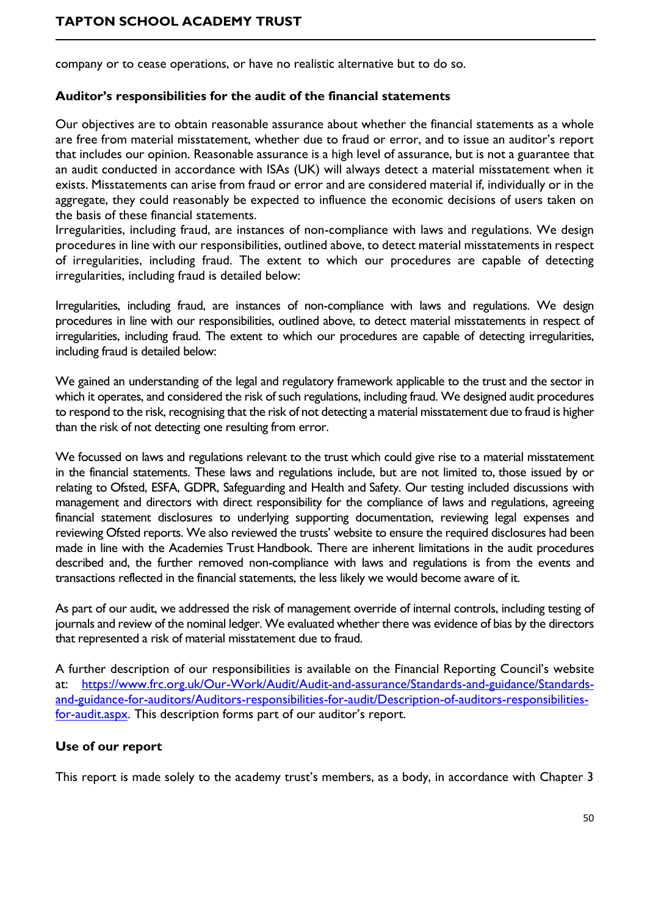company or to cease operations, or have no realistic alternative but to do so.

### Auditor's responsibilities for the audit of the financial statements

Our objectives are to obtain reasonable assurance about whether the financial statements as a whole are free from material misstatement, whether due to fraud or error, and to issue an auditor's report that includes our opinion. Reasonable assurance is a high level of assurance, but is not a guarantee that an audit conducted in accordance with ISAs (UK) will always detect a material misstatement when it exists. Misstatements can arise from fraud or error and are considered material if, individually or in the aggregate, they could reasonably be expected to influence the economic decisions of users taken on the basis of these financial statements.
Irregularities, including fraud, are instances of non-compliance with laws and regulations. We design procedures in line with our responsibilities, outlined above, to detect material misstatements in respect of irregularities, including fraud. The extent to which our procedures are capable of detecting irregularities, including fraud is detailed below:

Irregularities, including fraud, are instances of non-compliance with laws and regulations. We design procedures in line with our responsibilities, outlined above, to detect material misstatements in respect of irregularities, including fraud. The extent to which our procedures are capable of detecting irregularities, including fraud is detailed below:

We gained an understanding of the legal and regulatory framework applicable to the trust and the sector in which it operates, and considered the risk of such regulations, including fraud. We designed audit procedures to respond to the risk, recognising that the risk of not detecting a material misstatement due to fraud is higher than the risk of not detecting one resulting from error.

We focussed on laws and regulations relevant to the trust which could give rise to a material misstatement in the financial statements. These laws and regulations include, but are not limited to, those issued by or relating to Ofsted, ESFA, GDPR, Safeguarding and Health and Safety. Our testing included discussions with management and directors with direct responsibility for the compliance of laws and regulations, agreeing financial statement disclosures to underlying supporting documentation, reviewing legal expenses and reviewing Ofsted reports. We also reviewed the trusts' website to ensure the required disclosures had been made in line with the Academies Trust Handbook. There are inherent limitations in the audit procedures described and, the further removed non-compliance with laws and regulations is from the events and transactions reflected in the financial statements, the less likely we would become aware of it.

As part of our audit, we addressed the risk of management override of internal controls, including testing of journals and review of the nominal ledger. We evaluated whether there was evidence of bias by the directors that represented a risk of material misstatement due to fraud.

A further description of our responsibilities is available on the Financial Reporting Council's website at: [https://www.frc.org.uk/Our-Work/Audit/Audit-and-assurance/Standards-and-guidance/Standards-and-guidance-for-auditors/Auditors-responsibilities-for-audit/Description-of-auditors-responsibilities-for-audit.aspx](https://www.frc.org.uk/Our-Work/Audit/Audit-and-assurance/Standards-and-guidance/Standards-and-guidance-for-auditors/Auditors-responsibilities-for-audit/Description-of-auditors-responsibilities-for-audit.aspx). This description forms part of our auditor's report.

### Use of our report

This report is made solely to the academy trust's members, as a body, in accordance with Chapter 3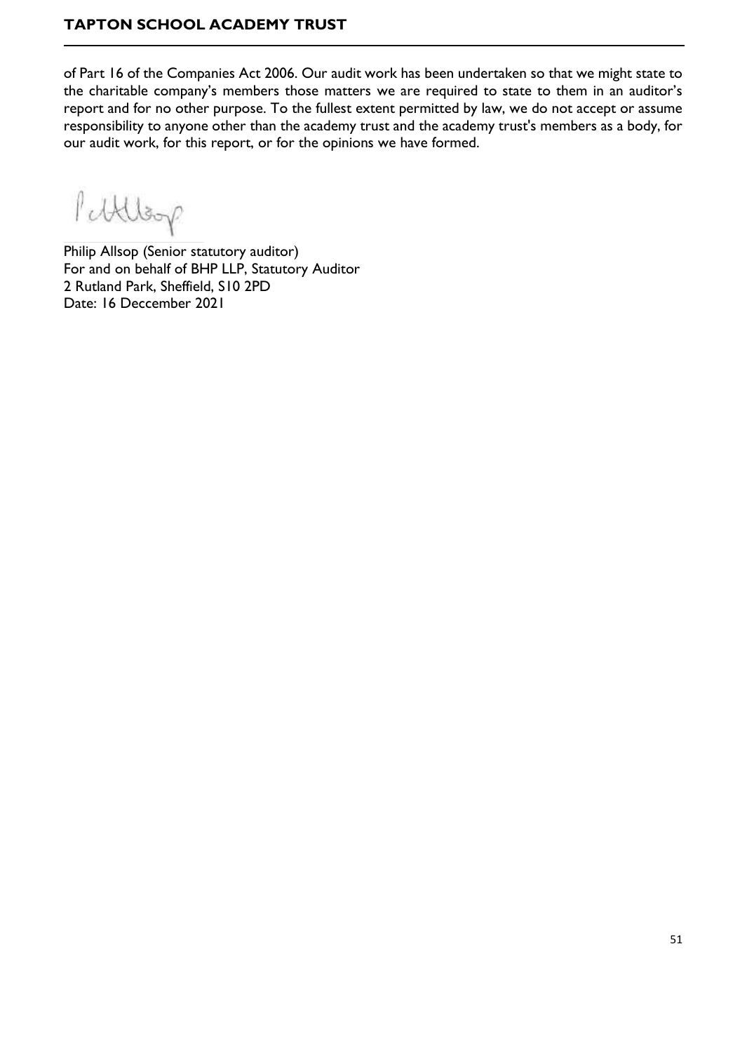of Part 16 of the Companies Act 2006. Our audit work has been undertaken so that we might state to the charitable company's members those matters we are required to state to them in an auditor's report and for no other purpose. To the fullest extent permitted by law, we do not accept or assume responsibility to anyone other than the academy trust and the academy trust's members as a body, for our audit work, for this report, or for the opinions we have formed.

Philip Allsop (Senior statutory auditor)
For and on behalf of BHP LLP, Statutory Auditor
2 Rutland Park, Sheffield, S10 2PD
Date: 16 Deccember 2021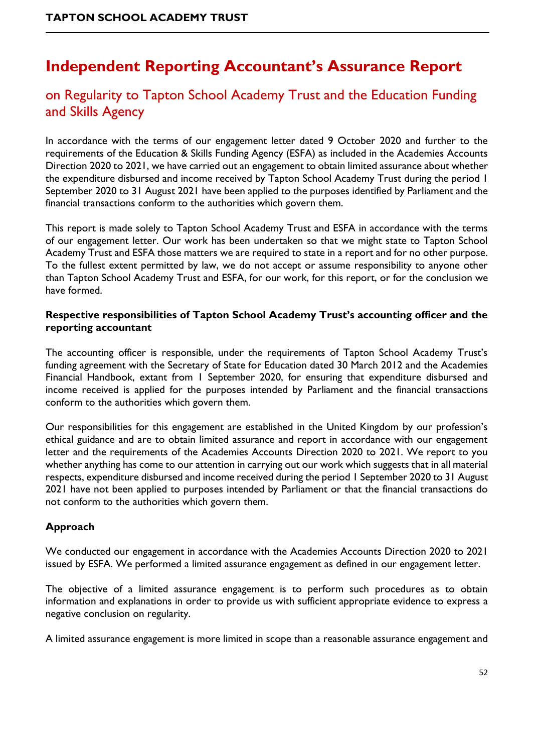# Independent Reporting Accountant's Assurance Report

## on Regularity to Tapton School Academy Trust and the Education Funding and Skills Agency

In accordance with the terms of our engagement letter dated 9 October 2020 and further to the requirements of the Education & Skills Funding Agency (ESFA) as included in the Academies Accounts Direction 2020 to 2021, we have carried out an engagement to obtain limited assurance about whether the expenditure disbursed and income received by Tapton School Academy Trust during the period 1 September 2020 to 31 August 2021 have been applied to the purposes identified by Parliament and the financial transactions conform to the authorities which govern them.

This report is made solely to Tapton School Academy Trust and ESFA in accordance with the terms of our engagement letter. Our work has been undertaken so that we might state to Tapton School Academy Trust and ESFA those matters we are required to state in a report and for no other purpose. To the fullest extent permitted by law, we do not accept or assume responsibility to anyone other than Tapton School Academy Trust and ESFA, for our work, for this report, or for the conclusion we have formed.

**Respective responsibilities of Tapton School Academy Trust's accounting officer and the reporting accountant**

The accounting officer is responsible, under the requirements of Tapton School Academy Trust's funding agreement with the Secretary of State for Education dated 30 March 2012 and the Academies Financial Handbook, extant from 1 September 2020, for ensuring that expenditure disbursed and income received is applied for the purposes intended by Parliament and the financial transactions conform to the authorities which govern them.

Our responsibilities for this engagement are established in the United Kingdom by our profession's ethical guidance and are to obtain limited assurance and report in accordance with our engagement letter and the requirements of the Academies Accounts Direction 2020 to 2021. We report to you whether anything has come to our attention in carrying out our work which suggests that in all material respects, expenditure disbursed and income received during the period 1 September 2020 to 31 August 2021 have not been applied to purposes intended by Parliament or that the financial transactions do not conform to the authorities which govern them.

**Approach**

We conducted our engagement in accordance with the Academies Accounts Direction 2020 to 2021 issued by ESFA. We performed a limited assurance engagement as defined in our engagement letter.

The objective of a limited assurance engagement is to perform such procedures as to obtain information and explanations in order to provide us with sufficient appropriate evidence to express a negative conclusion on regularity.

A limited assurance engagement is more limited in scope than a reasonable assurance engagement and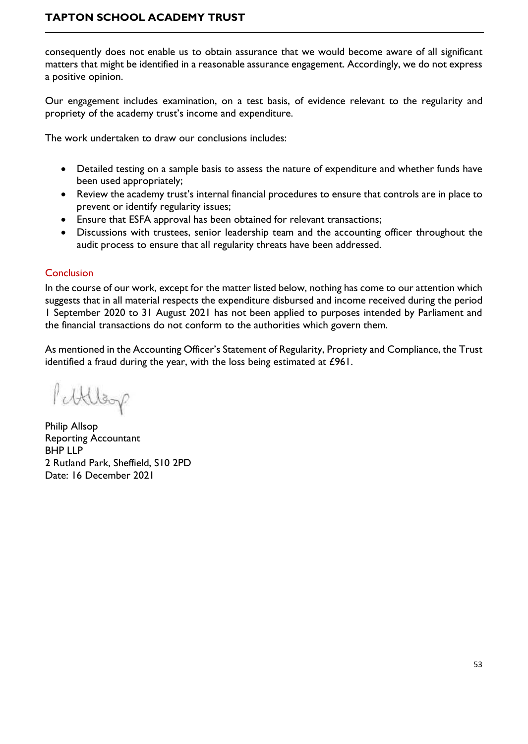consequently does not enable us to obtain assurance that we would become aware of all significant matters that might be identified in a reasonable assurance engagement. Accordingly, we do not express a positive opinion.

Our engagement includes examination, on a test basis, of evidence relevant to the regularity and propriety of the academy trust's income and expenditure.

The work undertaken to draw our conclusions includes:

- Detailed testing on a sample basis to assess the nature of expenditure and whether funds have been used appropriately;
- Review the academy trust's internal financial procedures to ensure that controls are in place to prevent or identify regularity issues;
- Ensure that ESFA approval has been obtained for relevant transactions;
- Discussions with trustees, senior leadership team and the accounting officer throughout the audit process to ensure that all regularity threats have been addressed.

### Conclusion

In the course of our work, except for the matter listed below, nothing has come to our attention which suggests that in all material respects the expenditure disbursed and income received during the period 1 September 2020 to 31 August 2021 has not been applied to purposes intended by Parliament and the financial transactions do not conform to the authorities which govern them.

As mentioned in the Accounting Officer's Statement of Regularity, Propriety and Compliance, the Trust identified a fraud during the year, with the loss being estimated at £961.

Philip Allsop
Reporting Accountant
BHP LLP
2 Rutland Park, Sheffield, S10 2PD
Date: 16 December 2021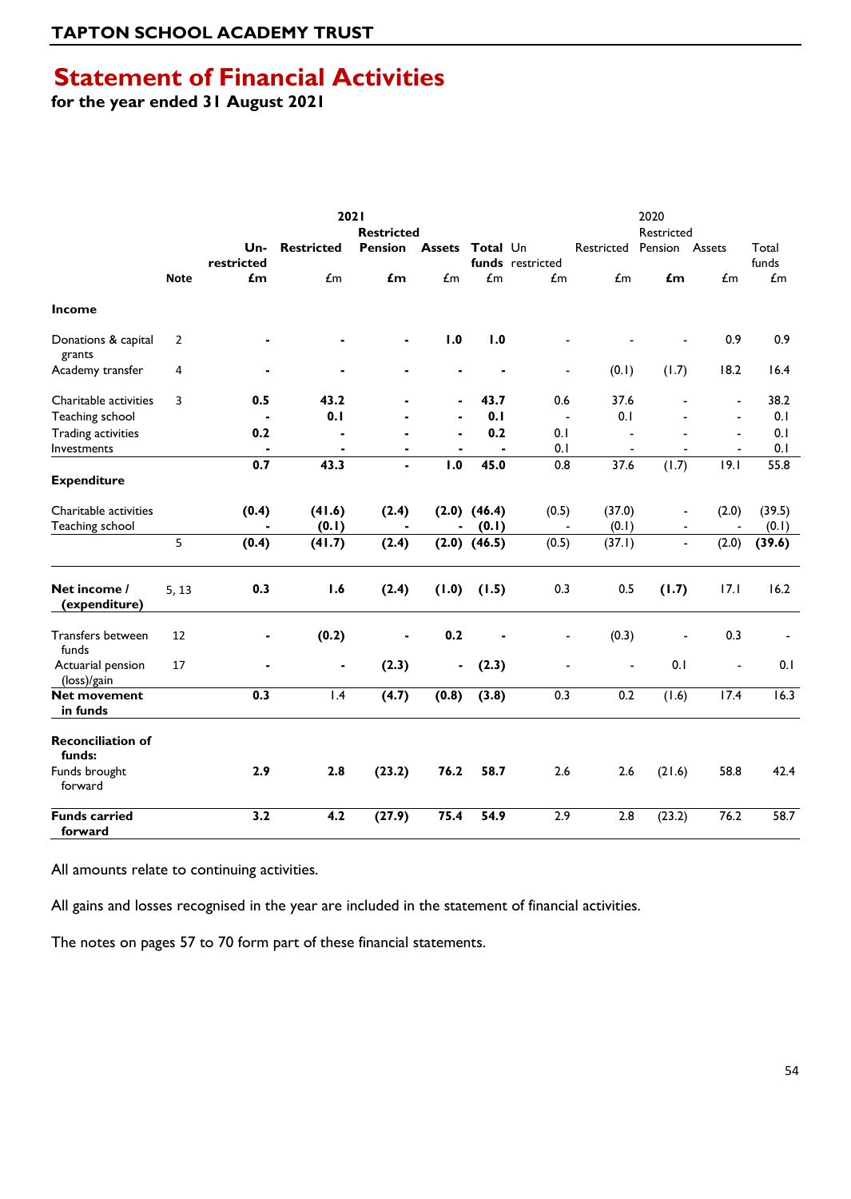## TAPTON SCHOOL ACADEMY TRUST

# Statement of Financial Activities

**for the year ended 31 August 2021**

| | | 2021 | | | | | 2020 | | | | |
|---|---|---|---|---|---|---|---|---|---|---|---|
| | | | | **Restricted** | | | | | Restricted | | |
| | | **Un-restricted** | **Restricted** | **Pension** | **Assets** | **Total funds** | Un restricted | Restricted | Pension | Assets | Total funds |
| | **Note** | **£m** | £m | **£m** | £m | £m | £m | £m | **£m** | £m | £m |
| **Income** | | | | | | | | | | | |
| Donations & capital grants | 2 | **-** | **-** | **-** | **1.0** | **1.0** | - | - | - | 0.9 | 0.9 |
| Academy transfer | 4 | **-** | **-** | **-** | **-** | **-** | - | (0.1) | (1.7) | 18.2 | 16.4 |
| Charitable activities | 3 | **0.5** | **43.2** | **-** | **-** | **43.7** | 0.6 | 37.6 | - | - | 38.2 |
| Teaching school | | **-** | **0.1** | **-** | **-** | **0.1** | - | 0.1 | - | - | 0.1 |
| Trading activities | | **0.2** | **-** | **-** | **-** | **0.2** | 0.1 | - | - | - | 0.1 |
| Investments | | **-** | **-** | **-** | **-** | **-** | 0.1 | - | - | - | 0.1 |
| | | **0.7** | **43.3** | **-** | **1.0** | **45.0** | 0.8 | 37.6 | (1.7) | 19.1 | 55.8 |
| **Expenditure** | | | | | | | | | | | |
| Charitable activities | | **(0.4)** | **(41.6)** | **(2.4)** | **(2.0)** | **(46.4)** | (0.5) | (37.0) | - | (2.0) | (39.5) |
| Teaching school | | **-** | **(0.1)** | **-** | **-** | **(0.1)** | - | (0.1) | - | - | (0.1) |
| | 5 | **(0.4)** | **(41.7)** | **(2.4)** | **(2.0)** | **(46.5)** | (0.5) | (37.1) | - | (2.0) | **(39.6)** |
| **Net income / (expenditure)** | 5, 13 | **0.3** | **1.6** | **(2.4)** | **(1.0)** | **(1.5)** | 0.3 | 0.5 | **(1.7)** | 17.1 | 16.2 |
| Transfers between funds | 12 | **-** | **(0.2)** | **-** | **0.2** | **-** | - | (0.3) | - | 0.3 | - |
| Actuarial pension (loss)/gain | 17 | **-** | **-** | **(2.3)** | **-** | **(2.3)** | - | - | 0.1 | - | 0.1 |
| **Net movement in funds** | | **0.3** | 1.4 | **(4.7)** | **(0.8)** | **(3.8)** | 0.3 | 0.2 | (1.6) | 17.4 | 16.3 |
| **Reconciliation of funds:** | | | | | | | | | | | |
| Funds brought forward | | **2.9** | **2.8** | **(23.2)** | **76.2** | **58.7** | 2.6 | 2.6 | (21.6) | 58.8 | 42.4 |
| **Funds carried forward** | | **3.2** | **4.2** | **(27.9)** | **75.4** | **54.9** | 2.9 | 2.8 | (23.2) | 76.2 | 58.7 |

All amounts relate to continuing activities.

All gains and losses recognised in the year are included in the statement of financial activities.

The notes on pages 57 to 70 form part of these financial statements.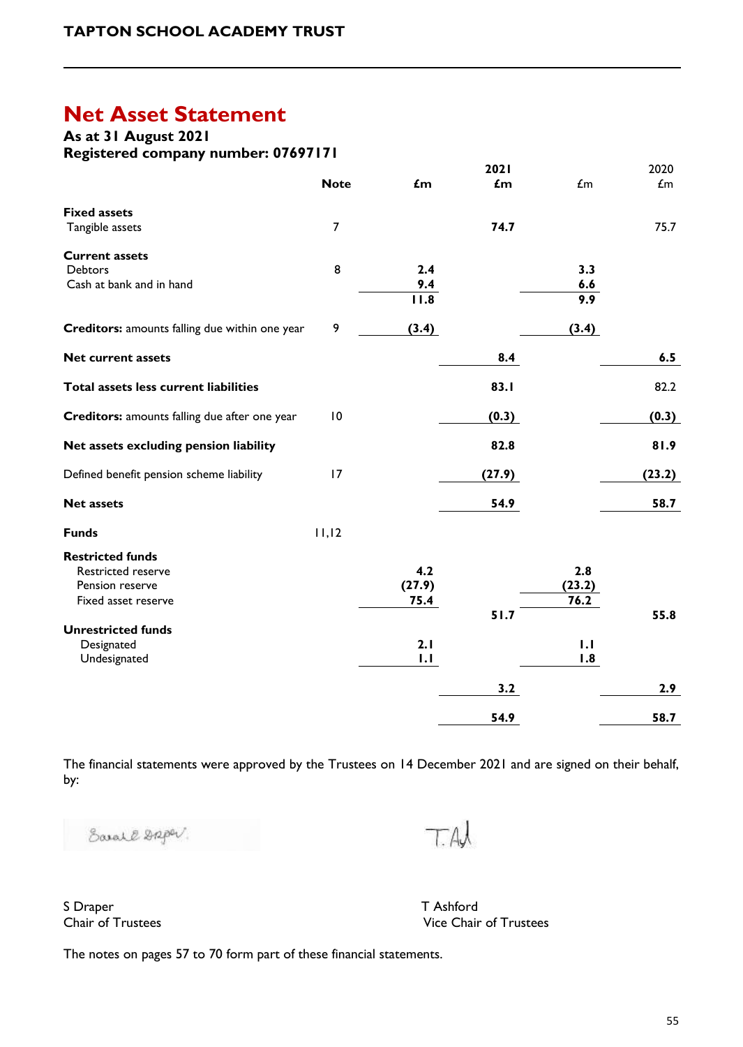# Net Asset Statement

**As at 31 August 2021**
**Registered company number: 07697171**

| | Note | £m | 2021 £m | £m | 2020 £m |
|---|---|---|---|---|---|
| **Fixed assets** | | | | | |
| Tangible assets | 7 | | **74.7** | | 75.7 |
| **Current assets** | | | | | |
| Debtors | 8 | **2.4** | | **3.3** | |
| Cash at bank and in hand | | **9.4** | | **6.6** | |
| | | **11.8** | | **9.9** | |
| **Creditors:** amounts falling due within one year | 9 | **(3.4)** | | **(3.4)** | |
| **Net current assets** | | | **8.4** | | **6.5** |
| **Total assets less current liabilities** | | | **83.1** | | 82.2 |
| **Creditors:** amounts falling due after one year | 10 | | **(0.3)** | | **(0.3)** |
| **Net assets excluding pension liability** | | | **82.8** | | **81.9** |
| Defined benefit pension scheme liability | 17 | | **(27.9)** | | **(23.2)** |
| **Net assets** | | | **54.9** | | **58.7** |
| **Funds** | 11,12 | | | | |
| **Restricted funds** | | | | | |
| Restricted reserve | | **4.2** | | **2.8** | |
| Pension reserve | | **(27.9)** | | **(23.2)** | |
| Fixed asset reserve | | **75.4** | | **76.2** | |
| | | | **51.7** | | **55.8** |
| **Unrestricted funds** | | | | | |
| Designated | | **2.1** | | **1.1** | |
| Undesignated | | **1.1** | | **1.8** | |
| | | | **3.2** | | **2.9** |
| | | | **54.9** | | **58.7** |

The financial statements were approved by the Trustees on 14 December 2021 and are signed on their behalf, by:

S Draper
Chair of Trustees

T Ashford
Vice Chair of Trustees

The notes on pages 57 to 70 form part of these financial statements.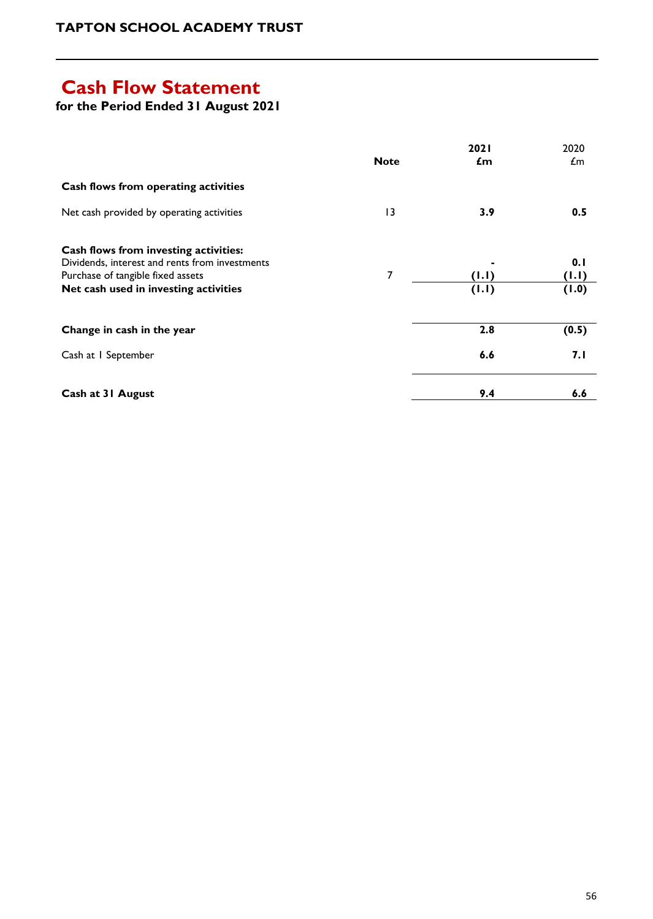# Cash Flow Statement

**for the Period Ended 31 August 2021**

| | Note | 2021 £m | 2020 £m |
|---|---|---|---|
| **Cash flows from operating activities** | | | |
| Net cash provided by operating activities | 13 | **3.9** | **0.5** |
| **Cash flows from investing activities:** | | | |
| Dividends, interest and rents from investments | | **-** | **0.1** |
| Purchase of tangible fixed assets | 7 | **(1.1)** | **(1.1)** |
| **Net cash used in investing activities** | | **(1.1)** | **(1.0)** |
| **Change in cash in the year** | | **2.8** | **(0.5)** |
| Cash at 1 September | | **6.6** | **7.1** |
| **Cash at 31 August** | | **9.4** | **6.6** |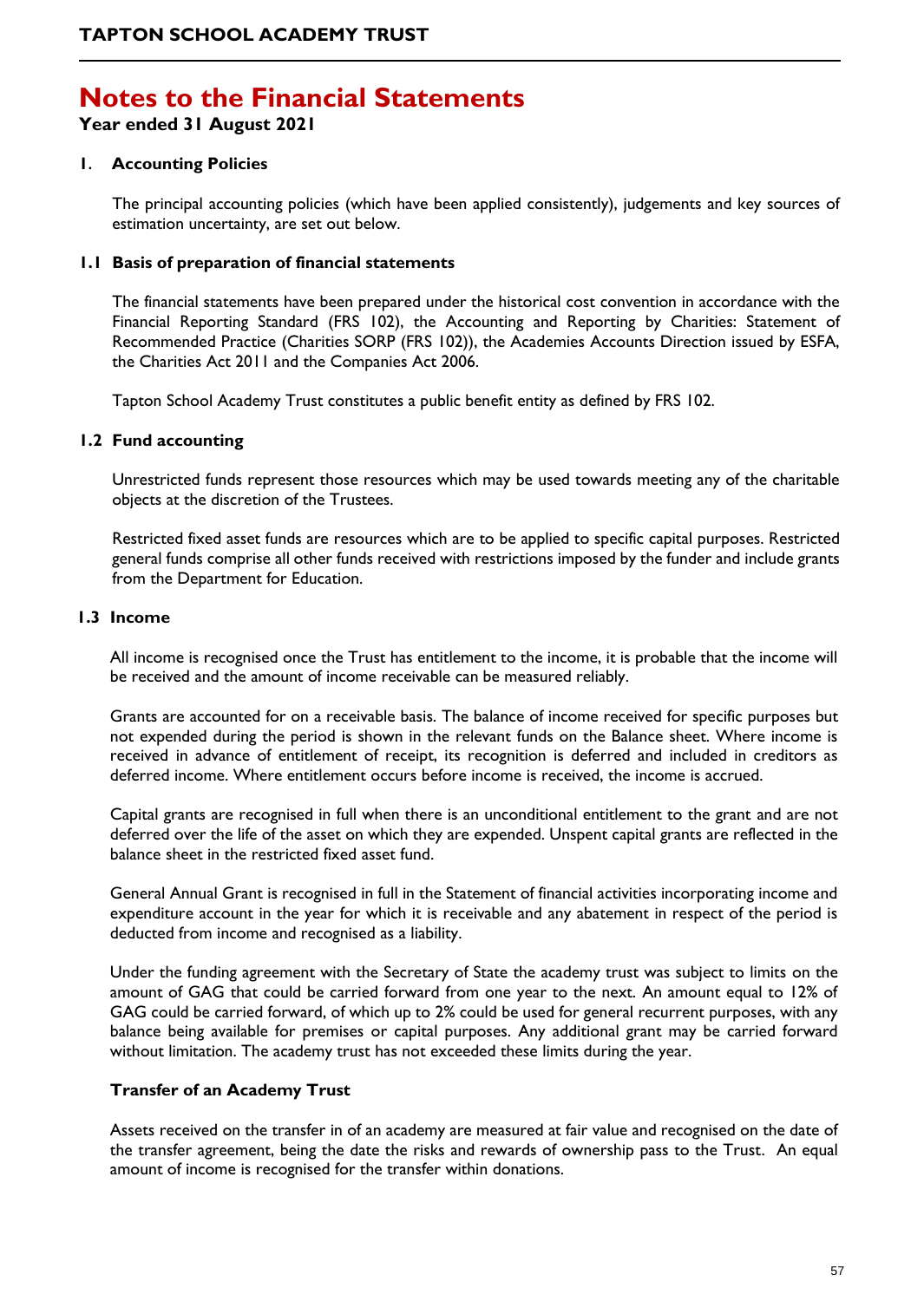# Notes to the Financial Statements

**Year ended 31 August 2021**

## 1. Accounting Policies

The principal accounting policies (which have been applied consistently), judgements and key sources of estimation uncertainty, are set out below.

### 1.1 Basis of preparation of financial statements

The financial statements have been prepared under the historical cost convention in accordance with the Financial Reporting Standard (FRS 102), the Accounting and Reporting by Charities: Statement of Recommended Practice (Charities SORP (FRS 102)), the Academies Accounts Direction issued by ESFA, the Charities Act 2011 and the Companies Act 2006.

Tapton School Academy Trust constitutes a public benefit entity as defined by FRS 102.

### 1.2 Fund accounting

Unrestricted funds represent those resources which may be used towards meeting any of the charitable objects at the discretion of the Trustees.

Restricted fixed asset funds are resources which are to be applied to specific capital purposes. Restricted general funds comprise all other funds received with restrictions imposed by the funder and include grants from the Department for Education.

### 1.3 Income

All income is recognised once the Trust has entitlement to the income, it is probable that the income will be received and the amount of income receivable can be measured reliably.

Grants are accounted for on a receivable basis. The balance of income received for specific purposes but not expended during the period is shown in the relevant funds on the Balance sheet. Where income is received in advance of entitlement of receipt, its recognition is deferred and included in creditors as deferred income. Where entitlement occurs before income is received, the income is accrued.

Capital grants are recognised in full when there is an unconditional entitlement to the grant and are not deferred over the life of the asset on which they are expended. Unspent capital grants are reflected in the balance sheet in the restricted fixed asset fund.

General Annual Grant is recognised in full in the Statement of financial activities incorporating income and expenditure account in the year for which it is receivable and any abatement in respect of the period is deducted from income and recognised as a liability.

Under the funding agreement with the Secretary of State the academy trust was subject to limits on the amount of GAG that could be carried forward from one year to the next. An amount equal to 12% of GAG could be carried forward, of which up to 2% could be used for general recurrent purposes, with any balance being available for premises or capital purposes. Any additional grant may be carried forward without limitation. The academy trust has not exceeded these limits during the year.

#### Transfer of an Academy Trust

Assets received on the transfer in of an academy are measured at fair value and recognised on the date of the transfer agreement, being the date the risks and rewards of ownership pass to the Trust. An equal amount of income is recognised for the transfer within donations.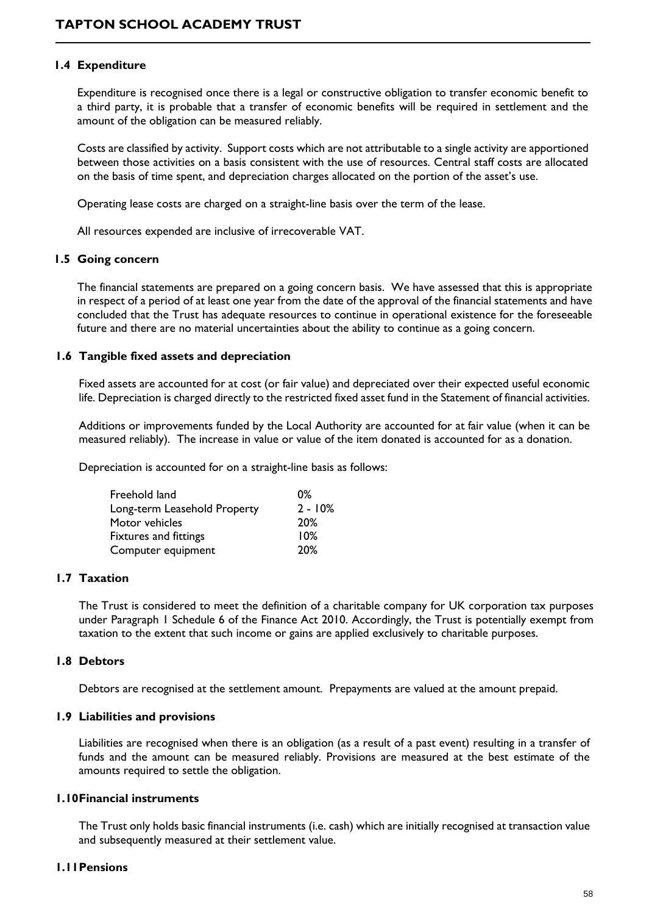### 1.4 Expenditure

Expenditure is recognised once there is a legal or constructive obligation to transfer economic benefit to a third party, it is probable that a transfer of economic benefits will be required in settlement and the amount of the obligation can be measured reliably.

Costs are classified by activity. Support costs which are not attributable to a single activity are apportioned between those activities on a basis consistent with the use of resources. Central staff costs are allocated on the basis of time spent, and depreciation charges allocated on the portion of the asset's use.

Operating lease costs are charged on a straight-line basis over the term of the lease.

All resources expended are inclusive of irrecoverable VAT.

### 1.5 Going concern

The financial statements are prepared on a going concern basis. We have assessed that this is appropriate in respect of a period of at least one year from the date of the approval of the financial statements and have concluded that the Trust has adequate resources to continue in operational existence for the foreseeable future and there are no material uncertainties about the ability to continue as a going concern.

### 1.6 Tangible fixed assets and depreciation

Fixed assets are accounted for at cost (or fair value) and depreciated over their expected useful economic life. Depreciation is charged directly to the restricted fixed asset fund in the Statement of financial activities.

Additions or improvements funded by the Local Authority are accounted for at fair value (when it can be measured reliably). The increase in value or value of the item donated is accounted for as a donation.

Depreciation is accounted for on a straight-line basis as follows:

| | |
|---|---|
| Freehold land | 0% |
| Long-term Leasehold Property | 2 - 10% |
| Motor vehicles | 20% |
| Fixtures and fittings | 10% |
| Computer equipment | 20% |

### 1.7 Taxation

The Trust is considered to meet the definition of a charitable company for UK corporation tax purposes under Paragraph 1 Schedule 6 of the Finance Act 2010. Accordingly, the Trust is potentially exempt from taxation to the extent that such income or gains are applied exclusively to charitable purposes.

### 1.8 Debtors

Debtors are recognised at the settlement amount. Prepayments are valued at the amount prepaid.

### 1.9 Liabilities and provisions

Liabilities are recognised when there is an obligation (as a result of a past event) resulting in a transfer of funds and the amount can be measured reliably. Provisions are measured at the best estimate of the amounts required to settle the obligation.

### 1.10 Financial instruments

The Trust only holds basic financial instruments (i.e. cash) which are initially recognised at transaction value and subsequently measured at their settlement value.

### 1.11 Pensions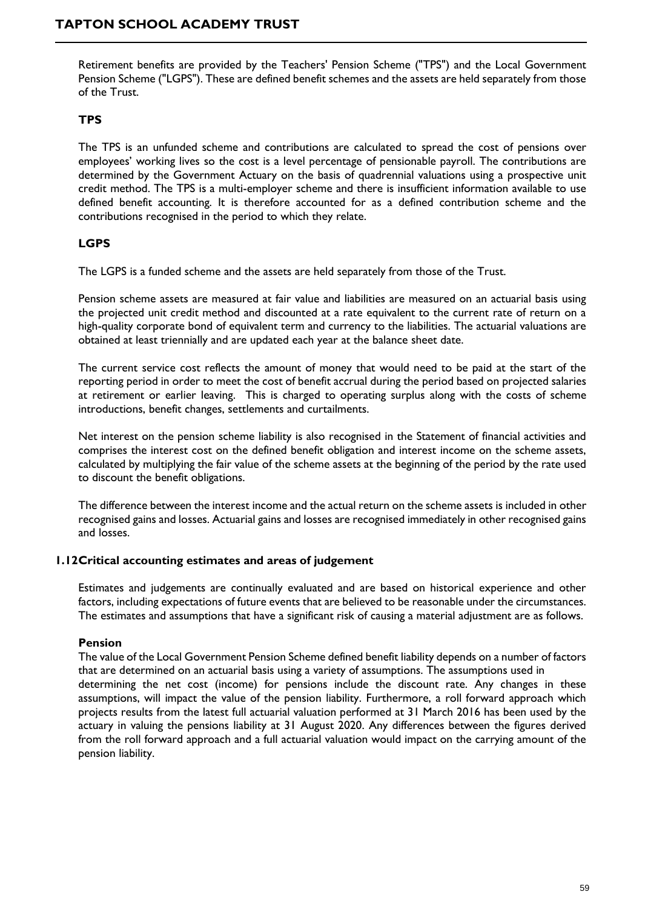Retirement benefits are provided by the Teachers' Pension Scheme ("TPS") and the Local Government Pension Scheme ("LGPS"). These are defined benefit schemes and the assets are held separately from those of the Trust.

**TPS**

The TPS is an unfunded scheme and contributions are calculated to spread the cost of pensions over employees' working lives so the cost is a level percentage of pensionable payroll. The contributions are determined by the Government Actuary on the basis of quadrennial valuations using a prospective unit credit method. The TPS is a multi-employer scheme and there is insufficient information available to use defined benefit accounting. It is therefore accounted for as a defined contribution scheme and the contributions recognised in the period to which they relate.

**LGPS**

The LGPS is a funded scheme and the assets are held separately from those of the Trust.

Pension scheme assets are measured at fair value and liabilities are measured on an actuarial basis using the projected unit credit method and discounted at a rate equivalent to the current rate of return on a high-quality corporate bond of equivalent term and currency to the liabilities. The actuarial valuations are obtained at least triennially and are updated each year at the balance sheet date.

The current service cost reflects the amount of money that would need to be paid at the start of the reporting period in order to meet the cost of benefit accrual during the period based on projected salaries at retirement or earlier leaving. This is charged to operating surplus along with the costs of scheme introductions, benefit changes, settlements and curtailments.

Net interest on the pension scheme liability is also recognised in the Statement of financial activities and comprises the interest cost on the defined benefit obligation and interest income on the scheme assets, calculated by multiplying the fair value of the scheme assets at the beginning of the period by the rate used to discount the benefit obligations.

The difference between the interest income and the actual return on the scheme assets is included in other recognised gains and losses. Actuarial gains and losses are recognised immediately in other recognised gains and losses.

### 1.12 Critical accounting estimates and areas of judgement

Estimates and judgements are continually evaluated and are based on historical experience and other factors, including expectations of future events that are believed to be reasonable under the circumstances. The estimates and assumptions that have a significant risk of causing a material adjustment are as follows.

**Pension**

The value of the Local Government Pension Scheme defined benefit liability depends on a number of factors that are determined on an actuarial basis using a variety of assumptions. The assumptions used in determining the net cost (income) for pensions include the discount rate. Any changes in these assumptions, will impact the value of the pension liability. Furthermore, a roll forward approach which projects results from the latest full actuarial valuation performed at 31 March 2016 has been used by the actuary in valuing the pensions liability at 31 August 2020. Any differences between the figures derived from the roll forward approach and a full actuarial valuation would impact on the carrying amount of the pension liability.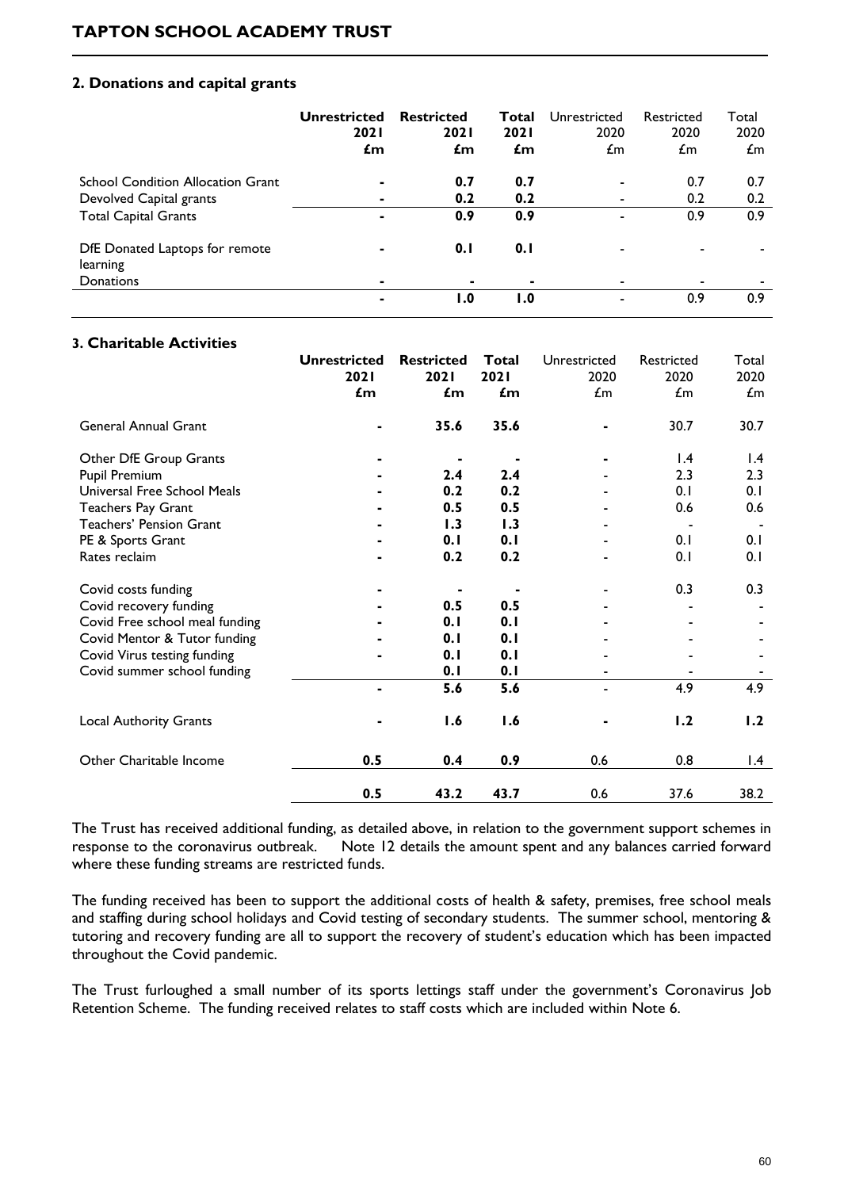## 2. Donations and capital grants

| | **Unrestricted 2021 £m** | **Restricted 2021 £m** | **Total 2021 £m** | Unrestricted 2020 £m | Restricted 2020 £m | Total 2020 £m |
|---|---|---|---|---|---|---|
| School Condition Allocation Grant | **-** | **0.7** | **0.7** | - | 0.7 | 0.7 |
| Devolved Capital grants | **-** | **0.2** | **0.2** | - | 0.2 | 0.2 |
| Total Capital Grants | **-** | **0.9** | **0.9** | - | 0.9 | 0.9 |
| DfE Donated Laptops for remote learning | **-** | **0.1** | **0.1** | - | - | - |
| Donations | **-** | **-** | **-** | - | - | - |
| | **-** | **1.0** | **1.0** | - | 0.9 | 0.9 |

## 3. Charitable Activities

| | **Unrestricted 2021 £m** | **Restricted 2021 £m** | **Total 2021 £m** | Unrestricted 2020 £m | Restricted 2020 £m | Total 2020 £m |
|---|---|---|---|---|---|---|
| General Annual Grant | **-** | **35.6** | **35.6** | **-** | 30.7 | 30.7 |
| Other DfE Group Grants | **-** | **-** | **-** | **-** | 1.4 | 1.4 |
| Pupil Premium | **-** | **2.4** | **2.4** | - | 2.3 | 2.3 |
| Universal Free School Meals | **-** | **0.2** | **0.2** | - | 0.1 | 0.1 |
| Teachers Pay Grant | **-** | **0.5** | **0.5** | - | 0.6 | 0.6 |
| Teachers' Pension Grant | **-** | **1.3** | **1.3** | - | - | - |
| PE & Sports Grant | **-** | **0.1** | **0.1** | - | 0.1 | 0.1 |
| Rates reclaim | **-** | **0.2** | **0.2** | - | 0.1 | 0.1 |
| Covid costs funding | **-** | **-** | **-** | - | 0.3 | 0.3 |
| Covid recovery funding | **-** | **0.5** | **0.5** | - | - | - |
| Covid Free school meal funding | **-** | **0.1** | **0.1** | - | - | - |
| Covid Mentor & Tutor funding | **-** | **0.1** | **0.1** | - | - | - |
| Covid Virus testing funding | **-** | **0.1** | **0.1** | - | - | - |
| Covid summer school funding | | **0.1** | **0.1** | - | - | - |
| | **-** | **5.6** | **5.6** | - | 4.9 | 4.9 |
| Local Authority Grants | **-** | **1.6** | **1.6** | **-** | **1.2** | **1.2** |
| Other Charitable Income | **0.5** | **0.4** | **0.9** | 0.6 | 0.8 | 1.4 |
| | **0.5** | **43.2** | **43.7** | 0.6 | 37.6 | 38.2 |

The Trust has received additional funding, as detailed above, in relation to the government support schemes in response to the coronavirus outbreak. Note 12 details the amount spent and any balances carried forward where these funding streams are restricted funds.

The funding received has been to support the additional costs of health & safety, premises, free school meals and staffing during school holidays and Covid testing of secondary students. The summer school, mentoring & tutoring and recovery funding are all to support the recovery of student's education which has been impacted throughout the Covid pandemic.

The Trust furloughed a small number of its sports lettings staff under the government's Coronavirus Job Retention Scheme. The funding received relates to staff costs which are included within Note 6.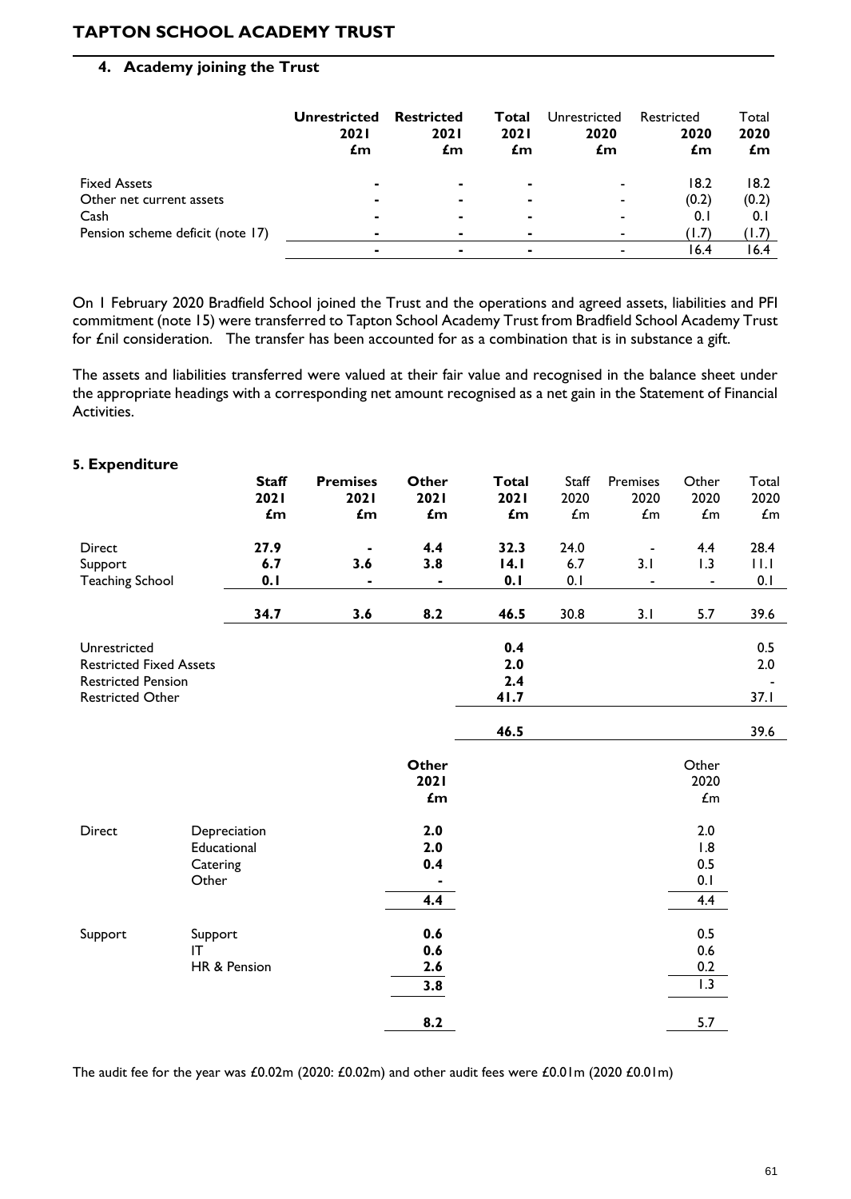## 4. Academy joining the Trust

| | Unrestricted 2021 £m | Restricted 2021 £m | Total 2021 £m | Unrestricted 2020 £m | Restricted 2020 £m | Total 2020 £m |
|---|---|---|---|---|---|---|
| Fixed Assets | - | - | - | - | 18.2 | 18.2 |
| Other net current assets | - | - | - | - | (0.2) | (0.2) |
| Cash | - | - | - | - | 0.1 | 0.1 |
| Pension scheme deficit (note 17) | - | - | - | - | (1.7) | (1.7) |
| | - | - | - | - | 16.4 | 16.4 |

On 1 February 2020 Bradfield School joined the Trust and the operations and agreed assets, liabilities and PFI commitment (note 15) were transferred to Tapton School Academy Trust from Bradfield School Academy Trust for £nil consideration. The transfer has been accounted for as a combination that is in substance a gift.

The assets and liabilities transferred were valued at their fair value and recognised in the balance sheet under the appropriate headings with a corresponding net amount recognised as a net gain in the Statement of Financial Activities.

## 5. Expenditure

| | Staff 2021 £m | Premises 2021 £m | Other 2021 £m | Total 2021 £m | Staff 2020 £m | Premises 2020 £m | Other 2020 £m | Total 2020 £m |
|---|---|---|---|---|---|---|---|---|
| Direct | 27.9 | - | 4.4 | 32.3 | 24.0 | - | 4.4 | 28.4 |
| Support | 6.7 | 3.6 | 3.8 | 14.1 | 6.7 | 3.1 | 1.3 | 11.1 |
| Teaching School | 0.1 | - | - | 0.1 | 0.1 | - | - | 0.1 |
| | 34.7 | 3.6 | 8.2 | 46.5 | 30.8 | 3.1 | 5.7 | 39.6 |
| Unrestricted | | | | 0.4 | | | | 0.5 |
| Restricted Fixed Assets | | | | 2.0 | | | | 2.0 |
| Restricted Pension | | | | 2.4 | | | | - |
| Restricted Other | | | | 41.7 | | | | 37.1 |
| | | | | 46.5 | | | | 39.6 |

| | | Other 2021 £m | Other 2020 £m |
|---|---|---|---|
| Direct | Depreciation | 2.0 | 2.0 |
| | Educational | 2.0 | 1.8 |
| | Catering | 0.4 | 0.5 |
| | Other | - | 0.1 |
| | | 4.4 | 4.4 |
| Support | Support | 0.6 | 0.5 |
| | IT | 0.6 | 0.6 |
| | HR & Pension | 2.6 | 0.2 |
| | | 3.8 | 1.3 |
| | | 8.2 | 5.7 |

The audit fee for the year was £0.02m (2020: £0.02m) and other audit fees were £0.01m (2020 £0.01m)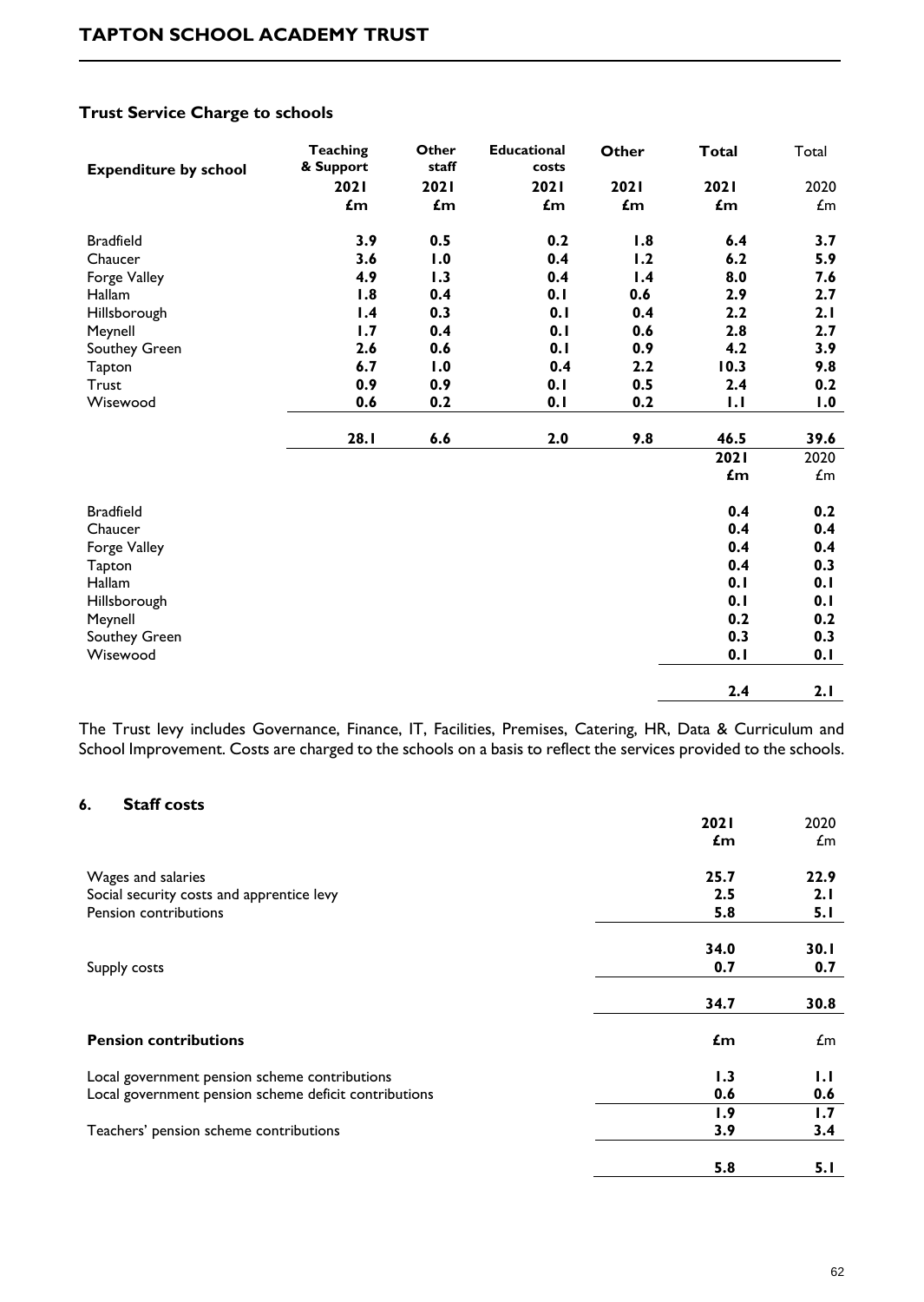### Trust Service Charge to schools

| Expenditure by school | Teaching & Support 2021 £m | Other staff 2021 £m | Educational costs 2021 £m | Other 2021 £m | Total 2021 £m | Total 2020 £m |
|---|---|---|---|---|---|---|
| Bradfield | **3.9** | **0.5** | **0.2** | **1.8** | **6.4** | **3.7** |
| Chaucer | **3.6** | **1.0** | **0.4** | **1.2** | **6.2** | **5.9** |
| Forge Valley | **4.9** | **1.3** | **0.4** | **1.4** | **8.0** | **7.6** |
| Hallam | **1.8** | **0.4** | **0.1** | **0.6** | **2.9** | **2.7** |
| Hillsborough | **1.4** | **0.3** | **0.1** | **0.4** | **2.2** | **2.1** |
| Meynell | **1.7** | **0.4** | **0.1** | **0.6** | **2.8** | **2.7** |
| Southey Green | **2.6** | **0.6** | **0.1** | **0.9** | **4.2** | **3.9** |
| Tapton | **6.7** | **1.0** | **0.4** | **2.2** | **10.3** | **9.8** |
| Trust | **0.9** | **0.9** | **0.1** | **0.5** | **2.4** | **0.2** |
| Wisewood | **0.6** | **0.2** | **0.1** | **0.2** | **1.1** | **1.0** |
| | **28.1** | **6.6** | **2.0** | **9.8** | **46.5** | **39.6** |

| | 2021 £m | 2020 £m |
|---|---|---|
| Bradfield | **0.4** | **0.2** |
| Chaucer | **0.4** | **0.4** |
| Forge Valley | **0.4** | **0.4** |
| Tapton | **0.4** | **0.3** |
| Hallam | **0.1** | **0.1** |
| Hillsborough | **0.1** | **0.1** |
| Meynell | **0.2** | **0.2** |
| Southey Green | **0.3** | **0.3** |
| Wisewood | **0.1** | **0.1** |
| | **2.4** | **2.1** |

The Trust levy includes Governance, Finance, IT, Facilities, Premises, Catering, HR, Data & Curriculum and School Improvement. Costs are charged to the schools on a basis to reflect the services provided to the schools.

## 6. Staff costs

| | 2021 £m | 2020 £m |
|---|---|---|
| Wages and salaries | **25.7** | **22.9** |
| Social security costs and apprentice levy | **2.5** | **2.1** |
| Pension contributions | **5.8** | **5.1** |
| | **34.0** | **30.1** |
| Supply costs | **0.7** | **0.7** |
| | **34.7** | **30.8** |

| **Pension contributions** | £m | £m |
|---|---|---|
| Local government pension scheme contributions | **1.3** | **1.1** |
| Local government pension scheme deficit contributions | **0.6** | **0.6** |
| | **1.9** | **1.7** |
| Teachers' pension scheme contributions | **3.9** | **3.4** |
| | **5.8** | **5.1** |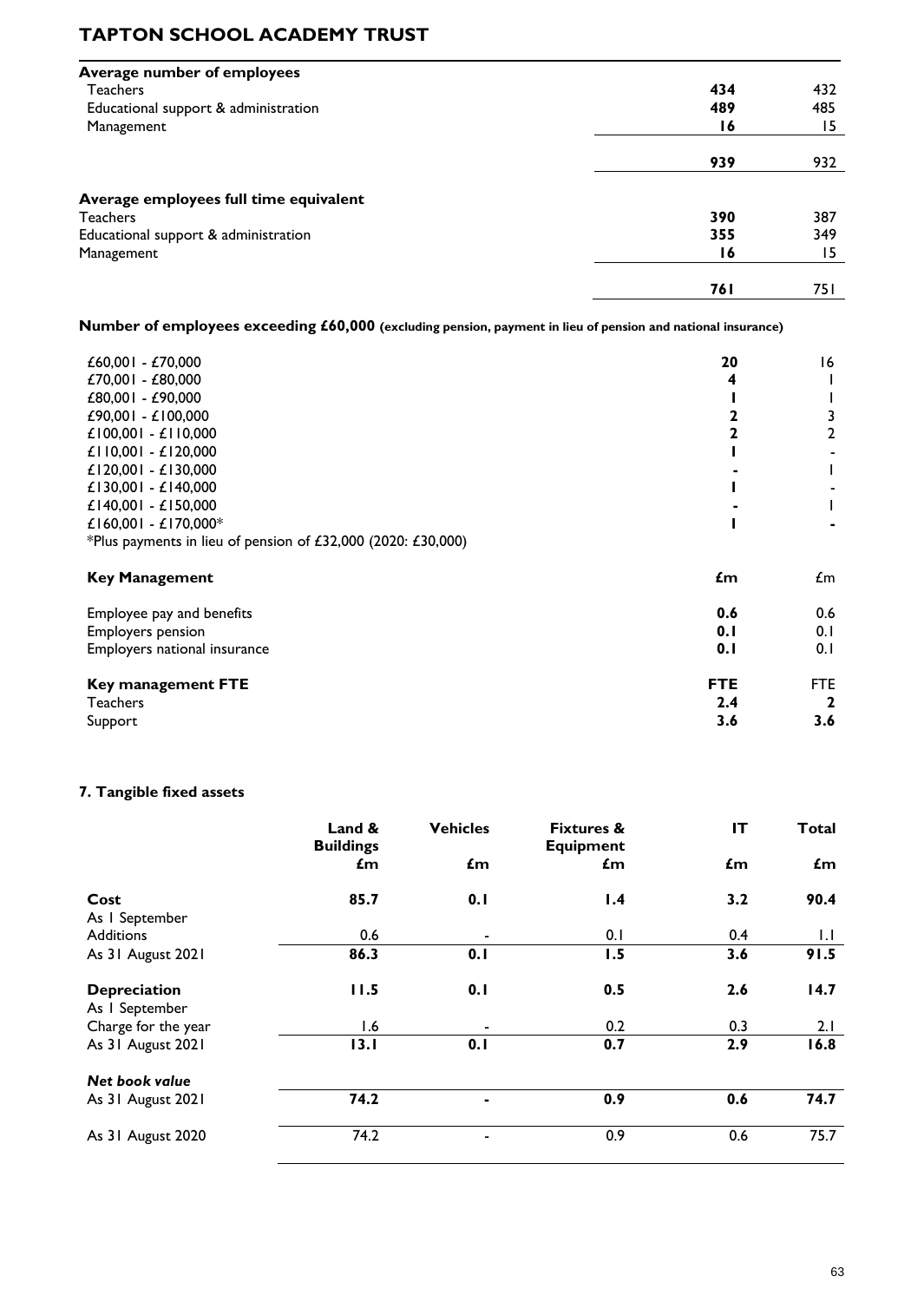## TAPTON SCHOOL ACADEMY TRUST

| **Average number of employees** | | |
|---|---|---|
| Teachers | **434** | 432 |
| Educational support & administration | **489** | 485 |
| Management | **16** | 15 |
| | **939** | 932 |

| **Average employees full time equivalent** | | |
|---|---|---|
| Teachers | **390** | 387 |
| Educational support & administration | **355** | 349 |
| Management | **16** | 15 |
| | **761** | 751 |

**Number of employees exceeding £60,000** (excluding pension, payment in lieu of pension and national insurance)

| | | |
|---|---|---|
| £60,001 - £70,000 | **20** | 16 |
| £70,001 - £80,000 | **4** | 1 |
| £80,001 - £90,000 | **1** | 1 |
| £90,001 - £100,000 | **2** | 3 |
| £100,001 - £110,000 | **2** | 2 |
| £110,001 - £120,000 | **1** | - |
| £120,001 - £130,000 | **-** | 1 |
| £130,001 - £140,000 | **1** | - |
| £140,001 - £150,000 | **-** | 1 |
| £160,001 - £170,000* | **1** | **-** |

*Plus payments in lieu of pension of £32,000 (2020: £30,000)

| **Key Management** | **£m** | £m |
|---|---|---|
| Employee pay and benefits | **0.6** | 0.6 |
| Employers pension | **0.1** | 0.1 |
| Employers national insurance | **0.1** | 0.1 |

| **Key management FTE** | **FTE** | FTE |
|---|---|---|
| Teachers | **2.4** | **2** |
| Support | **3.6** | **3.6** |

### 7. Tangible fixed assets

| | **Land & Buildings £m** | **Vehicles £m** | **Fixtures & Equipment £m** | **IT £m** | **Total £m** |
|---|---|---|---|---|---|
| **Cost** As 1 September | **85.7** | **0.1** | **1.4** | **3.2** | **90.4** |
| Additions | 0.6 | - | 0.1 | 0.4 | 1.1 |
| As 31 August 2021 | **86.3** | **0.1** | **1.5** | **3.6** | **91.5** |
| **Depreciation** As 1 September | **11.5** | **0.1** | **0.5** | **2.6** | **14.7** |
| Charge for the year | 1.6 | - | 0.2 | 0.3 | 2.1 |
| As 31 August 2021 | **13.1** | **0.1** | **0.7** | **2.9** | **16.8** |
| ***Net book value*** | | | | | |
| As 31 August 2021 | **74.2** | **-** | **0.9** | **0.6** | **74.7** |
| As 31 August 2020 | 74.2 | - | 0.9 | 0.6 | 75.7 |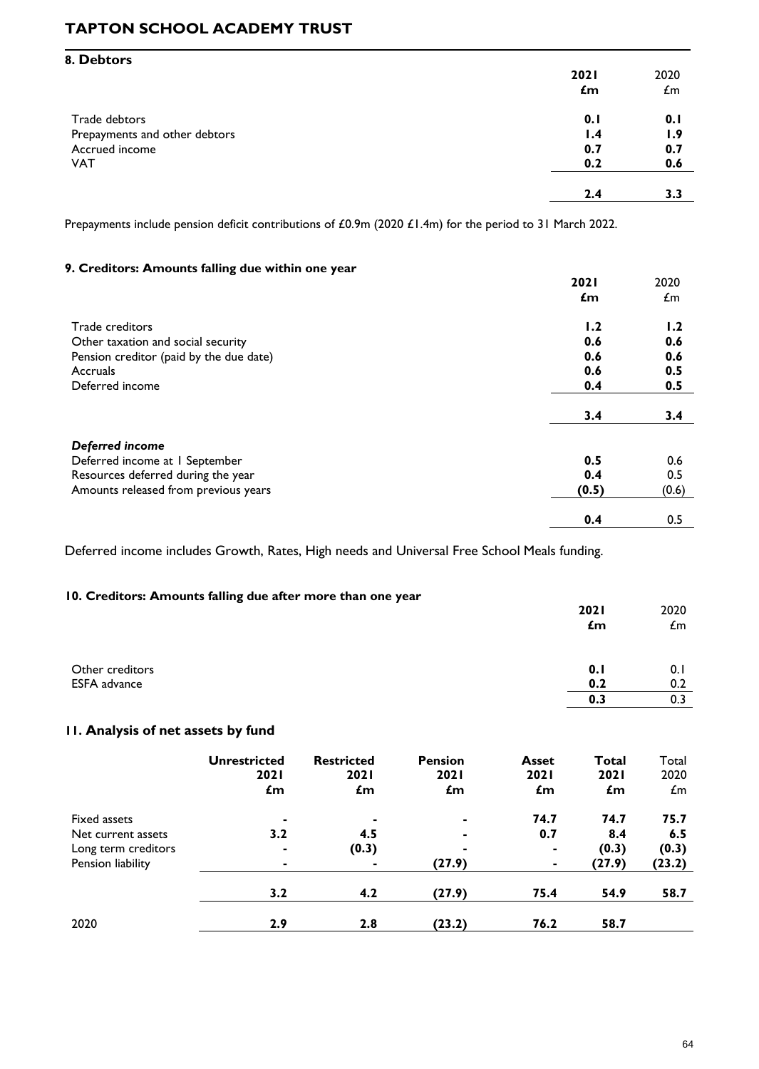## 8. Debtors

| | 2021 £m | 2020 £m |
|---|---|---|
| Trade debtors | **0.1** | **0.1** |
| Prepayments and other debtors | **1.4** | **1.9** |
| Accrued income | **0.7** | **0.7** |
| VAT | **0.2** | **0.6** |
| | **2.4** | **3.3** |

Prepayments include pension deficit contributions of £0.9m (2020 £1.4m) for the period to 31 March 2022.

## 9. Creditors: Amounts falling due within one year

| | 2021 £m | 2020 £m |
|---|---|---|
| Trade creditors | **1.2** | **1.2** |
| Other taxation and social security | **0.6** | **0.6** |
| Pension creditor (paid by the due date) | **0.6** | **0.6** |
| Accruals | **0.6** | **0.5** |
| Deferred income | **0.4** | **0.5** |
| | **3.4** | **3.4** |
| ***Deferred income*** | | |
| Deferred income at 1 September | **0.5** | 0.6 |
| Resources deferred during the year | **0.4** | 0.5 |
| Amounts released from previous years | **(0.5)** | (0.6) |
| | **0.4** | 0.5 |

Deferred income includes Growth, Rates, High needs and Universal Free School Meals funding.

## 10. Creditors: Amounts falling due after more than one year

| | 2021 £m | 2020 £m |
|---|---|---|
| Other creditors | **0.1** | 0.1 |
| ESFA advance | **0.2** | 0.2 |
| | **0.3** | 0.3 |

## 11. Analysis of net assets by fund

| | Unrestricted 2021 £m | Restricted 2021 £m | Pension 2021 £m | Asset 2021 £m | Total 2021 £m | Total 2020 £m |
|---|---|---|---|---|---|---|
| Fixed assets | - | - | - | **74.7** | **74.7** | **75.7** |
| Net current assets | **3.2** | **4.5** | - | **0.7** | **8.4** | **6.5** |
| Long term creditors | - | **(0.3)** | - | - | **(0.3)** | **(0.3)** |
| Pension liability | - | - | **(27.9)** | - | **(27.9)** | **(23.2)** |
| | **3.2** | **4.2** | **(27.9)** | **75.4** | **54.9** | **58.7** |
| 2020 | **2.9** | **2.8** | **(23.2)** | **76.2** | **58.7** | |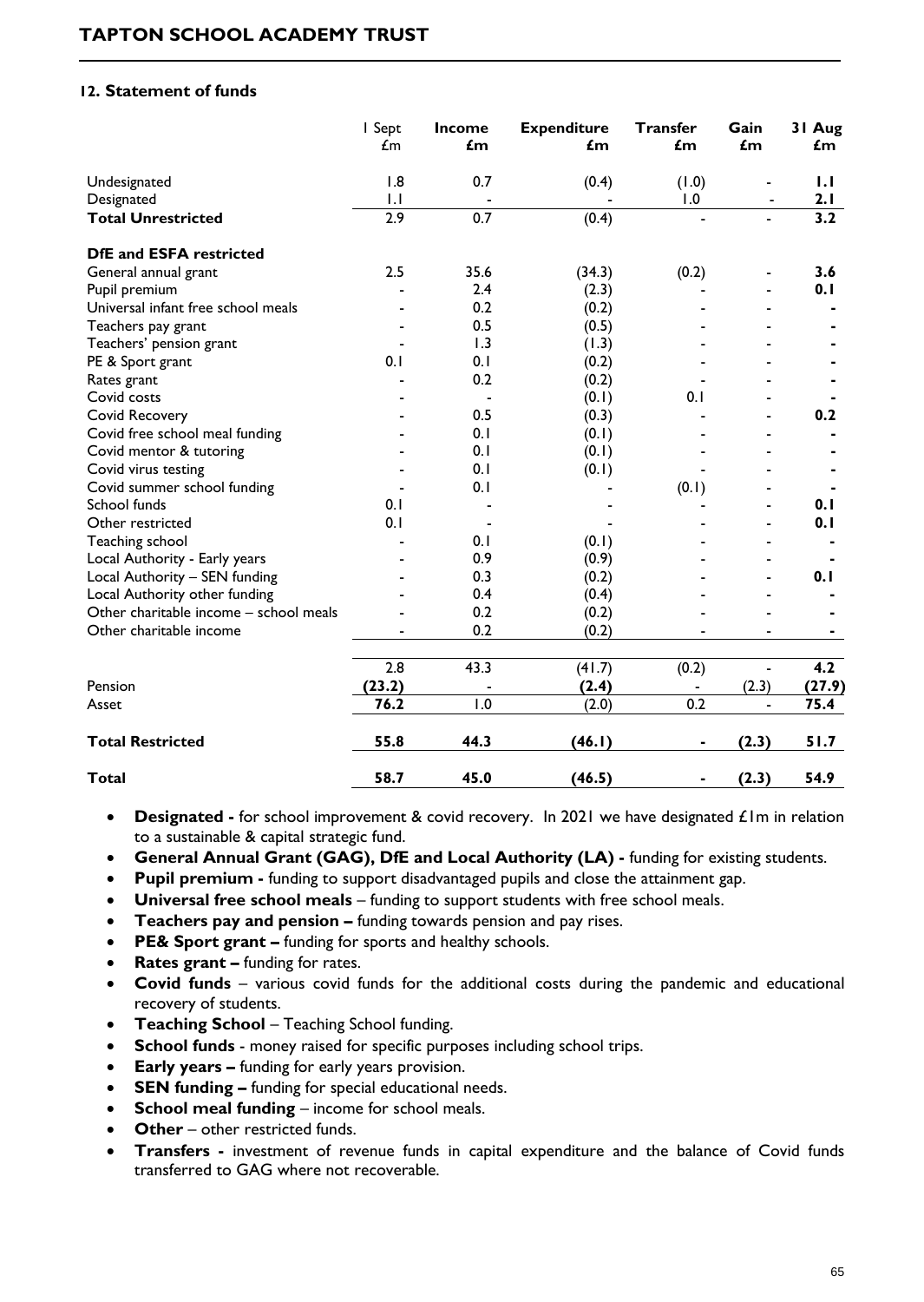## 12. Statement of funds

| | 1 Sept £m | **Income £m** | **Expenditure £m** | **Transfer £m** | **Gain £m** | **31 Aug £m** |
|---|---|---|---|---|---|---|
| Undesignated | 1.8 | 0.7 | (0.4) | (1.0) | - | **1.1** |
| Designated | 1.1 | - | - | 1.0 | - | **2.1** |
| **Total Unrestricted** | 2.9 | 0.7 | (0.4) | - | - | **3.2** |
| **DfE and ESFA restricted** | | | | | | |
| General annual grant | 2.5 | 35.6 | (34.3) | (0.2) | - | **3.6** |
| Pupil premium | - | 2.4 | (2.3) | - | - | **0.1** |
| Universal infant free school meals | - | 0.2 | (0.2) | - | - | **-** |
| Teachers pay grant | - | 0.5 | (0.5) | - | - | **-** |
| Teachers' pension grant | - | 1.3 | (1.3) | - | - | **-** |
| PE & Sport grant | 0.1 | 0.1 | (0.2) | - | - | **-** |
| Rates grant | - | 0.2 | (0.2) | - | - | **-** |
| Covid costs | - | - | (0.1) | 0.1 | - | **-** |
| Covid Recovery | - | 0.5 | (0.3) | - | - | **0.2** |
| Covid free school meal funding | - | 0.1 | (0.1) | - | - | **-** |
| Covid mentor & tutoring | - | 0.1 | (0.1) | - | - | **-** |
| Covid virus testing | - | 0.1 | (0.1) | - | - | **-** |
| Covid summer school funding | - | 0.1 | - | (0.1) | - | **-** |
| School funds | 0.1 | - | - | - | - | **0.1** |
| Other restricted | 0.1 | - | - | - | - | **0.1** |
| Teaching school | - | 0.1 | (0.1) | - | - | **-** |
| Local Authority - Early years | - | 0.9 | (0.9) | - | - | **-** |
| Local Authority – SEN funding | - | 0.3 | (0.2) | - | - | **0.1** |
| Local Authority other funding | - | 0.4 | (0.4) | - | - | **-** |
| Other charitable income – school meals | - | 0.2 | (0.2) | - | - | **-** |
| Other charitable income | - | 0.2 | (0.2) | - | - | **-** |
| | 2.8 | 43.3 | (41.7) | (0.2) | - | **4.2** |
| Pension | **(23.2)** | - | **(2.4)** | - | (2.3) | **(27.9)** |
| Asset | **76.2** | 1.0 | (2.0) | 0.2 | - | **75.4** |
| **Total Restricted** | **55.8** | **44.3** | **(46.1)** | **-** | **(2.3)** | **51.7** |
| **Total** | **58.7** | **45.0** | **(46.5)** | **-** | **(2.3)** | **54.9** |

- **Designated -** for school improvement & covid recovery. In 2021 we have designated £1m in relation to a sustainable & capital strategic fund.
- **General Annual Grant (GAG), DfE and Local Authority (LA) -** funding for existing students.
- **Pupil premium -** funding to support disadvantaged pupils and close the attainment gap.
- **Universal free school meals** – funding to support students with free school meals.
- **Teachers pay and pension –** funding towards pension and pay rises.
- **PE& Sport grant –** funding for sports and healthy schools.
- **Rates grant –** funding for rates.
- **Covid funds** – various covid funds for the additional costs during the pandemic and educational recovery of students.
- **Teaching School** – Teaching School funding.
- **School funds** - money raised for specific purposes including school trips.
- **Early years –** funding for early years provision.
- **SEN funding –** funding for special educational needs.
- **School meal funding** – income for school meals.
- **Other** – other restricted funds.
- **Transfers -** investment of revenue funds in capital expenditure and the balance of Covid funds transferred to GAG where not recoverable.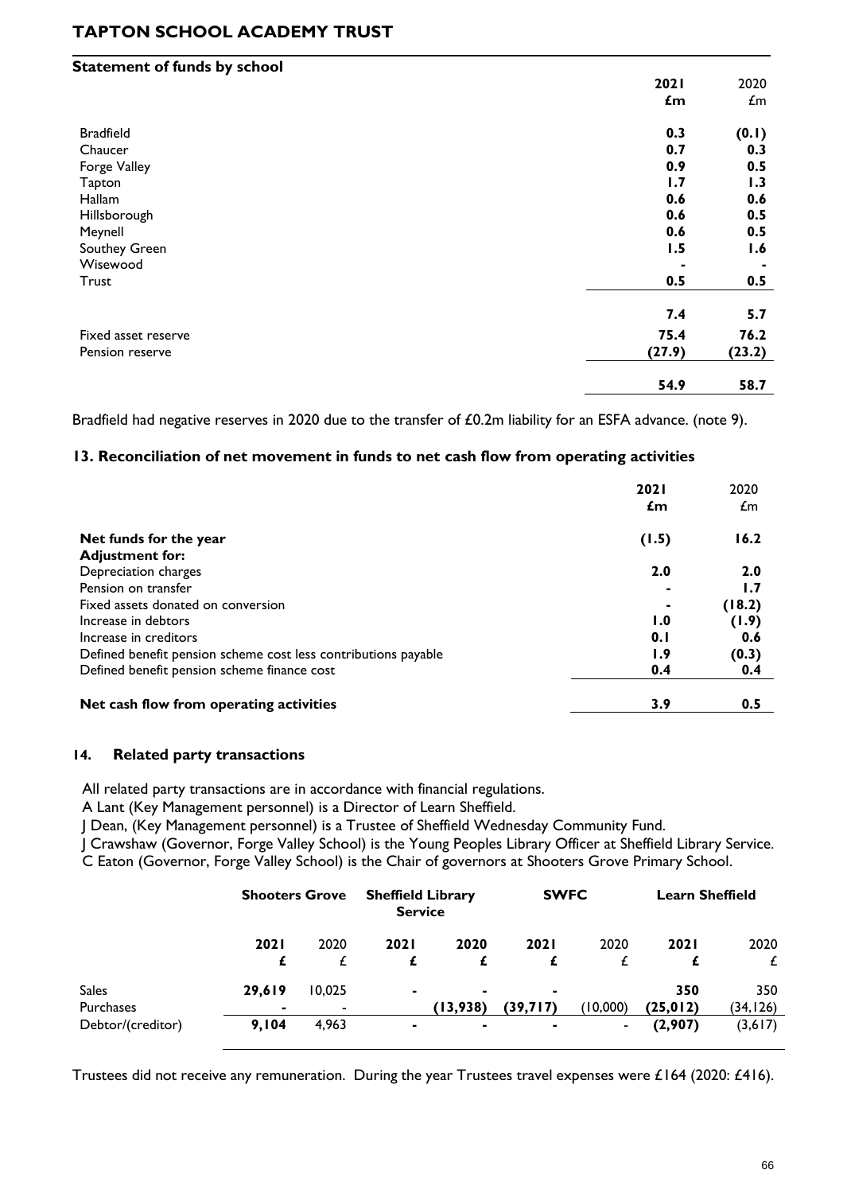**Statement of funds by school**

| | 2021 £m | 2020 £m |
|---|---|---|
| Bradfield | 0.3 | (0.1) |
| Chaucer | 0.7 | 0.3 |
| Forge Valley | 0.9 | 0.5 |
| Tapton | 1.7 | 1.3 |
| Hallam | 0.6 | 0.6 |
| Hillsborough | 0.6 | 0.5 |
| Meynell | 0.6 | 0.5 |
| Southey Green | 1.5 | 1.6 |
| Wisewood | - | - |
| Trust | 0.5 | 0.5 |
| | 7.4 | 5.7 |
| Fixed asset reserve | 75.4 | 76.2 |
| Pension reserve | (27.9) | (23.2) |
| | 54.9 | 58.7 |

Bradfield had negative reserves in 2020 due to the transfer of £0.2m liability for an ESFA advance. (note 9).

### 13. Reconciliation of net movement in funds to net cash flow from operating activities

| | 2021 £m | 2020 £m |
|---|---|---|
| **Net funds for the year** | (1.5) | 16.2 |
| **Adjustment for:** | | |
| Depreciation charges | 2.0 | 2.0 |
| Pension on transfer | - | 1.7 |
| Fixed assets donated on conversion | - | (18.2) |
| Increase in debtors | 1.0 | (1.9) |
| Increase in creditors | 0.1 | 0.6 |
| Defined benefit pension scheme cost less contributions payable | 1.9 | (0.3) |
| Defined benefit pension scheme finance cost | 0.4 | 0.4 |
| **Net cash flow from operating activities** | 3.9 | 0.5 |

### 14. Related party transactions

All related party transactions are in accordance with financial regulations.
A Lant (Key Management personnel) is a Director of Learn Sheffield.
J Dean, (Key Management personnel) is a Trustee of Sheffield Wednesday Community Fund.
J Crawshaw (Governor, Forge Valley School) is the Young Peoples Library Officer at Sheffield Library Service.
C Eaton (Governor, Forge Valley School) is the Chair of governors at Shooters Grove Primary School.

| | Shooters Grove | | Sheffield Library Service | | SWFC | | Learn Sheffield | |
|---|---|---|---|---|---|---|---|---|
| | 2021 £ | 2020 £ | 2021 £ | 2020 £ | 2021 £ | 2020 £ | 2021 £ | 2020 £ |
| Sales | 29,619 | 10,025 | - | - | - | | 350 | 350 |
| Purchases | - | - | | (13,938) | (39,717) | (10,000) | (25,012) | (34,126) |
| Debtor/(creditor) | 9,104 | 4,963 | - | - | - | - | (2,907) | (3,617) |

Trustees did not receive any remuneration. During the year Trustees travel expenses were £164 (2020: £416).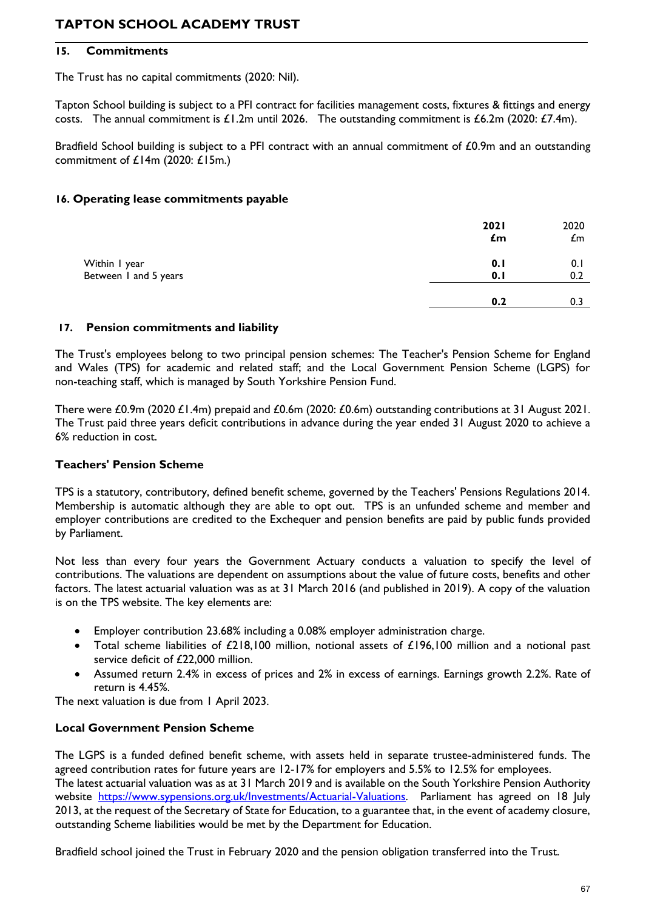## 15. Commitments

The Trust has no capital commitments (2020: Nil).

Tapton School building is subject to a PFI contract for facilities management costs, fixtures & fittings and energy costs. The annual commitment is £1.2m until 2026. The outstanding commitment is £6.2m (2020: £7.4m).

Bradfield School building is subject to a PFI contract with an annual commitment of £0.9m and an outstanding commitment of £14m (2020: £15m.)

## 16. Operating lease commitments payable

| | **2021 £m** | 2020 £m |
|---|---|---|
| Within 1 year | **0.1** | 0.1 |
| Between 1 and 5 years | **0.1** | 0.2 |
| | **0.2** | 0.3 |

## 17. Pension commitments and liability

The Trust's employees belong to two principal pension schemes: The Teacher's Pension Scheme for England and Wales (TPS) for academic and related staff; and the Local Government Pension Scheme (LGPS) for non-teaching staff, which is managed by South Yorkshire Pension Fund.

There were £0.9m (2020 £1.4m) prepaid and £0.6m (2020: £0.6m) outstanding contributions at 31 August 2021. The Trust paid three years deficit contributions in advance during the year ended 31 August 2020 to achieve a 6% reduction in cost.

### Teachers' Pension Scheme

TPS is a statutory, contributory, defined benefit scheme, governed by the Teachers' Pensions Regulations 2014. Membership is automatic although they are able to opt out. TPS is an unfunded scheme and member and employer contributions are credited to the Exchequer and pension benefits are paid by public funds provided by Parliament.

Not less than every four years the Government Actuary conducts a valuation to specify the level of contributions. The valuations are dependent on assumptions about the value of future costs, benefits and other factors. The latest actuarial valuation was as at 31 March 2016 (and published in 2019). A copy of the valuation is on the TPS website. The key elements are:

- Employer contribution 23.68% including a 0.08% employer administration charge.
- Total scheme liabilities of £218,100 million, notional assets of £196,100 million and a notional past service deficit of £22,000 million.
- Assumed return 2.4% in excess of prices and 2% in excess of earnings. Earnings growth 2.2%. Rate of return is 4.45%.

The next valuation is due from 1 April 2023.

### Local Government Pension Scheme

The LGPS is a funded defined benefit scheme, with assets held in separate trustee-administered funds. The agreed contribution rates for future years are 12-17% for employers and 5.5% to 12.5% for employees.
The latest actuarial valuation was as at 31 March 2019 and is available on the South Yorkshire Pension Authority website https://www.sypensions.org.uk/Investments/Actuarial-Valuations. Parliament has agreed on 18 July 2013, at the request of the Secretary of State for Education, to a guarantee that, in the event of academy closure, outstanding Scheme liabilities would be met by the Department for Education.

Bradfield school joined the Trust in February 2020 and the pension obligation transferred into the Trust.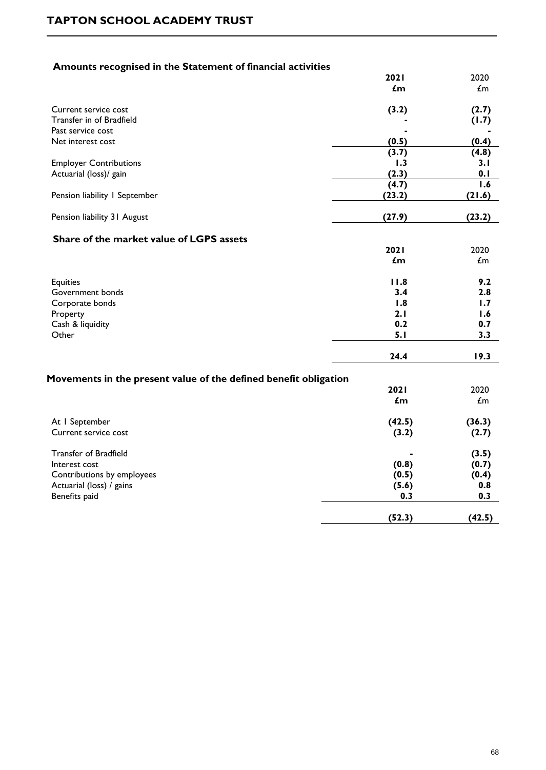### Amounts recognised in the Statement of financial activities

| | 2021 £m | 2020 £m |
|---|---|---|
| Current service cost | (3.2) | (2.7) |
| Transfer in of Bradfield | - | (1.7) |
| Past service cost | - | - |
| Net interest cost | (0.5) | (0.4) |
| | (3.7) | (4.8) |
| Employer Contributions | 1.3 | 3.1 |
| Actuarial (loss)/ gain | (2.3) | 0.1 |
| | (4.7) | 1.6 |
| Pension liability 1 September | (23.2) | (21.6) |
| Pension liability 31 August | (27.9) | (23.2) |

### Share of the market value of LGPS assets

| | 2021 £m | 2020 £m |
|---|---|---|
| Equities | 11.8 | 9.2 |
| Government bonds | 3.4 | 2.8 |
| Corporate bonds | 1.8 | 1.7 |
| Property | 2.1 | 1.6 |
| Cash & liquidity | 0.2 | 0.7 |
| Other | 5.1 | 3.3 |
| | 24.4 | 19.3 |

### Movements in the present value of the defined benefit obligation

| | 2021 £m | 2020 £m |
|---|---|---|
| At 1 September | (42.5) | (36.3) |
| Current service cost | (3.2) | (2.7) |
| Transfer of Bradfield | - | (3.5) |
| Interest cost | (0.8) | (0.7) |
| Contributions by employees | (0.5) | (0.4) |
| Actuarial (loss) / gains | (5.6) | 0.8 |
| Benefits paid | 0.3 | 0.3 |
| | (52.3) | (42.5) |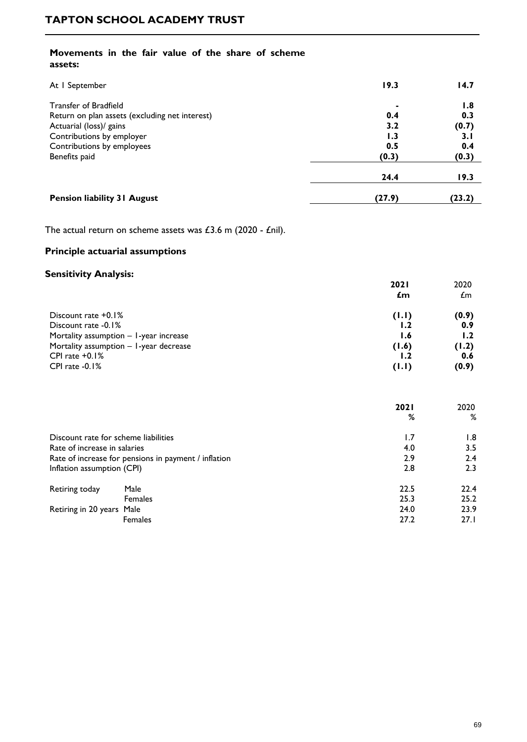**Movements in the fair value of the share of scheme assets:**

| | | |
|---|---|---|
| At 1 September | **19.3** | **14.7** |
| Transfer of Bradfield | **-** | **1.8** |
| Return on plan assets (excluding net interest) | **0.4** | **0.3** |
| Actuarial (loss)/ gains | **3.2** | **(0.7)** |
| Contributions by employer | **1.3** | **3.1** |
| Contributions by employees | **0.5** | **0.4** |
| Benefits paid | **(0.3)** | **(0.3)** |
| | **24.4** | **19.3** |
| **Pension liability 31 August** | **(27.9)** | **(23.2)** |

The actual return on scheme assets was £3.6 m (2020 - £nil).

**Principle actuarial assumptions**

**Sensitivity Analysis:**

| | **2021** **£m** | 2020 £m |
|---|---|---|
| Discount rate +0.1% | **(1.1)** | **(0.9)** |
| Discount rate -0.1% | **1.2** | **0.9** |
| Mortality assumption – 1-year increase | **1.6** | **1.2** |
| Mortality assumption – 1-year decrease | **(1.6)** | **(1.2)** |
| CPI rate +0.1% | **1.2** | **0.6** |
| CPI rate -0.1% | **(1.1)** | **(0.9)** |

| | | **2021** **%** | 2020 % |
|---|---|---|---|
| Discount rate for scheme liabilities | | 1.7 | 1.8 |
| Rate of increase in salaries | | 4.0 | 3.5 |
| Rate of increase for pensions in payment / inflation | | 2.9 | 2.4 |
| Inflation assumption (CPI) | | 2.8 | 2.3 |
| Retiring today | Male | 22.5 | 22.4 |
| | Females | 25.3 | 25.2 |
| Retiring in 20 years | Male | 24.0 | 23.9 |
| | Females | 27.2 | 27.1 |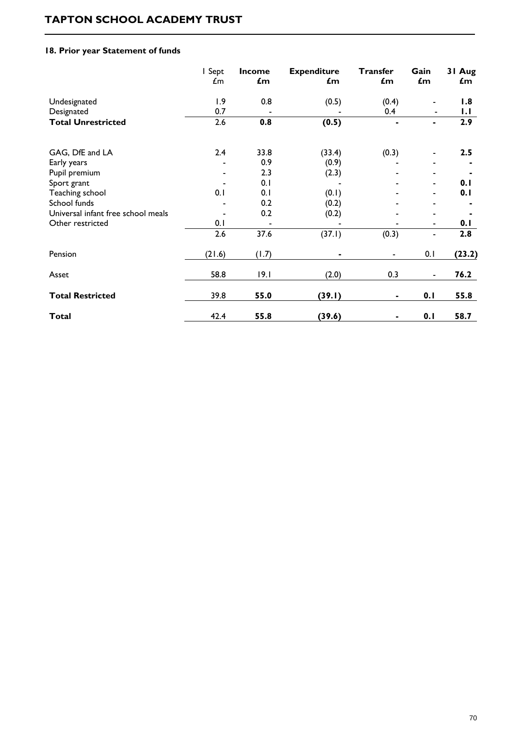### 18. Prior year Statement of funds

| | 1 Sept £m | Income £m | Expenditure £m | Transfer £m | Gain £m | 31 Aug £m |
|---|---|---|---|---|---|---|
| Undesignated | 1.9 | 0.8 | (0.5) | (0.4) | - | **1.8** |
| Designated | 0.7 | - | - | 0.4 | - | **1.1** |
| **Total Unrestricted** | 2.6 | **0.8** | **(0.5)** | - | - | **2.9** |
| | | | | | | |
| GAG, DfE and LA | 2.4 | 33.8 | (33.4) | (0.3) | - | **2.5** |
| Early years | - | 0.9 | (0.9) | - | - | **-** |
| Pupil premium | - | 2.3 | (2.3) | - | - | **-** |
| Sport grant | - | 0.1 | - | - | - | **0.1** |
| Teaching school | 0.1 | 0.1 | (0.1) | - | - | **0.1** |
| School funds | - | 0.2 | (0.2) | - | - | **-** |
| Universal infant free school meals | - | 0.2 | (0.2) | - | - | **-** |
| Other restricted | 0.1 | - | - | - | - | **0.1** |
| | 2.6 | 37.6 | (37.1) | (0.3) | - | **2.8** |
| Pension | (21.6) | (1.7) | - | - | 0.1 | **(23.2)** |
| Asset | 58.8 | 19.1 | (2.0) | 0.3 | - | **76.2** |
| **Total Restricted** | 39.8 | **55.0** | **(39.1)** | - | **0.1** | **55.8** |
| **Total** | 42.4 | **55.8** | **(39.6)** | - | **0.1** | **58.7** |